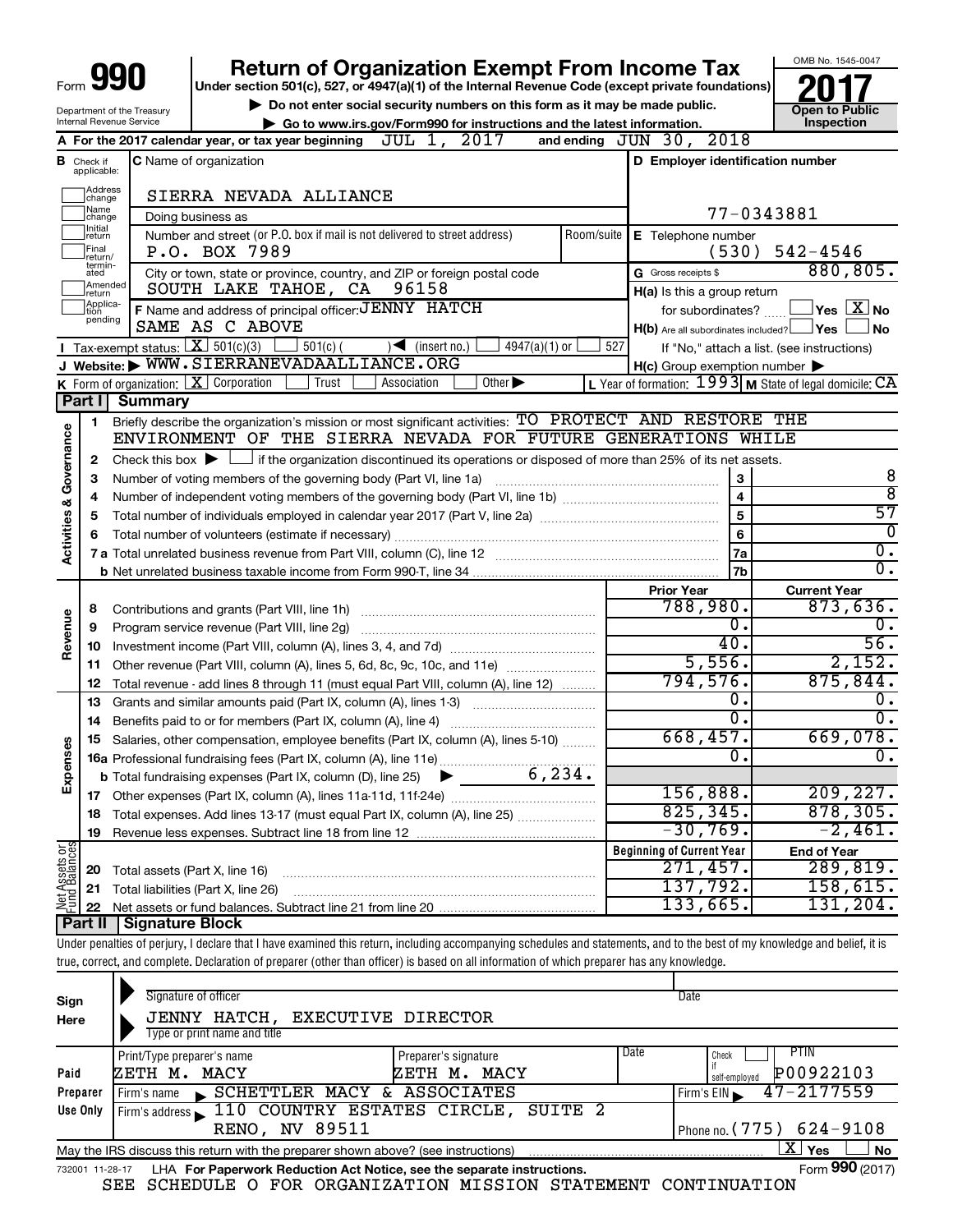# Form 990 — Return of Organization Exempt From Income Tax — 2017

Under section 501(c), 527, or 4947(a)(1) of the Internal Revenue Code (except private foundations)

▶ Do not enter social security numbers on this form as it may be made public.

▶ Go to www.irs.gov/Form990 for instructions and the latest information.

Department of the Treasury, Internal Revenue Service

OMB No. 1545-0047 — Open to Public Inspection

**A** For the 2017 calendar year, or tax year beginning JUL 1, 2017 and ending JUN 30, 2018

**B** Check if applicable: Address change, Name change, Initial return, Final return/terminated, Amended return, Application pending

**C** Name of organization: SIERRA NEVADA ALLIANCE

Doing business as

Number and street (or P.O. box if mail is not delivered to street address): P.O. BOX 7989 — Room/suite

City or town, state or province, country, and ZIP or foreign postal code: SOUTH LAKE TAHOE, CA 96158

**D** Employer identification number: 77-0343881

**E** Telephone number: (530) 542-4546

**G** Gross receipts $ 880,805.

**F** Name and address of principal officer: JENNY HATCH, SAME AS C ABOVE

**H(a)** Is this a group return for subordinates? Yes [ ] No [X]

**H(b)** Are all subordinates included? Yes [ ] No [ ]

If "No," attach a list. (see instructions)

**H(c)** Group exemption number ▶

**I** Tax-exempt status: [X] 501(c)(3) [ ] 501(c) ( ) ◀ (insert no.) [ ] 4947(a)(1) or [ ] 527

**J** Website: ▶ WWW.SIERRANEVADAALLIANCE.ORG

**K** Form of organization: [X] Corporation [ ] Trust [ ] Association [ ] Other ▶

**L** Year of formation: 1993 **M** State of legal domicile: CA

## Part I Summary

### Activities & Governance

1. Briefly describe the organization's mission or most significant activities: TO PROTECT AND RESTORE THE ENVIRONMENT OF THE SIERRA NEVADA FOR FUTURE GENERATIONS WHILE
2. Check this box ▶ [ ] if the organization discontinued its operations or disposed of more than 25% of its net assets.

| | | | |
|---|---|---|---|
| 3 | Number of voting members of the governing body (Part VI, line 1a) | 3 | 8 |
| 4 | Number of independent voting members of the governing body (Part VI, line 1b) | 4 | 8 |
| 5 | Total number of individuals employed in calendar year 2017 (Part V, line 2a) | 5 | 57 |
| 6 | Total number of volunteers (estimate if necessary) | 6 | 0 |
| 7a | Total unrelated business revenue from Part VIII, column (C), line 12 | 7a | 0. |
| b | Net unrelated business taxable income from Form 990-T, line 34 | 7b | 0. |

### Revenue / Expenses

| | | Prior Year | Current Year |
|---|---|---|---|
| 8 | Contributions and grants (Part VIII, line 1h) | 788,980. | 873,636. |
| 9 | Program service revenue (Part VIII, line 2g) | 0. | 0. |
| 10 | Investment income (Part VIII, column (A), lines 3, 4, and 7d) | 40. | 56. |
| 11 | Other revenue (Part VIII, column (A), lines 5, 6d, 8c, 9c, 10c, and 11e) | 5,556. | 2,152. |
| 12 | Total revenue - add lines 8 through 11 (must equal Part VIII, column (A), line 12) | 794,576. | 875,844. |
| 13 | Grants and similar amounts paid (Part IX, column (A), lines 1-3) | 0. | 0. |
| 14 | Benefits paid to or for members (Part IX, column (A), line 4) | 0. | 0. |
| 15 | Salaries, other compensation, employee benefits (Part IX, column (A), lines 5-10) | 668,457. | 669,078. |
| 16a | Professional fundraising fees (Part IX, column (A), line 11e) | 0. | 0. |
| b | Total fundraising expenses (Part IX, column (D), line 25) ▶ 6,234. | | |
| 17 | Other expenses (Part IX, column (A), lines 11a-11d, 11f-24e) | 156,888. | 209,227. |
| 18 | Total expenses. Add lines 13-17 (must equal Part IX, column (A), line 25) | 825,345. | 878,305. |
| 19 | Revenue less expenses. Subtract line 18 from line 12 | -30,769. | -2,461. |

### Net Assets or Fund Balances

| | | Beginning of Current Year | End of Year |
|---|---|---|---|
| 20 | Total assets (Part X, line 16) | 271,457. | 289,819. |
| 21 | Total liabilities (Part X, line 26) | 137,792. | 158,615. |
| 22 | Net assets or fund balances. Subtract line 21 from line 20 | 133,665. | 131,204. |

## Part II Signature Block

Under penalties of perjury, I declare that I have examined this return, including accompanying schedules and statements, and to the best of my knowledge and belief, it is true, correct, and complete. Declaration of preparer (other than officer) is based on all information of which preparer has any knowledge.

**Sign Here**

Signature of officer — Date

JENNY HATCH, EXECUTIVE DIRECTOR

Type or print name and title

**Paid Preparer Use Only**

| Print/Type preparer's name | Preparer's signature | Date | Check if self-employed | PTIN |
|---|---|---|---|---|
| ZETH M. MACY | ZETH M. MACY | | | P00922103 |

Firm's name ▶ SCHETTLER MACY & ASSOCIATES — Firm's EIN ▶ 47-2177559

Firm's address ▶ 110 COUNTRY ESTATES CIRCLE, SUITE 2, RENO, NV 89511 — Phone no. (775) 624-9108

May the IRS discuss this return with the preparer shown above? (see instructions) [X] Yes [ ] No

732001 11-28-17 LHA For Paperwork Reduction Act Notice, see the separate instructions. Form **990** (2017)

SEE SCHEDULE O FOR ORGANIZATION MISSION STATEMENT CONTINUATION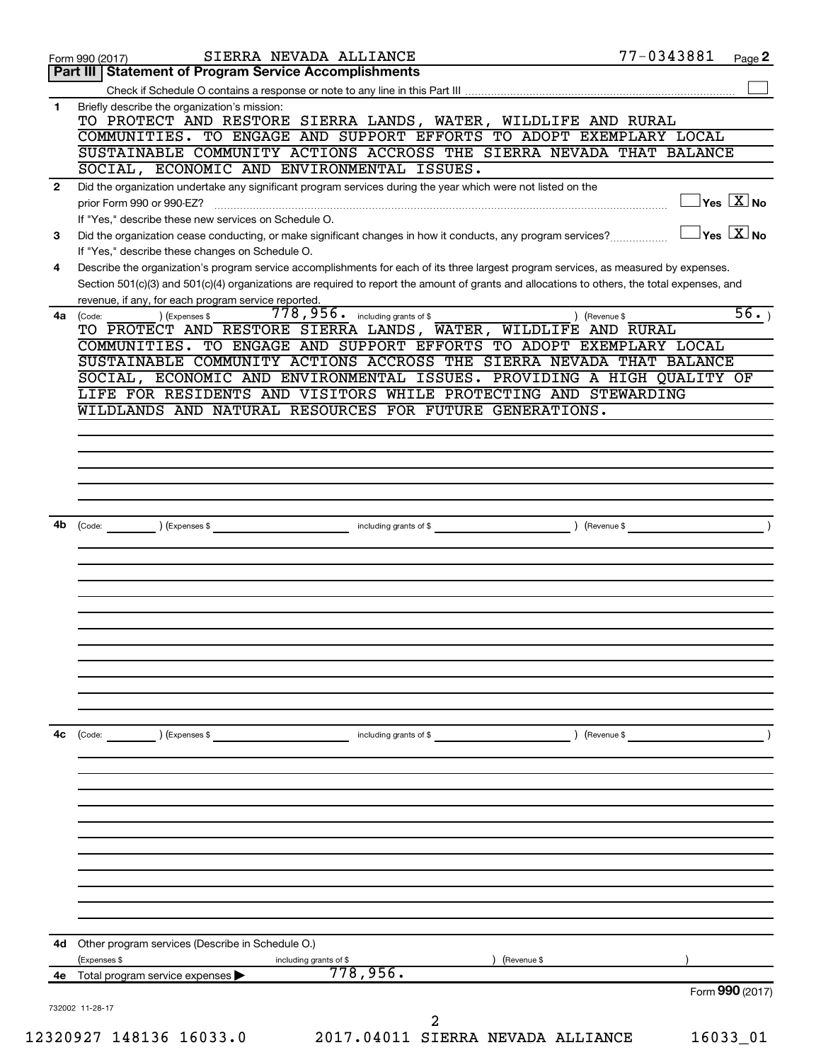Form 990 (2017) SIERRA NEVADA ALLIANCE 77-0343881 Page **2**

## Part III | Statement of Program Service Accomplishments

Check if Schedule O contains a response or note to any line in this Part III ☐

**1** Briefly describe the organization's mission:

TO PROTECT AND RESTORE SIERRA LANDS, WATER, WILDLIFE AND RURAL COMMUNITIES. TO ENGAGE AND SUPPORT EFFORTS TO ADOPT EXEMPLARY LOCAL SUSTAINABLE COMMUNITY ACTIONS ACCROSS THE SIERRA NEVADA THAT BALANCE SOCIAL, ECONOMIC AND ENVIRONMENTAL ISSUES.

**2** Did the organization undertake any significant program services during the year which were not listed on the prior Form 990 or 990-EZ? ☐ Yes ☒ No

If "Yes," describe these new services on Schedule O.

**3** Did the organization cease conducting, or make significant changes in how it conducts, any program services? ☐ Yes ☒ No

If "Yes," describe these changes on Schedule O.

**4** Describe the organization's program service accomplishments for each of its three largest program services, as measured by expenses. Section 501(c)(3) and 501(c)(4) organizations are required to report the amount of grants and allocations to others, the total expenses, and revenue, if any, for each program service reported.

**4a** (Code: ) (Expenses $ 778,956. including grants of $ ) (Revenue $ 56. )

TO PROTECT AND RESTORE SIERRA LANDS, WATER, WILDLIFE AND RURAL COMMUNITIES. TO ENGAGE AND SUPPORT EFFORTS TO ADOPT EXEMPLARY LOCAL SUSTAINABLE COMMUNITY ACTIONS ACCROSS THE SIERRA NEVADA THAT BALANCE SOCIAL, ECONOMIC AND ENVIRONMENTAL ISSUES. PROVIDING A HIGH QUALITY OF LIFE FOR RESIDENTS AND VISITORS WHILE PROTECTING AND STEWARDING WILDLANDS AND NATURAL RESOURCES FOR FUTURE GENERATIONS.

**4b** (Code: ) (Expenses $ including grants of $ ) (Revenue $ )

**4c** (Code: ) (Expenses $ including grants of $ ) (Revenue $ )

**4d** Other program services (Describe in Schedule O.)

(Expenses $ including grants of $ ) (Revenue $ )

**4e** Total program service expenses ▶ 778,956.

Form **990** (2017)

732002 11-28-17

12320927 148136 16033.0 2017.04011 SIERRA NEVADA ALLIANCE 16033_01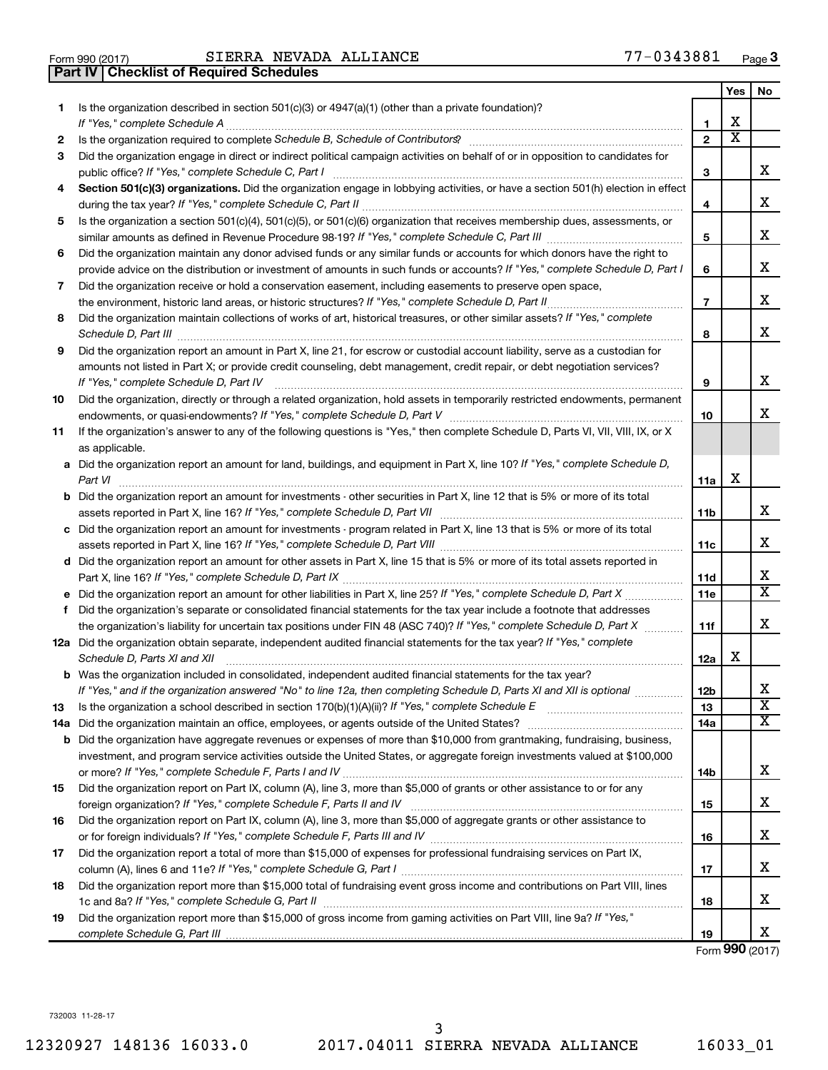Form 990 (2017) SIERRA NEVADA ALLIANCE 77-0343881 Page 3

## Part IV | Checklist of Required Schedules

| | | | Yes | No |
|---|---|---|---|---|
| 1 | Is the organization described in section 501(c)(3) or 4947(a)(1) (other than a private foundation)? If "Yes," complete Schedule A | 1 | X | |
| 2 | Is the organization required to complete Schedule B, Schedule of Contributors? | 2 | X | |
| 3 | Did the organization engage in direct or indirect political campaign activities on behalf of or in opposition to candidates for public office? If "Yes," complete Schedule C, Part I | 3 | | X |
| 4 | **Section 501(c)(3) organizations.** Did the organization engage in lobbying activities, or have a section 501(h) election in effect during the tax year? If "Yes," complete Schedule C, Part II | 4 | | X |
| 5 | Is the organization a section 501(c)(4), 501(c)(5), or 501(c)(6) organization that receives membership dues, assessments, or similar amounts as defined in Revenue Procedure 98-19? If "Yes," complete Schedule C, Part III | 5 | | X |
| 6 | Did the organization maintain any donor advised funds or any similar funds or accounts for which donors have the right to provide advice on the distribution or investment of amounts in such funds or accounts? If "Yes," complete Schedule D, Part I | 6 | | X |
| 7 | Did the organization receive or hold a conservation easement, including easements to preserve open space, the environment, historic land areas, or historic structures? If "Yes," complete Schedule D, Part II | 7 | | X |
| 8 | Did the organization maintain collections of works of art, historical treasures, or other similar assets? If "Yes," complete Schedule D, Part III | 8 | | X |
| 9 | Did the organization report an amount in Part X, line 21, for escrow or custodial account liability, serve as a custodian for amounts not listed in Part X; or provide credit counseling, debt management, credit repair, or debt negotiation services? If "Yes," complete Schedule D, Part IV | 9 | | X |
| 10 | Did the organization, directly or through a related organization, hold assets in temporarily restricted endowments, permanent endowments, or quasi-endowments? If "Yes," complete Schedule D, Part V | 10 | | X |
| 11 | If the organization's answer to any of the following questions is "Yes," then complete Schedule D, Parts VI, VII, VIII, IX, or X as applicable. | | | |
| a | Did the organization report an amount for land, buildings, and equipment in Part X, line 10? If "Yes," complete Schedule D, Part VI | 11a | X | |
| b | Did the organization report an amount for investments - other securities in Part X, line 12 that is 5% or more of its total assets reported in Part X, line 16? If "Yes," complete Schedule D, Part VII | 11b | | X |
| c | Did the organization report an amount for investments - program related in Part X, line 13 that is 5% or more of its total assets reported in Part X, line 16? If "Yes," complete Schedule D, Part VIII | 11c | | X |
| d | Did the organization report an amount for other assets in Part X, line 15 that is 5% or more of its total assets reported in Part X, line 16? If "Yes," complete Schedule D, Part IX | 11d | | X |
| e | Did the organization report an amount for other liabilities in Part X, line 25? If "Yes," complete Schedule D, Part X | 11e | | X |
| f | Did the organization's separate or consolidated financial statements for the tax year include a footnote that addresses the organization's liability for uncertain tax positions under FIN 48 (ASC 740)? If "Yes," complete Schedule D, Part X | 11f | | X |
| 12a | Did the organization obtain separate, independent audited financial statements for the tax year? If "Yes," complete Schedule D, Parts XI and XII | 12a | X | |
| b | Was the organization included in consolidated, independent audited financial statements for the tax year? If "Yes," and if the organization answered "No" to line 12a, then completing Schedule D, Parts XI and XII is optional | 12b | | X |
| 13 | Is the organization a school described in section 170(b)(1)(A)(ii)? If "Yes," complete Schedule E | 13 | | X |
| 14a | Did the organization maintain an office, employees, or agents outside of the United States? | 14a | | X |
| b | Did the organization have aggregate revenues or expenses of more than $10,000 from grantmaking, fundraising, business, investment, and program service activities outside the United States, or aggregate foreign investments valued at $100,000 or more? If "Yes," complete Schedule F, Parts I and IV | 14b | | X |
| 15 | Did the organization report on Part IX, column (A), line 3, more than $5,000 of grants or other assistance to or for any foreign organization? If "Yes," complete Schedule F, Parts II and IV | 15 | | X |
| 16 | Did the organization report on Part IX, column (A), line 3, more than $5,000 of aggregate grants or other assistance to or for foreign individuals? If "Yes," complete Schedule F, Parts III and IV | 16 | | X |
| 17 | Did the organization report a total of more than $15,000 of expenses for professional fundraising services on Part IX, column (A), lines 6 and 11e? If "Yes," complete Schedule G, Part I | 17 | | X |
| 18 | Did the organization report more than $15,000 total of fundraising event gross income and contributions on Part VIII, lines 1c and 8a? If "Yes," complete Schedule G, Part II | 18 | | X |
| 19 | Did the organization report more than $15,000 of gross income from gaming activities on Part VIII, line 9a? If "Yes," complete Schedule G, Part III | 19 | | X |

Form 990 (2017)

732003 11-28-17

12320927 148136 16033.0 2017.04011 SIERRA NEVADA ALLIANCE 16033_01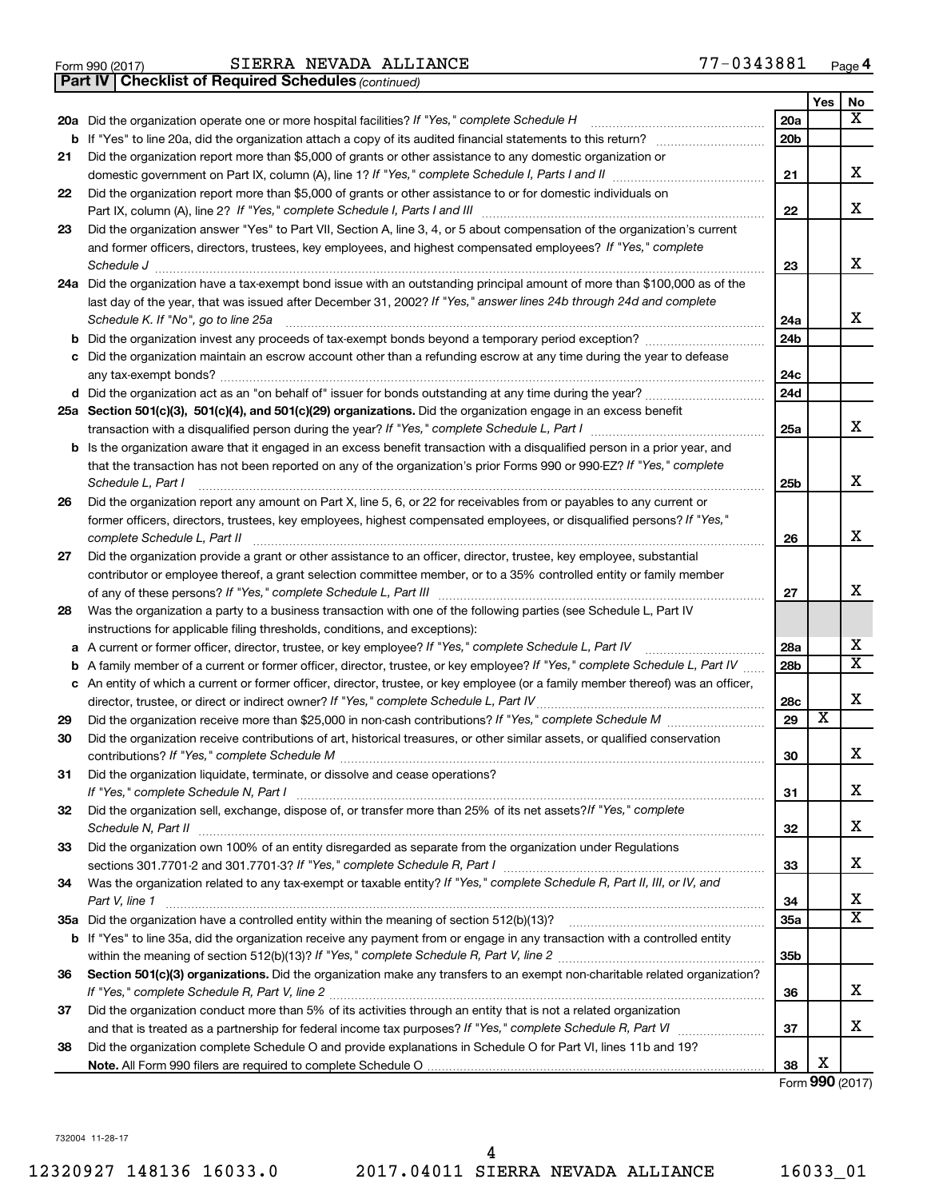Form 990 (2017) SIERRA NEVADA ALLIANCE 77-0343881 Page 4

**Part IV | Checklist of Required Schedules** *(continued)*

| | | | Yes | No |
|---|---|---|---|---|
| 20a | Did the organization operate one or more hospital facilities? *If "Yes," complete Schedule H* | 20a | | X |
| b | If "Yes" to line 20a, did the organization attach a copy of its audited financial statements to this return? | 20b | | |
| 21 | Did the organization report more than $5,000 of grants or other assistance to any domestic organization or domestic government on Part IX, column (A), line 1? *If "Yes," complete Schedule I, Parts I and II* | 21 | | X |
| 22 | Did the organization report more than $5,000 of grants or other assistance to or for domestic individuals on Part IX, column (A), line 2? *If "Yes," complete Schedule I, Parts I and III* | 22 | | X |
| 23 | Did the organization answer "Yes" to Part VII, Section A, line 3, 4, or 5 about compensation of the organization's current and former officers, directors, trustees, key employees, and highest compensated employees? *If "Yes," complete Schedule J* | 23 | | X |
| 24a | Did the organization have a tax-exempt bond issue with an outstanding principal amount of more than $100,000 as of the last day of the year, that was issued after December 31, 2002? *If "Yes," answer lines 24b through 24d and complete Schedule K. If "No", go to line 25a* | 24a | | X |
| b | Did the organization invest any proceeds of tax-exempt bonds beyond a temporary period exception? | 24b | | |
| c | Did the organization maintain an escrow account other than a refunding escrow at any time during the year to defease any tax-exempt bonds? | 24c | | |
| d | Did the organization act as an "on behalf of" issuer for bonds outstanding at any time during the year? | 24d | | |
| 25a | **Section 501(c)(3), 501(c)(4), and 501(c)(29) organizations.** Did the organization engage in an excess benefit transaction with a disqualified person during the year? *If "Yes," complete Schedule L, Part I* | 25a | | X |
| b | Is the organization aware that it engaged in an excess benefit transaction with a disqualified person in a prior year, and that the transaction has not been reported on any of the organization's prior Forms 990 or 990-EZ? *If "Yes," complete Schedule L, Part I* | 25b | | X |
| 26 | Did the organization report any amount on Part X, line 5, 6, or 22 for receivables from or payables to any current or former officers, directors, trustees, key employees, highest compensated employees, or disqualified persons? *If "Yes," complete Schedule L, Part II* | 26 | | X |
| 27 | Did the organization provide a grant or other assistance to an officer, director, trustee, key employee, substantial contributor or employee thereof, a grant selection committee member, or to a 35% controlled entity or family member of any of these persons? *If "Yes," complete Schedule L, Part III* | 27 | | X |
| 28 | Was the organization a party to a business transaction with one of the following parties (see Schedule L, Part IV instructions for applicable filing thresholds, conditions, and exceptions): | | | |
| a | A current or former officer, director, trustee, or key employee? *If "Yes," complete Schedule L, Part IV* | 28a | | X |
| b | A family member of a current or former officer, director, trustee, or key employee? *If "Yes," complete Schedule L, Part IV* | 28b | | X |
| c | An entity of which a current or former officer, director, trustee, or key employee (or a family member thereof) was an officer, director, trustee, or direct or indirect owner? *If "Yes," complete Schedule L, Part IV* | 28c | | X |
| 29 | Did the organization receive more than $25,000 in non-cash contributions? *If "Yes," complete Schedule M* | 29 | X | |
| 30 | Did the organization receive contributions of art, historical treasures, or other similar assets, or qualified conservation contributions? *If "Yes," complete Schedule M* | 30 | | X |
| 31 | Did the organization liquidate, terminate, or dissolve and cease operations? *If "Yes," complete Schedule N, Part I* | 31 | | X |
| 32 | Did the organization sell, exchange, dispose of, or transfer more than 25% of its net assets? *If "Yes," complete Schedule N, Part II* | 32 | | X |
| 33 | Did the organization own 100% of an entity disregarded as separate from the organization under Regulations sections 301.7701-2 and 301.7701-3? *If "Yes," complete Schedule R, Part I* | 33 | | X |
| 34 | Was the organization related to any tax-exempt or taxable entity? *If "Yes," complete Schedule R, Part II, III, or IV, and Part V, line 1* | 34 | | X |
| 35a | Did the organization have a controlled entity within the meaning of section 512(b)(13)? | 35a | | X |
| b | If "Yes" to line 35a, did the organization receive any payment from or engage in any transaction with a controlled entity within the meaning of section 512(b)(13)? *If "Yes," complete Schedule R, Part V, line 2* | 35b | | |
| 36 | **Section 501(c)(3) organizations.** Did the organization make any transfers to an exempt non-charitable related organization? *If "Yes," complete Schedule R, Part V, line 2* | 36 | | X |
| 37 | Did the organization conduct more than 5% of its activities through an entity that is not a related organization and that is treated as a partnership for federal income tax purposes? *If "Yes," complete Schedule R, Part VI* | 37 | | X |
| 38 | Did the organization complete Schedule O and provide explanations in Schedule O for Part VI, lines 11b and 19? **Note.** All Form 990 filers are required to complete Schedule O | 38 | X | |

Form **990** (2017)

732004 11-28-17

12320927 148136 16033.0 2017.04011 SIERRA NEVADA ALLIANCE 16033_01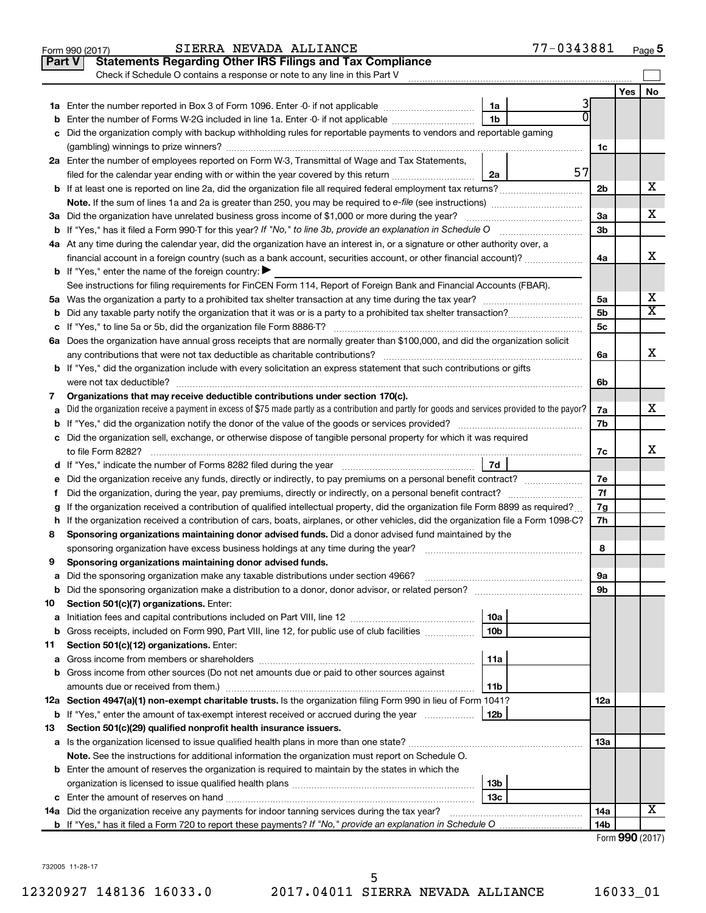Form 990 (2017) SIERRA NEVADA ALLIANCE 77-0343881 Page 5

**Part V | Statements Regarding Other IRS Filings and Tax Compliance**

Check if Schedule O contains a response or note to any line in this Part V

| | | | | | Yes | No |
|---|---|---|---|---|---|---|
| **1a** | Enter the number reported in Box 3 of Form 1096. Enter -0- if not applicable | 1a | 3 | | | |
| **b** | Enter the number of Forms W-2G included in line 1a. Enter -0- if not applicable | 1b | 0 | | | |
| **c** | Did the organization comply with backup withholding rules for reportable payments to vendors and reportable gaming (gambling) winnings to prize winners? | | | 1c | | |
| **2a** | Enter the number of employees reported on Form W-3, Transmittal of Wage and Tax Statements, filed for the calendar year ending with or within the year covered by this return | 2a | 57 | | | |
| **b** | If at least one is reported on line 2a, did the organization file all required federal employment tax returns? | | | 2b | | X |
| | **Note.** If the sum of lines 1a and 2a is greater than 250, you may be required to *e-file* (see instructions) | | | | | |
| **3a** | Did the organization have unrelated business gross income of $1,000 or more during the year? | | | 3a | | X |
| **b** | If "Yes," has it filed a Form 990-T for this year? *If "No," to line 3b, provide an explanation in Schedule O* | | | 3b | | |
| **4a** | At any time during the calendar year, did the organization have an interest in, or a signature or other authority over, a financial account in a foreign country (such as a bank account, securities account, or other financial account)? | | | 4a | | X |
| **b** | If "Yes," enter the name of the foreign country: ▶ | | | | | |
| | See instructions for filing requirements for FinCEN Form 114, Report of Foreign Bank and Financial Accounts (FBAR). | | | | | |
| **5a** | Was the organization a party to a prohibited tax shelter transaction at any time during the tax year? | | | 5a | | X |
| **b** | Did any taxable party notify the organization that it was or is a party to a prohibited tax shelter transaction? | | | 5b | | X |
| **c** | If "Yes," to line 5a or 5b, did the organization file Form 8886-T? | | | 5c | | |
| **6a** | Does the organization have annual gross receipts that are normally greater than $100,000, and did the organization solicit any contributions that were not tax deductible as charitable contributions? | | | 6a | | X |
| **b** | If "Yes," did the organization include with every solicitation an express statement that such contributions or gifts were not tax deductible? | | | 6b | | |
| **7** | **Organizations that may receive deductible contributions under section 170(c).** | | | | | |
| **a** | Did the organization receive a payment in excess of $75 made partly as a contribution and partly for goods and services provided to the payor? | | | 7a | | X |
| **b** | If "Yes," did the organization notify the donor of the value of the goods or services provided? | | | 7b | | |
| **c** | Did the organization sell, exchange, or otherwise dispose of tangible personal property for which it was required to file Form 8282? | | | 7c | | X |
| **d** | If "Yes," indicate the number of Forms 8282 filed during the year | 7d | | | | |
| **e** | Did the organization receive any funds, directly or indirectly, to pay premiums on a personal benefit contract? | | | 7e | | |
| **f** | Did the organization, during the year, pay premiums, directly or indirectly, on a personal benefit contract? | | | 7f | | |
| **g** | If the organization received a contribution of qualified intellectual property, did the organization file Form 8899 as required? | | | 7g | | |
| **h** | If the organization received a contribution of cars, boats, airplanes, or other vehicles, did the organization file a Form 1098-C? | | | 7h | | |
| **8** | **Sponsoring organizations maintaining donor advised funds.** Did a donor advised fund maintained by the sponsoring organization have excess business holdings at any time during the year? | | | 8 | | |
| **9** | **Sponsoring organizations maintaining donor advised funds.** | | | | | |
| **a** | Did the sponsoring organization make any taxable distributions under section 4966? | | | 9a | | |
| **b** | Did the sponsoring organization make a distribution to a donor, donor advisor, or related person? | | | 9b | | |
| **10** | **Section 501(c)(7) organizations.** Enter: | | | | | |
| **a** | Initiation fees and capital contributions included on Part VIII, line 12 | 10a | | | | |
| **b** | Gross receipts, included on Form 990, Part VIII, line 12, for public use of club facilities | 10b | | | | |
| **11** | **Section 501(c)(12) organizations.** Enter: | | | | | |
| **a** | Gross income from members or shareholders | 11a | | | | |
| **b** | Gross income from other sources (Do not net amounts due or paid to other sources against amounts due or received from them.) | 11b | | | | |
| **12a** | **Section 4947(a)(1) non-exempt charitable trusts.** Is the organization filing Form 990 in lieu of Form 1041? | | | 12a | | |
| **b** | If "Yes," enter the amount of tax-exempt interest received or accrued during the year | 12b | | | | |
| **13** | **Section 501(c)(29) qualified nonprofit health insurance issuers.** | | | | | |
| **a** | Is the organization licensed to issue qualified health plans in more than one state? | | | 13a | | |
| | **Note.** See the instructions for additional information the organization must report on Schedule O. | | | | | |
| **b** | Enter the amount of reserves the organization is required to maintain by the states in which the organization is licensed to issue qualified health plans | 13b | | | | |
| **c** | Enter the amount of reserves on hand | 13c | | | | |
| **14a** | Did the organization receive any payments for indoor tanning services during the tax year? | | | 14a | | X |
| **b** | If "Yes," has it filed a Form 720 to report these payments? *If "No," provide an explanation in Schedule O* | | | 14b | | |

Form **990** (2017)

732005 11-28-17

12320927 148136 16033.0 2017.04011 SIERRA NEVADA ALLIANCE 16033_01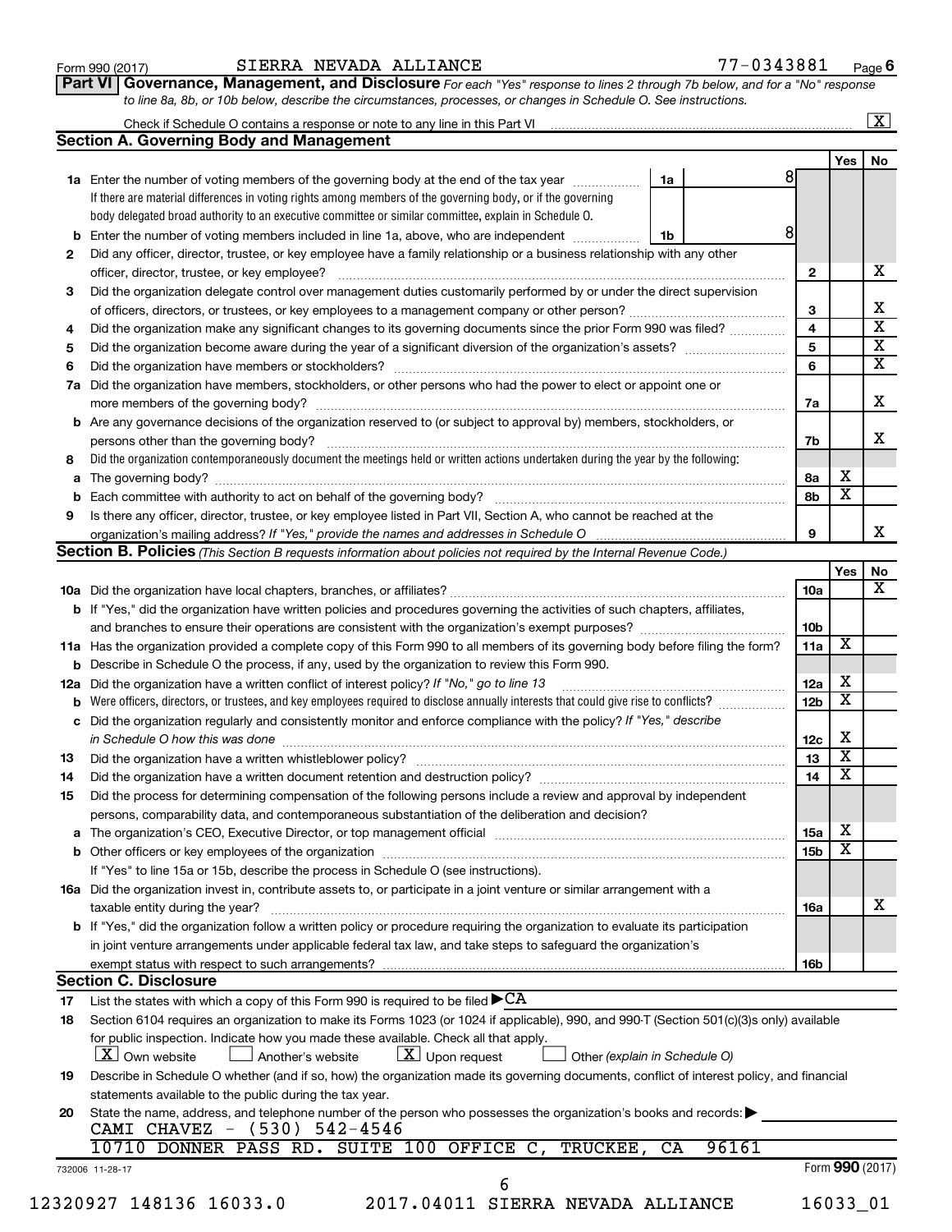Form 990 (2017) SIERRA NEVADA ALLIANCE 77-0343881 Page 6

**Part VI Governance, Management, and Disclosure** *For each "Yes" response to lines 2 through 7b below, and for a "No" response to line 8a, 8b, or 10b below, describe the circumstances, processes, or changes in Schedule O. See instructions.*

Check if Schedule O contains a response or note to any line in this Part VI [X]

## Section A. Governing Body and Management

| | | | | Yes | No |
|---|---|---|---|---|---|
| **1a** | Enter the number of voting members of the governing body at the end of the tax year. If there are material differences in voting rights among members of the governing body, or if the governing body delegated broad authority to an executive committee or similar committee, explain in Schedule O. | 1a: 8 | | | |
| **b** | Enter the number of voting members included in line 1a, above, who are independent | 1b: 8 | | | |
| **2** | Did any officer, director, trustee, or key employee have a family relationship or a business relationship with any other officer, director, trustee, or key employee? | | 2 | | X |
| **3** | Did the organization delegate control over management duties customarily performed by or under the direct supervision of officers, directors, or trustees, or key employees to a management company or other person? | | 3 | | X |
| **4** | Did the organization make any significant changes to its governing documents since the prior Form 990 was filed? | | 4 | | X |
| **5** | Did the organization become aware during the year of a significant diversion of the organization's assets? | | 5 | | X |
| **6** | Did the organization have members or stockholders? | | 6 | | X |
| **7a** | Did the organization have members, stockholders, or other persons who had the power to elect or appoint one or more members of the governing body? | | 7a | | X |
| **b** | Are any governance decisions of the organization reserved to (or subject to approval by) members, stockholders, or persons other than the governing body? | | 7b | | X |
| **8** | Did the organization contemporaneously document the meetings held or written actions undertaken during the year by the following: | | | | |
| **a** | The governing body? | | 8a | X | |
| **b** | Each committee with authority to act on behalf of the governing body? | | 8b | X | |
| **9** | Is there any officer, director, trustee, or key employee listed in Part VII, Section A, who cannot be reached at the organization's mailing address? *If "Yes," provide the names and addresses in Schedule O* | | 9 | | X |

## Section B. Policies *(This Section B requests information about policies not required by the Internal Revenue Code.)*

| | | | Yes | No |
|---|---|---|---|---|
| **10a** | Did the organization have local chapters, branches, or affiliates? | 10a | | X |
| **b** | If "Yes," did the organization have written policies and procedures governing the activities of such chapters, affiliates, and branches to ensure their operations are consistent with the organization's exempt purposes? | 10b | | |
| **11a** | Has the organization provided a complete copy of this Form 990 to all members of its governing body before filing the form? | 11a | X | |
| **b** | Describe in Schedule O the process, if any, used by the organization to review this Form 990. | | | |
| **12a** | Did the organization have a written conflict of interest policy? *If "No," go to line 13* | 12a | X | |
| **b** | Were officers, directors, or trustees, and key employees required to disclose annually interests that could give rise to conflicts? | 12b | X | |
| **c** | Did the organization regularly and consistently monitor and enforce compliance with the policy? *If "Yes," describe in Schedule O how this was done* | 12c | X | |
| **13** | Did the organization have a written whistleblower policy? | 13 | X | |
| **14** | Did the organization have a written document retention and destruction policy? | 14 | X | |
| **15** | Did the process for determining compensation of the following persons include a review and approval by independent persons, comparability data, and contemporaneous substantiation of the deliberation and decision? | | | |
| **a** | The organization's CEO, Executive Director, or top management official | 15a | X | |
| **b** | Other officers or key employees of the organization | 15b | X | |
| | If "Yes" to line 15a or 15b, describe the process in Schedule O (see instructions). | | | |
| **16a** | Did the organization invest in, contribute assets to, or participate in a joint venture or similar arrangement with a taxable entity during the year? | 16a | | X |
| **b** | If "Yes," did the organization follow a written policy or procedure requiring the organization to evaluate its participation in joint venture arrangements under applicable federal tax law, and take steps to safeguard the organization's exempt status with respect to such arrangements? | 16b | | |

## Section C. Disclosure

**17** List the states with which a copy of this Form 990 is required to be filed ▶ CA

**18** Section 6104 requires an organization to make its Forms 1023 (or 1024 if applicable), 990, and 990-T (Section 501(c)(3)s only) available for public inspection. Indicate how you made these available. Check all that apply.

[X] Own website [ ] Another's website [X] Upon request [ ] Other *(explain in Schedule O)*

**19** Describe in Schedule O whether (and if so, how) the organization made its governing documents, conflict of interest policy, and financial statements available to the public during the tax year.

**20** State the name, address, and telephone number of the person who possesses the organization's books and records: ▶

CAMI CHAVEZ - (530) 542-4546
10710 DONNER PASS RD. SUITE 100 OFFICE C, TRUCKEE, CA 96161

732006 11-28-17 Form **990** (2017)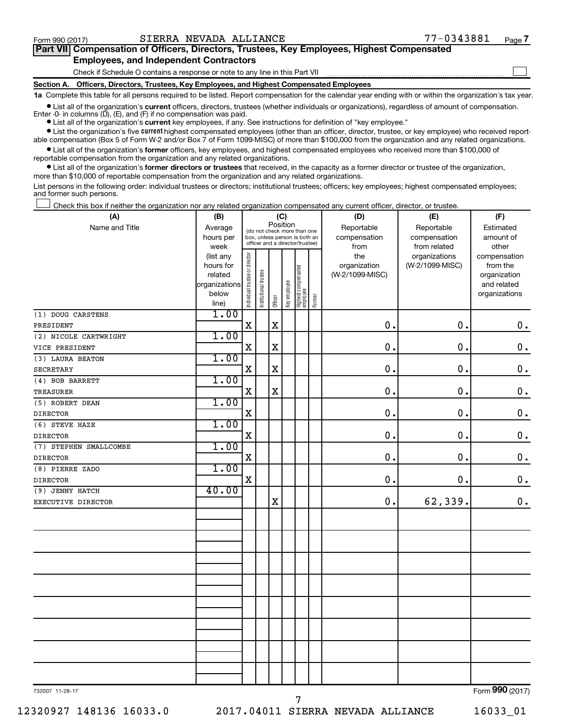Form 990 (2017) SIERRA NEVADA ALLIANCE 77-0343881 Page 7

**Part VII Compensation of Officers, Directors, Trustees, Key Employees, Highest Compensated Employees, and Independent Contractors**

Check if Schedule O contains a response or note to any line in this Part VII ☐

**Section A. Officers, Directors, Trustees, Key Employees, and Highest Compensated Employees**

**1a** Complete this table for all persons required to be listed. Report compensation for the calendar year ending with or within the organization's tax year.

- List all of the organization's **current** officers, directors, trustees (whether individuals or organizations), regardless of amount of compensation. Enter -0- in columns (D), (E), and (F) if no compensation was paid.
- List all of the organization's **current** key employees, if any. See instructions for definition of "key employee."
- List the organization's five **current** highest compensated employees (other than an officer, director, trustee, or key employee) who received reportable compensation (Box 5 of Form W-2 and/or Box 7 of Form 1099-MISC) of more than $100,000 from the organization and any related organizations.
- List all of the organization's **former** officers, key employees, and highest compensated employees who received more than $100,000 of reportable compensation from the organization and any related organizations.
- List all of the organization's **former directors or trustees** that received, in the capacity as a former director or trustee of the organization, more than $10,000 of reportable compensation from the organization and any related organizations.

List persons in the following order: individual trustees or directors; institutional trustees; officers; key employees; highest compensated employees; and former such persons.

☐ Check this box if neither the organization nor any related organization compensated any current officer, director, or trustee.

| (A) Name and Title | (B) Average hours per week (list any hours for related organizations below line) | (C) Position: Individual trustee or director | Institutional trustee | Officer | Key employee | Highest compensated employee | Former | (D) Reportable compensation from the organization (W-2/1099-MISC) | (E) Reportable compensation from related organizations (W-2/1099-MISC) | (F) Estimated amount of other compensation from the organization and related organizations |
|---|---|---|---|---|---|---|---|---|---|---|
| (1) DOUG CARSTENS<br>PRESIDENT | 1.00 | X | | X | | | | 0. | 0. | 0. |
| (2) NICOLE CARTWRIGHT<br>VICE PRESIDENT | 1.00 | X | | X | | | | 0. | 0. | 0. |
| (3) LAURA BEATON<br>SECRETARY | 1.00 | X | | X | | | | 0. | 0. | 0. |
| (4) BOB BARRETT<br>TREASURER | 1.00 | X | | X | | | | 0. | 0. | 0. |
| (5) ROBERT DEAN<br>DIRECTOR | 1.00 | X | | | | | | 0. | 0. | 0. |
| (6) STEVE HAZE<br>DIRECTOR | 1.00 | X | | | | | | 0. | 0. | 0. |
| (7) STEPHEN SMALLCOMBE<br>DIRECTOR | 1.00 | X | | | | | | 0. | 0. | 0. |
| (8) PIERRE ZADO<br>DIRECTOR | 1.00 | X | | | | | | 0. | 0. | 0. |
| (9) JENNY HATCH<br>EXECUTIVE DIRECTOR | 40.00 | | | X | | | | 0. | 62,339. | 0. |

732007 11-28-17

Form **990** (2017)

12320927 148136 16033.0 2017.04011 SIERRA NEVADA ALLIANCE 16033_01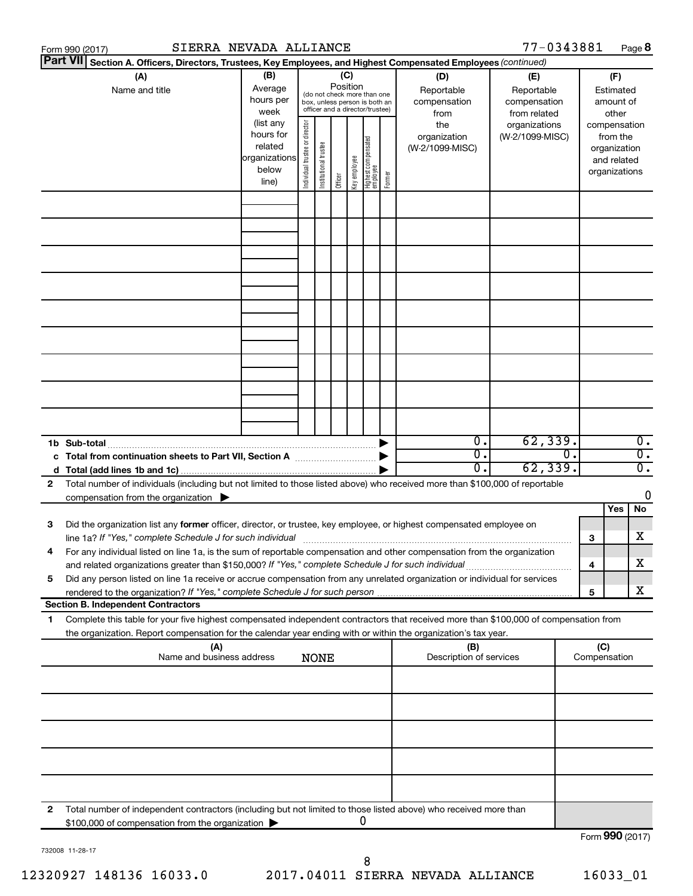Form 990 (2017) SIERRA NEVADA ALLIANCE 77-0343881 Page **8**

**Part VII** **Section A. Officers, Directors, Trustees, Key Employees, and Highest Compensated Employees** *(continued)*

| (A) Name and title | (B) Average hours per week (list any hours for related organizations below line) | (C) Position (do not check more than one box, unless person is both an officer and a director/trustee) Individual trustee or director | Institutional trustee | Officer | Key employee | Highest compensated employee | Former | (D) Reportable compensation from the organization (W-2/1099-MISC) | (E) Reportable compensation from related organizations (W-2/1099-MISC) | (F) Estimated amount of other compensation from the organization and related organizations |
|---|---|---|---|---|---|---|---|---|---|---|
| | | | | | | | | | | |
| | | | | | | | | | | |
| | | | | | | | | | | |
| | | | | | | | | | | |
| | | | | | | | | | | |
| | | | | | | | | | | |
| | | | | | | | | | | |
| | | | | | | | | | | |
| | | | | | | | | | | |
| **1b Sub-total** | | | | | | | ▶ | 0. | 62,339. | 0. |
| **c Total from continuation sheets to Part VII, Section A** | | | | | | | ▶ | 0. | 0. | 0. |
| **d Total (add lines 1b and 1c)** | | | | | | | ▶ | 0. | 62,339. | 0. |

**2** Total number of individuals (including but not limited to those listed above) who received more than $100,000 of reportable compensation from the organization ▶ 0

| | | | Yes | No |
|---|---|---|---|---|
| **3** | Did the organization list any **former** officer, director, or trustee, key employee, or highest compensated employee on line 1a? *If "Yes," complete Schedule J for such individual* | **3** | | X |
| **4** | For any individual listed on line 1a, is the sum of reportable compensation and other compensation from the organization and related organizations greater than $150,000? *If "Yes," complete Schedule J for such individual* | **4** | | X |
| **5** | Did any person listed on line 1a receive or accrue compensation from any unrelated organization or individual for services rendered to the organization? *If "Yes," complete Schedule J for such person* | **5** | | X |

**Section B. Independent Contractors**

**1** Complete this table for your five highest compensated independent contractors that received more than $100,000 of compensation from the organization. Report compensation for the calendar year ending with or within the organization's tax year.

| (A) Name and business address NONE | (B) Description of services | (C) Compensation |
|---|---|---|
| | | |
| | | |
| | | |
| | | |
| | | |

**2** Total number of independent contractors (including but not limited to those listed above) who received more than $100,000 of compensation from the organization ▶ 0

Form **990** (2017)

732008 11-28-17

12320927 148136 16033.0 2017.04011 SIERRA NEVADA ALLIANCE 16033_01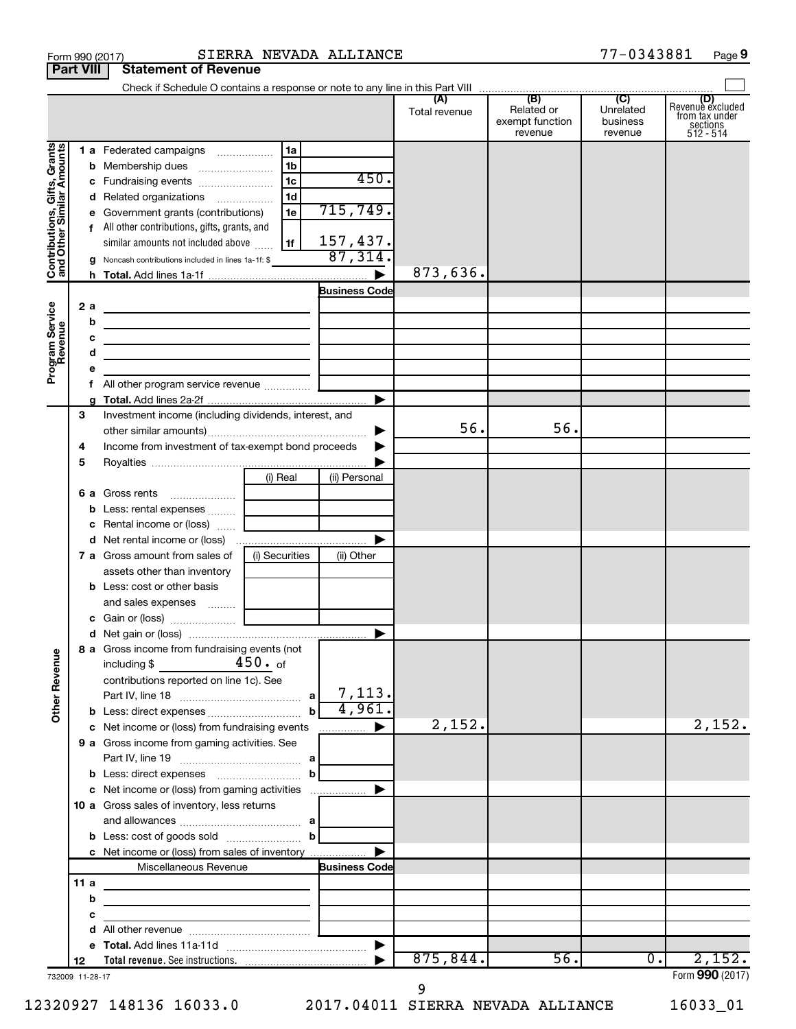Form 990 (2017) SIERRA NEVADA ALLIANCE 77-0343881 Page **9**

**Part VIII Statement of Revenue**

Check if Schedule O contains a response or note to any line in this Part VIII ☐

| | | | (A) Total revenue | (B) Related or exempt function revenue | (C) Unrelated business revenue | (D) Revenue excluded from tax under sections 512 - 514 |
|---|---|---|---|---|---|---|
| **Contributions, Gifts, Grants and Other Similar Amounts** | 1 a Federated campaigns | 1a | | | | |
| | b Membership dues | 1b | | | | |
| | c Fundraising events | 1c 450. | | | | |
| | d Related organizations | 1d | | | | |
| | e Government grants (contributions) | 1e 715,749. | | | | |
| | f All other contributions, gifts, grants, and similar amounts not included above | 1f 157,437. | | | | |
| | g Noncash contributions included in lines 1a-1f: $ 87,314. | | | | | |
| | h **Total.** Add lines 1a-1f | ▶ | 873,636. | | | |
| **Program Service Revenue** | | Business Code | | | | |
| | 2 a | | | | | |
| | b | | | | | |
| | c | | | | | |
| | d | | | | | |
| | e | | | | | |
| | f All other program service revenue | | | | | |
| | g **Total.** Add lines 2a-2f | ▶ | | | | |
| **Other Revenue** | 3 Investment income (including dividends, interest, and other similar amounts) | ▶ | 56. | 56. | | |
| | 4 Income from investment of tax-exempt bond proceeds | ▶ | | | | |
| | 5 Royalties | ▶ | | | | |
| | | (i) Real / (ii) Personal | | | | |
| | 6 a Gross rents | | | | | |
| | b Less: rental expenses | | | | | |
| | c Rental income or (loss) | | | | | |
| | d Net rental income or (loss) | ▶ | | | | |
| | 7 a Gross amount from sales of assets other than inventory | (i) Securities / (ii) Other | | | | |
| | b Less: cost or other basis and sales expenses | | | | | |
| | c Gain or (loss) | | | | | |
| | d Net gain or (loss) | ▶ | | | | |
| | 8 a Gross income from fundraising events (not including $ 450. of contributions reported on line 1c). See Part IV, line 18 | a 7,113. | | | | |
| | b Less: direct expenses | b 4,961. | | | | |
| | c Net income or (loss) from fundraising events | ▶ | 2,152. | | | 2,152. |
| | 9 a Gross income from gaming activities. See Part IV, line 19 | a | | | | |
| | b Less: direct expenses | b | | | | |
| | c Net income or (loss) from gaming activities | ▶ | | | | |
| | 10 a Gross sales of inventory, less returns and allowances | a | | | | |
| | b Less: cost of goods sold | b | | | | |
| | c Net income or (loss) from sales of inventory | ▶ | | | | |
| | Miscellaneous Revenue | Business Code | | | | |
| | 11 a | | | | | |
| | b | | | | | |
| | c | | | | | |
| | d All other revenue | | | | | |
| | e **Total.** Add lines 11a-11d | ▶ | | | | |
| | 12 **Total revenue.** See instructions. | ▶ | 875,844. | 56. | 0. | 2,152. |

732009 11-28-17 Form **990** (2017)

12320927 148136 16033.0 2017.04011 SIERRA NEVADA ALLIANCE 16033_01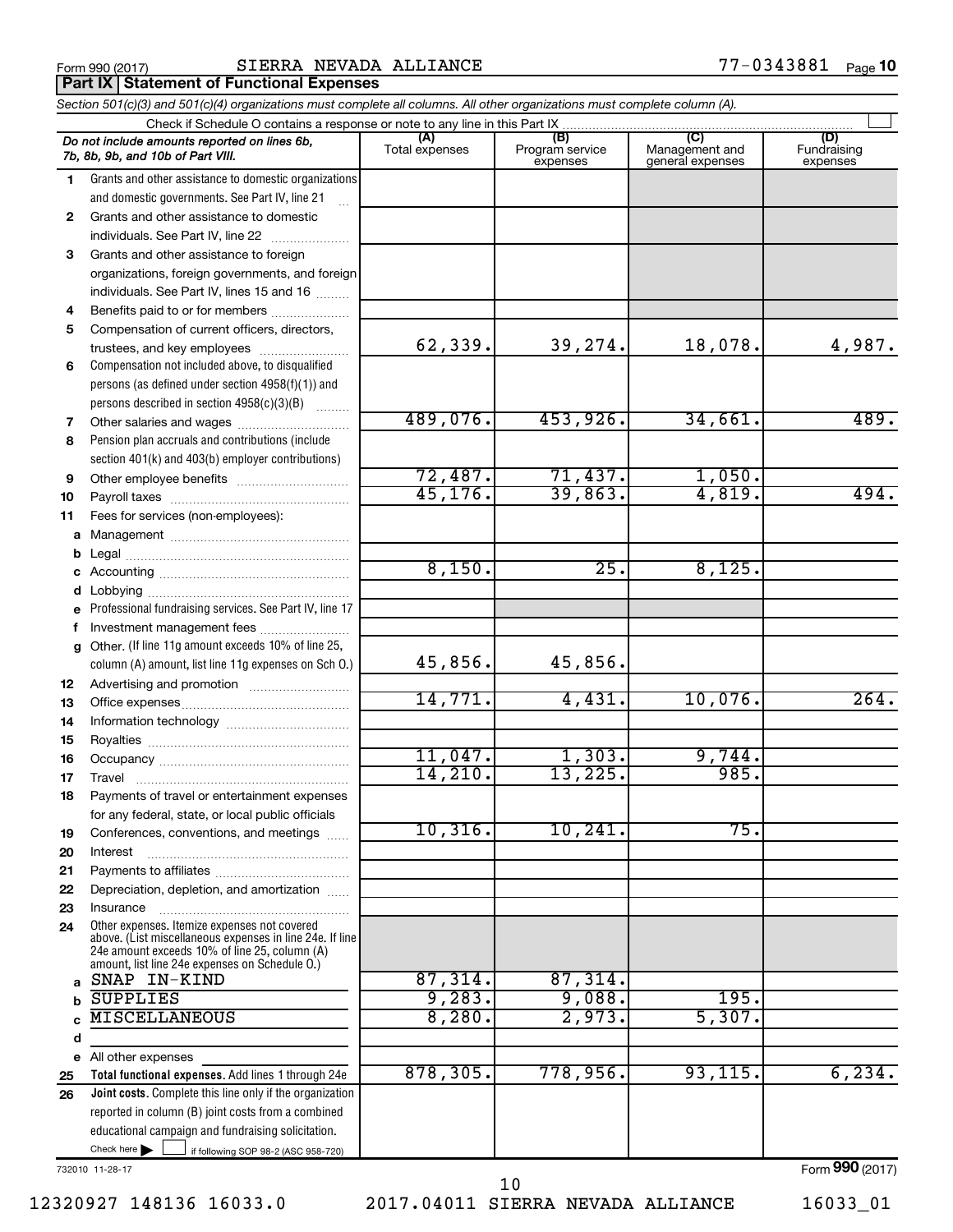Form 990 (2017) SIERRA NEVADA ALLIANCE 77-0343881 Page 10

## Part IX Statement of Functional Expenses

*Section 501(c)(3) and 501(c)(4) organizations must complete all columns. All other organizations must complete column (A).*

Check if Schedule O contains a response or note to any line in this Part IX

| *Do not include amounts reported on lines 6b, 7b, 8b, 9b, and 10b of Part VIII.* | (A) Total expenses | (B) Program service expenses | (C) Management and general expenses | (D) Fundraising expenses |
|---|---|---|---|---|
| 1 Grants and other assistance to domestic organizations and domestic governments. See Part IV, line 21 | | | | |
| 2 Grants and other assistance to domestic individuals. See Part IV, line 22 | | | | |
| 3 Grants and other assistance to foreign organizations, foreign governments, and foreign individuals. See Part IV, lines 15 and 16 | | | | |
| 4 Benefits paid to or for members | | | | |
| 5 Compensation of current officers, directors, trustees, and key employees | 62,339. | 39,274. | 18,078. | 4,987. |
| 6 Compensation not included above, to disqualified persons (as defined under section 4958(f)(1)) and persons described in section 4958(c)(3)(B) | | | | |
| 7 Other salaries and wages | 489,076. | 453,926. | 34,661. | 489. |
| 8 Pension plan accruals and contributions (include section 401(k) and 403(b) employer contributions) | | | | |
| 9 Other employee benefits | 72,487. | 71,437. | 1,050. | |
| 10 Payroll taxes | 45,176. | 39,863. | 4,819. | 494. |
| 11 Fees for services (non-employees): | | | | |
| a Management | | | | |
| b Legal | | | | |
| c Accounting | 8,150. | 25. | 8,125. | |
| d Lobbying | | | | |
| e Professional fundraising services. See Part IV, line 17 | | | | |
| f Investment management fees | | | | |
| g Other. (If line 11g amount exceeds 10% of line 25, column (A) amount, list line 11g expenses on Sch O.) | 45,856. | 45,856. | | |
| 12 Advertising and promotion | | | | |
| 13 Office expenses | 14,771. | 4,431. | 10,076. | 264. |
| 14 Information technology | | | | |
| 15 Royalties | | | | |
| 16 Occupancy | 11,047. | 1,303. | 9,744. | |
| 17 Travel | 14,210. | 13,225. | 985. | |
| 18 Payments of travel or entertainment expenses for any federal, state, or local public officials | | | | |
| 19 Conferences, conventions, and meetings | 10,316. | 10,241. | 75. | |
| 20 Interest | | | | |
| 21 Payments to affiliates | | | | |
| 22 Depreciation, depletion, and amortization | | | | |
| 23 Insurance | | | | |
| 24 Other expenses. Itemize expenses not covered above. (List miscellaneous expenses in line 24e. If line 24e amount exceeds 10% of line 25, column (A) amount, list line 24e expenses on Schedule O.) | | | | |
| a SNAP IN-KIND | 87,314. | 87,314. | | |
| b SUPPLIES | 9,283. | 9,088. | 195. | |
| c MISCELLANEOUS | 8,280. | 2,973. | 5,307. | |
| d | | | | |
| e All other expenses | | | | |
| 25 **Total functional expenses.** Add lines 1 through 24e | 878,305. | 778,956. | 93,115. | 6,234. |
| 26 **Joint costs.** Complete this line only if the organization reported in column (B) joint costs from a combined educational campaign and fundraising solicitation. Check here ☐ if following SOP 98-2 (ASC 958-720) | | | | |

732010 11-28-17

Form **990** (2017)

12320927 148136 16033.0 2017.04011 SIERRA NEVADA ALLIANCE 16033_01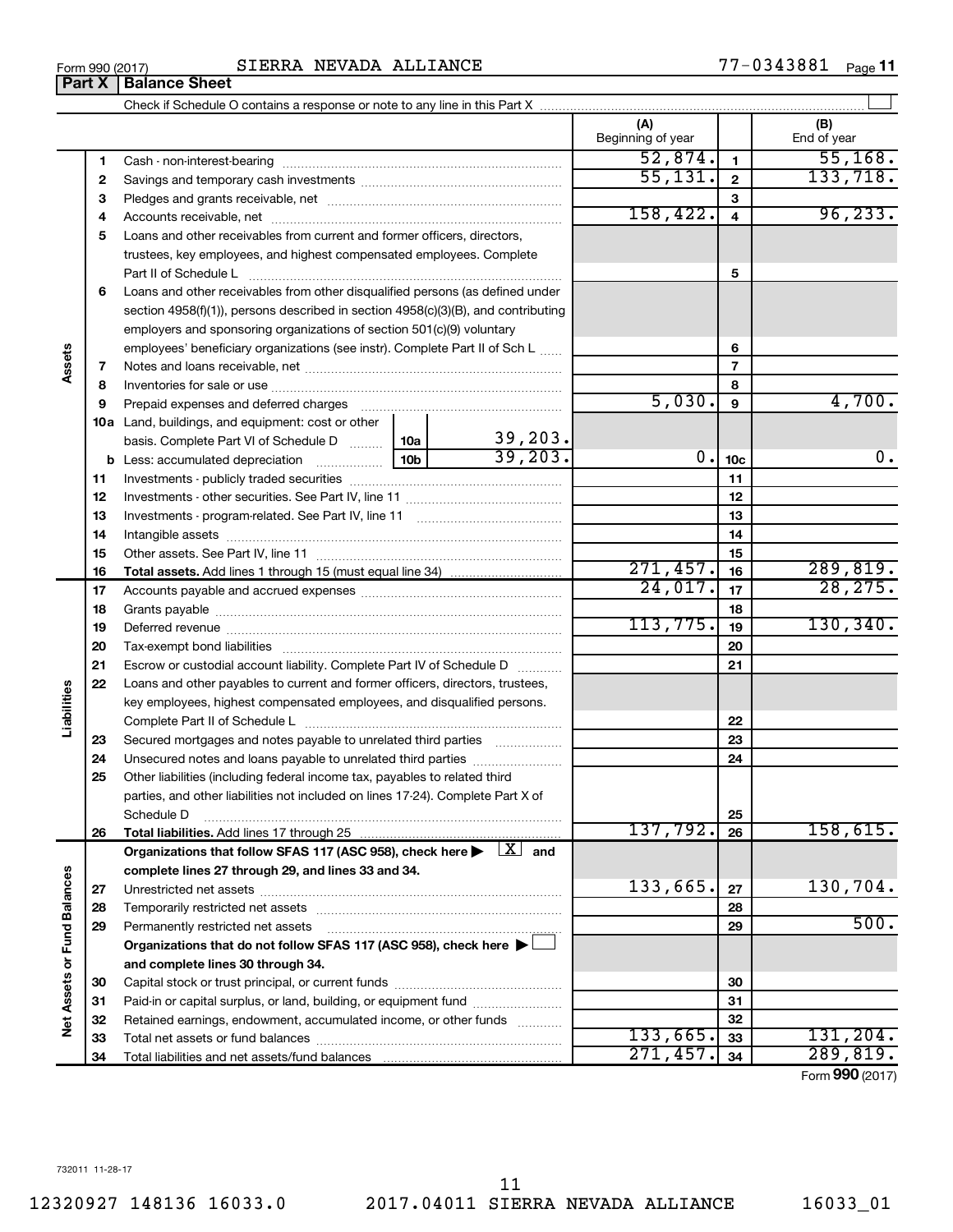Form 990 (2017) SIERRA NEVADA ALLIANCE 77-0343881

## Part X Balance Sheet

Check if Schedule O contains a response or note to any line in this Part X

| Section | Line | Description | | | (A) Beginning of year | Line | (B) End of year |
|---|---|---|---|---|---|---|---|
| Assets | 1 | Cash - non-interest-bearing | | | 52,874. | 1 | 55,168. |
| | 2 | Savings and temporary cash investments | | | 55,131. | 2 | 133,718. |
| | 3 | Pledges and grants receivable, net | | | | 3 | |
| | 4 | Accounts receivable, net | | | 158,422. | 4 | 96,233. |
| | 5 | Loans and other receivables from current and former officers, directors, trustees, key employees, and highest compensated employees. Complete Part II of Schedule L | | | | 5 | |
| | 6 | Loans and other receivables from other disqualified persons (as defined under section 4958(f)(1)), persons described in section 4958(c)(3)(B), and contributing employers and sponsoring organizations of section 501(c)(9) voluntary employees' beneficiary organizations (see instr). Complete Part II of Sch L | | | | 6 | |
| | 7 | Notes and loans receivable, net | | | | 7 | |
| | 8 | Inventories for sale or use | | | | 8 | |
| | 9 | Prepaid expenses and deferred charges | | | 5,030. | 9 | 4,700. |
| | 10a | Land, buildings, and equipment: cost or other basis. Complete Part VI of Schedule D | 10a | 39,203. | | | |
| | b | Less: accumulated depreciation | 10b | 39,203. | 0. | 10c | 0. |
| | 11 | Investments - publicly traded securities | | | | 11 | |
| | 12 | Investments - other securities. See Part IV, line 11 | | | | 12 | |
| | 13 | Investments - program-related. See Part IV, line 11 | | | | 13 | |
| | 14 | Intangible assets | | | | 14 | |
| | 15 | Other assets. See Part IV, line 11 | | | | 15 | |
| | 16 | **Total assets.** Add lines 1 through 15 (must equal line 34) | | | 271,457. | 16 | 289,819. |
| Liabilities | 17 | Accounts payable and accrued expenses | | | 24,017. | 17 | 28,275. |
| | 18 | Grants payable | | | | 18 | |
| | 19 | Deferred revenue | | | 113,775. | 19 | 130,340. |
| | 20 | Tax-exempt bond liabilities | | | | 20 | |
| | 21 | Escrow or custodial account liability. Complete Part IV of Schedule D | | | | 21 | |
| | 22 | Loans and other payables to current and former officers, directors, trustees, key employees, highest compensated employees, and disqualified persons. Complete Part II of Schedule L | | | | 22 | |
| | 23 | Secured mortgages and notes payable to unrelated third parties | | | | 23 | |
| | 24 | Unsecured notes and loans payable to unrelated third parties | | | | 24 | |
| | 25 | Other liabilities (including federal income tax, payables to related third parties, and other liabilities not included on lines 17-24). Complete Part X of Schedule D | | | | 25 | |
| | 26 | **Total liabilities.** Add lines 17 through 25 | | | 137,792. | 26 | 158,615. |
| Net Assets or Fund Balances | | **Organizations that follow SFAS 117 (ASC 958), check here ▶ [X] and complete lines 27 through 29, and lines 33 and 34.** | | | | | |
| | 27 | Unrestricted net assets | | | 133,665. | 27 | 130,704. |
| | 28 | Temporarily restricted net assets | | | | 28 | |
| | 29 | Permanently restricted net assets | | | | 29 | 500. |
| | | **Organizations that do not follow SFAS 117 (ASC 958), check here ▶ [ ] and complete lines 30 through 34.** | | | | | |
| | 30 | Capital stock or trust principal, or current funds | | | | 30 | |
| | 31 | Paid-in or capital surplus, or land, building, or equipment fund | | | | 31 | |
| | 32 | Retained earnings, endowment, accumulated income, or other funds | | | | 32 | |
| | 33 | Total net assets or fund balances | | | 133,665. | 33 | 131,204. |
| | 34 | Total liabilities and net assets/fund balances | | | 271,457. | 34 | 289,819. |

Form **990** (2017)

732011 11-28-17

12320927 148136 16033.0 2017.04011 SIERRA NEVADA ALLIANCE 16033_01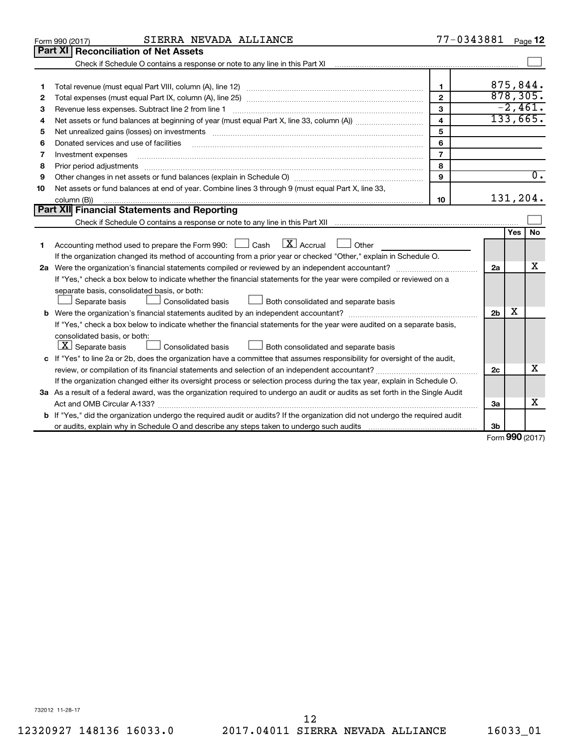Form 990 (2017) SIERRA NEVADA ALLIANCE 77-0343881 Page 12

## Part XI Reconciliation of Net Assets

Check if Schedule O contains a response or note to any line in this Part XI ☐

| | | | |
|---|---|---|---|
| 1 | Total revenue (must equal Part VIII, column (A), line 12) | 1 | 875,844. |
| 2 | Total expenses (must equal Part IX, column (A), line 25) | 2 | 878,305. |
| 3 | Revenue less expenses. Subtract line 2 from line 1 | 3 | -2,461. |
| 4 | Net assets or fund balances at beginning of year (must equal Part X, line 33, column (A)) | 4 | 133,665. |
| 5 | Net unrealized gains (losses) on investments | 5 | |
| 6 | Donated services and use of facilities | 6 | |
| 7 | Investment expenses | 7 | |
| 8 | Prior period adjustments | 8 | |
| 9 | Other changes in net assets or fund balances (explain in Schedule O) | 9 | 0. |
| 10 | Net assets or fund balances at end of year. Combine lines 3 through 9 (must equal Part X, line 33, column (B)) | 10 | 131,204. |

## Part XII Financial Statements and Reporting

Check if Schedule O contains a response or note to any line in this Part XII ☐

| | | | Yes | No |
|---|---|---|---|---|
| 1 | Accounting method used to prepare the Form 990: ☐ Cash ☒ Accrual ☐ Other ________ <br> If the organization changed its method of accounting from a prior year or checked "Other," explain in Schedule O. | | | |
| 2a | Were the organization's financial statements compiled or reviewed by an independent accountant? <br> If "Yes," check a box below to indicate whether the financial statements for the year were compiled or reviewed on a separate basis, consolidated basis, or both: <br> ☐ Separate basis ☐ Consolidated basis ☐ Both consolidated and separate basis | 2a | | X |
| b | Were the organization's financial statements audited by an independent accountant? <br> If "Yes," check a box below to indicate whether the financial statements for the year were audited on a separate basis, consolidated basis, or both: <br> ☒ Separate basis ☐ Consolidated basis ☐ Both consolidated and separate basis | 2b | X | |
| c | If "Yes" to line 2a or 2b, does the organization have a committee that assumes responsibility for oversight of the audit, review, or compilation of its financial statements and selection of an independent accountant? <br> If the organization changed either its oversight process or selection process during the tax year, explain in Schedule O. | 2c | | X |
| 3a | As a result of a federal award, was the organization required to undergo an audit or audits as set forth in the Single Audit Act and OMB Circular A-133? | 3a | | X |
| b | If "Yes," did the organization undergo the required audit or audits? If the organization did not undergo the required audit or audits, explain why in Schedule O and describe any steps taken to undergo such audits | 3b | | |

Form **990** (2017)

732012 11-28-17

12320927 148136 16033.0 2017.04011 SIERRA NEVADA ALLIANCE 16033_01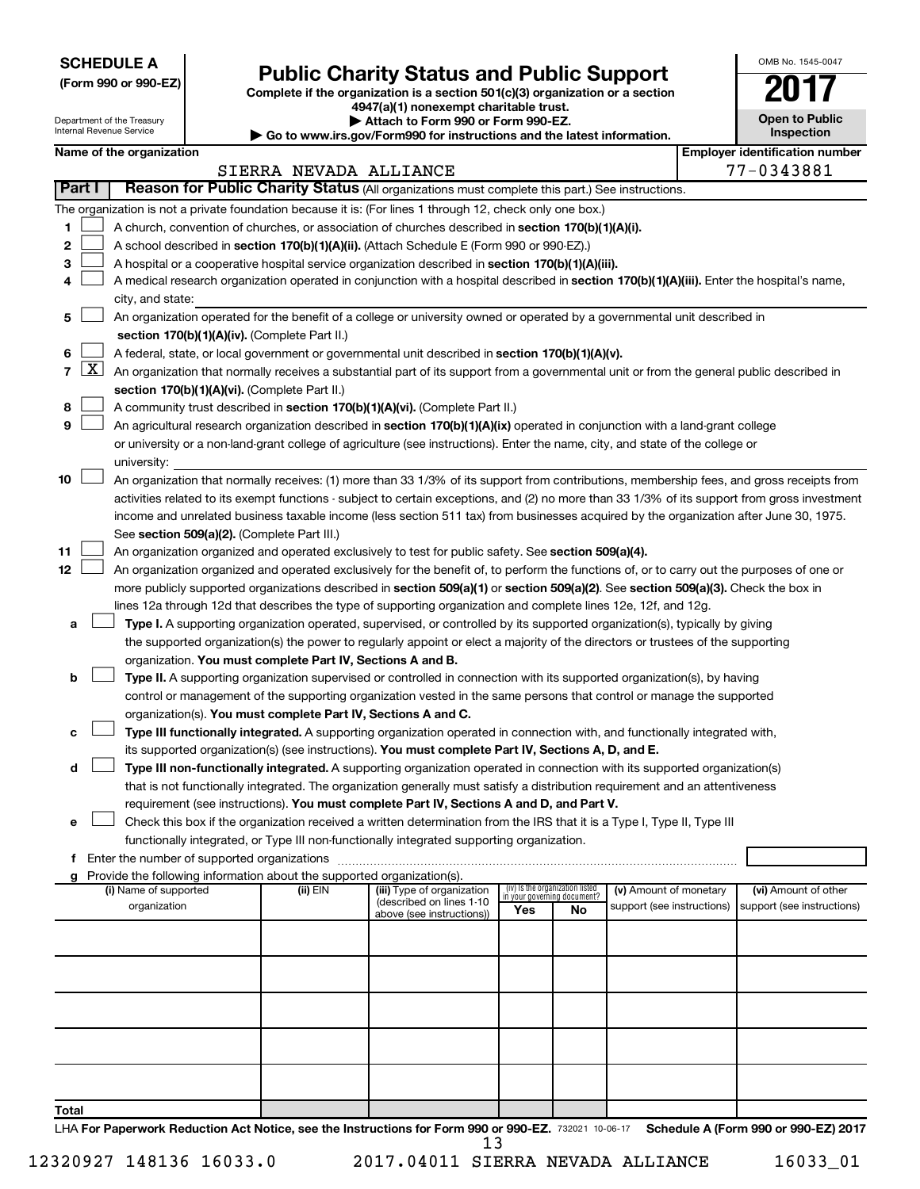**SCHEDULE A**
**(Form 990 or 990-EZ)**

Department of the Treasury
Internal Revenue Service

# Public Charity Status and Public Support

**Complete if the organization is a section 501(c)(3) organization or a section 4947(a)(1) nonexempt charitable trust.**
**▶ Attach to Form 990 or Form 990-EZ.**
**▶ Go to www.irs.gov/Form990 for instructions and the latest information.**

OMB No. 1545-0047
**2017**
**Open to Public Inspection**

**Name of the organization:** SIERRA NEVADA ALLIANCE
**Employer identification number:** 77-0343881

**Part I — Reason for Public Charity Status** (All organizations must complete this part.) See instructions.

The organization is not a private foundation because it is: (For lines 1 through 12, check only one box.)

1. ☐ A church, convention of churches, or association of churches described in **section 170(b)(1)(A)(i).**
2. ☐ A school described in **section 170(b)(1)(A)(ii).** (Attach Schedule E (Form 990 or 990-EZ).)
3. ☐ A hospital or a cooperative hospital service organization described in **section 170(b)(1)(A)(iii).**
4. ☐ A medical research organization operated in conjunction with a hospital described in **section 170(b)(1)(A)(iii).** Enter the hospital's name, city, and state:
5. ☐ An organization operated for the benefit of a college or university owned or operated by a governmental unit described in **section 170(b)(1)(A)(iv).** (Complete Part II.)
6. ☐ A federal, state, or local government or governmental unit described in **section 170(b)(1)(A)(v).**
7. ☒ An organization that normally receives a substantial part of its support from a governmental unit or from the general public described in **section 170(b)(1)(A)(vi).** (Complete Part II.)
8. ☐ A community trust described in **section 170(b)(1)(A)(vi).** (Complete Part II.)
9. ☐ An agricultural research organization described in **section 170(b)(1)(A)(ix)** operated in conjunction with a land-grant college or university or a non-land-grant college of agriculture (see instructions). Enter the name, city, and state of the college or university:
10. ☐ An organization that normally receives: (1) more than 33 1/3% of its support from contributions, membership fees, and gross receipts from activities related to its exempt functions - subject to certain exceptions, and (2) no more than 33 1/3% of its support from gross investment income and unrelated business taxable income (less section 511 tax) from businesses acquired by the organization after June 30, 1975. See **section 509(a)(2).** (Complete Part III.)
11. ☐ An organization organized and operated exclusively to test for public safety. See **section 509(a)(4).**
12. ☐ An organization organized and operated exclusively for the benefit of, to perform the functions of, or to carry out the purposes of one or more publicly supported organizations described in **section 509(a)(1)** or **section 509(a)(2).** See **section 509(a)(3).** Check the box in lines 12a through 12d that describes the type of supporting organization and complete lines 12e, 12f, and 12g.
   - **a** ☐ **Type I.** A supporting organization operated, supervised, or controlled by its supported organization(s), typically by giving the supported organization(s) the power to regularly appoint or elect a majority of the directors or trustees of the supporting organization. **You must complete Part IV, Sections A and B.**
   - **b** ☐ **Type II.** A supporting organization supervised or controlled in connection with its supported organization(s), by having control or management of the supporting organization vested in the same persons that control or manage the supported organization(s). **You must complete Part IV, Sections A and C.**
   - **c** ☐ **Type III functionally integrated.** A supporting organization operated in connection with, and functionally integrated with, its supported organization(s) (see instructions). **You must complete Part IV, Sections A, D, and E.**
   - **d** ☐ **Type III non-functionally integrated.** A supporting organization operated in connection with its supported organization(s) that is not functionally integrated. The organization generally must satisfy a distribution requirement and an attentiveness requirement (see instructions). **You must complete Part IV, Sections A and D, and Part V.**
   - **e** ☐ Check this box if the organization received a written determination from the IRS that it is a Type I, Type II, Type III functionally integrated, or Type III non-functionally integrated supporting organization.
   - **f** Enter the number of supported organizations
   - **g** Provide the following information about the supported organization(s).

| (i) Name of supported organization | (ii) EIN | (iii) Type of organization (described on lines 1-10 above (see instructions)) | (iv) Is the organization listed in your governing document? Yes | No | (v) Amount of monetary support (see instructions) | (vi) Amount of other support (see instructions) |
|---|---|---|---|---|---|---|
| | | | | | | |
| | | | | | | |
| | | | | | | |
| | | | | | | |
| | | | | | | |
| **Total** | | | | | | |

LHA **For Paperwork Reduction Act Notice, see the Instructions for Form 990 or 990-EZ.** 732021 10-06-17 **Schedule A (Form 990 or 990-EZ) 2017**

12320927 148136 16033.0 2017.04011 SIERRA NEVADA ALLIANCE 16033_01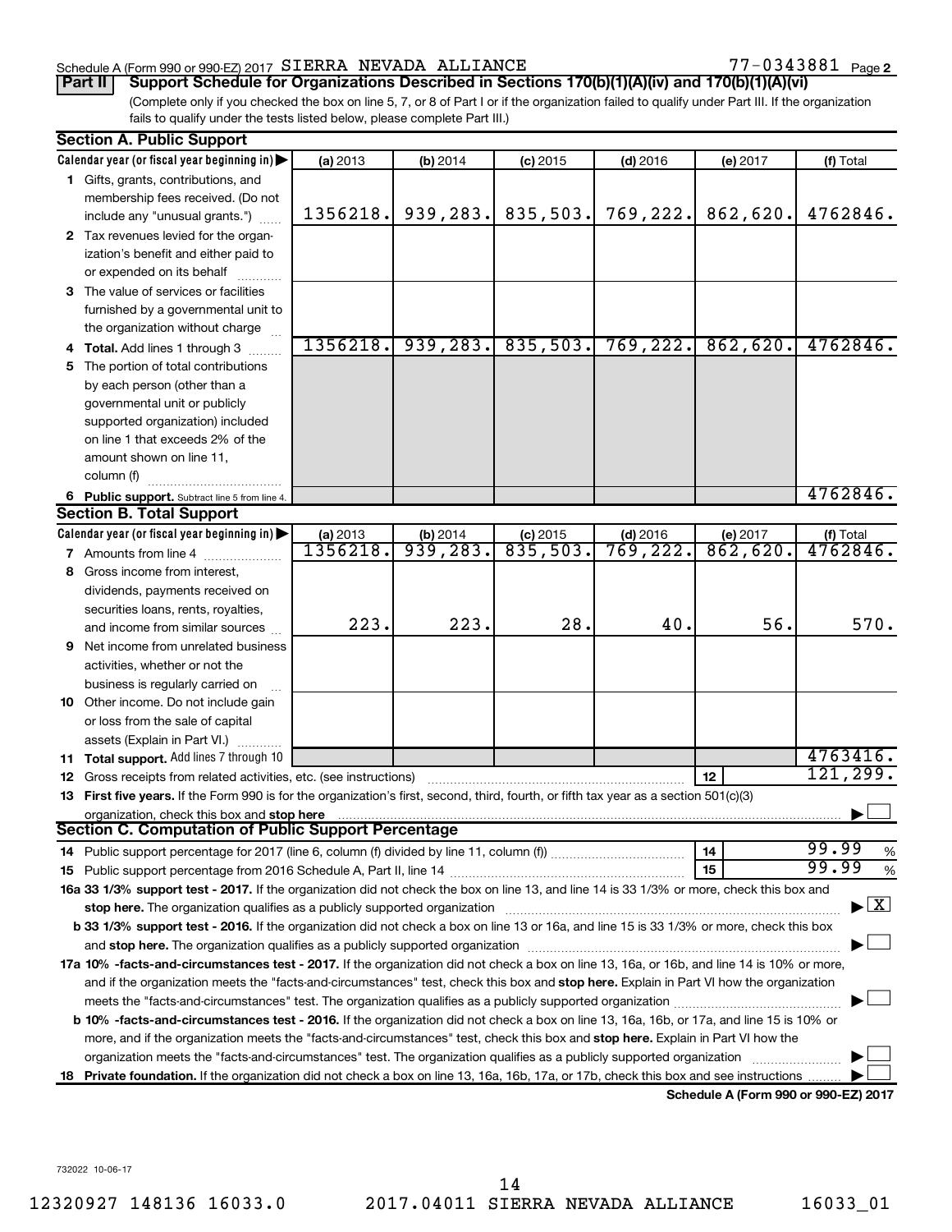Schedule A (Form 990 or 990-EZ) 2017 SIERRA NEVADA ALLIANCE 77-0343881 Page 2

**Part II** **Support Schedule for Organizations Described in Sections 170(b)(1)(A)(iv) and 170(b)(1)(A)(vi)**

(Complete only if you checked the box on line 5, 7, or 8 of Part I or if the organization failed to qualify under Part III. If the organization fails to qualify under the tests listed below, please complete Part III.)

**Section A. Public Support**

| Calendar year (or fiscal year beginning in) | (a) 2013 | (b) 2014 | (c) 2015 | (d) 2016 | (e) 2017 | (f) Total |
|---|---|---|---|---|---|---|
| 1 Gifts, grants, contributions, and membership fees received. (Do not include any "unusual grants.") | 1356218. | 939,283. | 835,503. | 769,222. | 862,620. | 4762846. |
| 2 Tax revenues levied for the organization's benefit and either paid to or expended on its behalf | | | | | | |
| 3 The value of services or facilities furnished by a governmental unit to the organization without charge | | | | | | |
| 4 **Total.** Add lines 1 through 3 | 1356218. | 939,283. | 835,503. | 769,222. | 862,620. | 4762846. |
| 5 The portion of total contributions by each person (other than a governmental unit or publicly supported organization) included on line 1 that exceeds 2% of the amount shown on line 11, column (f) | | | | | | |
| 6 **Public support.** Subtract line 5 from line 4. | | | | | | 4762846. |

**Section B. Total Support**

| Calendar year (or fiscal year beginning in) | (a) 2013 | (b) 2014 | (c) 2015 | (d) 2016 | (e) 2017 | (f) Total |
|---|---|---|---|---|---|---|
| 7 Amounts from line 4 | 1356218. | 939,283. | 835,503. | 769,222. | 862,620. | 4762846. |
| 8 Gross income from interest, dividends, payments received on securities loans, rents, royalties, and income from similar sources | 223. | 223. | 28. | 40. | 56. | 570. |
| 9 Net income from unrelated business activities, whether or not the business is regularly carried on | | | | | | |
| 10 Other income. Do not include gain or loss from the sale of capital assets (Explain in Part VI.) | | | | | | |
| 11 **Total support.** Add lines 7 through 10 | | | | | | 4763416. |

12 Gross receipts from related activities, etc. (see instructions) | 12 | 121,299.

13 **First five years.** If the Form 990 is for the organization's first, second, third, fourth, or fifth tax year as a section 501(c)(3) organization, check this box and **stop here** ☐

**Section C. Computation of Public Support Percentage**

14 Public support percentage for 2017 (line 6, column (f) divided by line 11, column (f)) | 14 | 99.99 %

15 Public support percentage from 2016 Schedule A, Part II, line 14 | 15 | 99.99 %

**16a 33 1/3% support test - 2017.** If the organization did not check the box on line 13, and line 14 is 33 1/3% or more, check this box and **stop here.** The organization qualifies as a publicly supported organization ☒

**b 33 1/3% support test - 2016.** If the organization did not check a box on line 13 or 16a, and line 15 is 33 1/3% or more, check this box and **stop here.** The organization qualifies as a publicly supported organization ☐

**17a 10% -facts-and-circumstances test - 2017.** If the organization did not check a box on line 13, 16a, or 16b, and line 14 is 10% or more, and if the organization meets the "facts-and-circumstances" test, check this box and **stop here.** Explain in Part VI how the organization meets the "facts-and-circumstances" test. The organization qualifies as a publicly supported organization ☐

**b 10% -facts-and-circumstances test - 2016.** If the organization did not check a box on line 13, 16a, 16b, or 17a, and line 15 is 10% or more, and if the organization meets the "facts-and-circumstances" test, check this box and **stop here.** Explain in Part VI how the organization meets the "facts-and-circumstances" test. The organization qualifies as a publicly supported organization ☐

**18 Private foundation.** If the organization did not check a box on line 13, 16a, 16b, 17a, or 17b, check this box and see instructions ☐

**Schedule A (Form 990 or 990-EZ) 2017**

732022 10-06-17

12320927 148136 16033.0 2017.04011 SIERRA NEVADA ALLIANCE 16033_01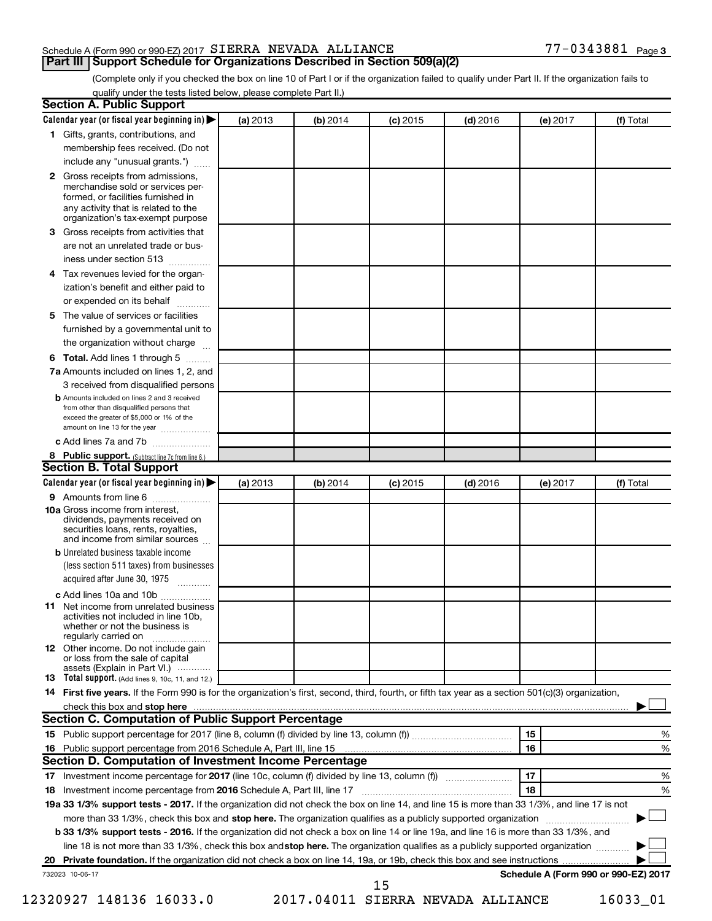Schedule A (Form 990 or 990-EZ) 2017 SIERRA NEVADA ALLIANCE 77-0343881 Page 3

## Part III Support Schedule for Organizations Described in Section 509(a)(2)

(Complete only if you checked the box on line 10 of Part I or if the organization failed to qualify under Part II. If the organization fails to qualify under the tests listed below, please complete Part II.)

### Section A. Public Support

| Calendar year (or fiscal year beginning in) ▶ | (a) 2013 | (b) 2014 | (c) 2015 | (d) 2016 | (e) 2017 | (f) Total |
|---|---|---|---|---|---|---|
| **1** Gifts, grants, contributions, and membership fees received. (Do not include any "unusual grants.") | | | | | | |
| **2** Gross receipts from admissions, merchandise sold or services performed, or facilities furnished in any activity that is related to the organization's tax-exempt purpose | | | | | | |
| **3** Gross receipts from activities that are not an unrelated trade or business under section 513 | | | | | | |
| **4** Tax revenues levied for the organization's benefit and either paid to or expended on its behalf | | | | | | |
| **5** The value of services or facilities furnished by a governmental unit to the organization without charge | | | | | | |
| **6 Total.** Add lines 1 through 5 | | | | | | |
| **7a** Amounts included on lines 1, 2, and 3 received from disqualified persons | | | | | | |
| **b** Amounts included on lines 2 and 3 received from other than disqualified persons that exceed the greater of $5,000 or 1% of the amount on line 13 for the year | | | | | | |
| **c** Add lines 7a and 7b | | | | | | |
| **8 Public support.** (Subtract line 7c from line 6.) | | | | | | |

### Section B. Total Support

| Calendar year (or fiscal year beginning in) ▶ | (a) 2013 | (b) 2014 | (c) 2015 | (d) 2016 | (e) 2017 | (f) Total |
|---|---|---|---|---|---|---|
| **9** Amounts from line 6 | | | | | | |
| **10a** Gross income from interest, dividends, payments received on securities loans, rents, royalties, and income from similar sources | | | | | | |
| **b** Unrelated business taxable income (less section 511 taxes) from businesses acquired after June 30, 1975 | | | | | | |
| **c** Add lines 10a and 10b | | | | | | |
| **11** Net income from unrelated business activities not included in line 10b, whether or not the business is regularly carried on | | | | | | |
| **12** Other income. Do not include gain or loss from the sale of capital assets (Explain in Part VI.) | | | | | | |
| **13 Total support.** (Add lines 9, 10c, 11, and 12.) | | | | | | |

**14 First five years.** If the Form 990 is for the organization's first, second, third, fourth, or fifth tax year as a section 501(c)(3) organization, check this box and **stop here** ▶ ☐

### Section C. Computation of Public Support Percentage

| | | | |
|---|---|---|---|
| **15** | Public support percentage for 2017 (line 8, column (f) divided by line 13, column (f)) | 15 | % |
| **16** | Public support percentage from 2016 Schedule A, Part III, line 15 | 16 | % |

### Section D. Computation of Investment Income Percentage

| | | | |
|---|---|---|---|
| **17** | Investment income percentage for **2017** (line 10c, column (f) divided by line 13, column (f)) | 17 | % |
| **18** | Investment income percentage from **2016** Schedule A, Part III, line 17 | 18 | % |

**19a 33 1/3% support tests - 2017.** If the organization did not check the box on line 14, and line 15 is more than 33 1/3%, and line 17 is not more than 33 1/3%, check this box and **stop here.** The organization qualifies as a publicly supported organization ▶ ☐

**b 33 1/3% support tests - 2016.** If the organization did not check a box on line 14 or line 19a, and line 16 is more than 33 1/3%, and line 18 is not more than 33 1/3%, check this box and **stop here.** The organization qualifies as a publicly supported organization ▶ ☐

**20 Private foundation.** If the organization did not check a box on line 14, 19a, or 19b, check this box and see instructions ▶ ☐

732023 10-06-17 **Schedule A (Form 990 or 990-EZ) 2017**

12320927 148136 16033.0 2017.04011 SIERRA NEVADA ALLIANCE 16033_01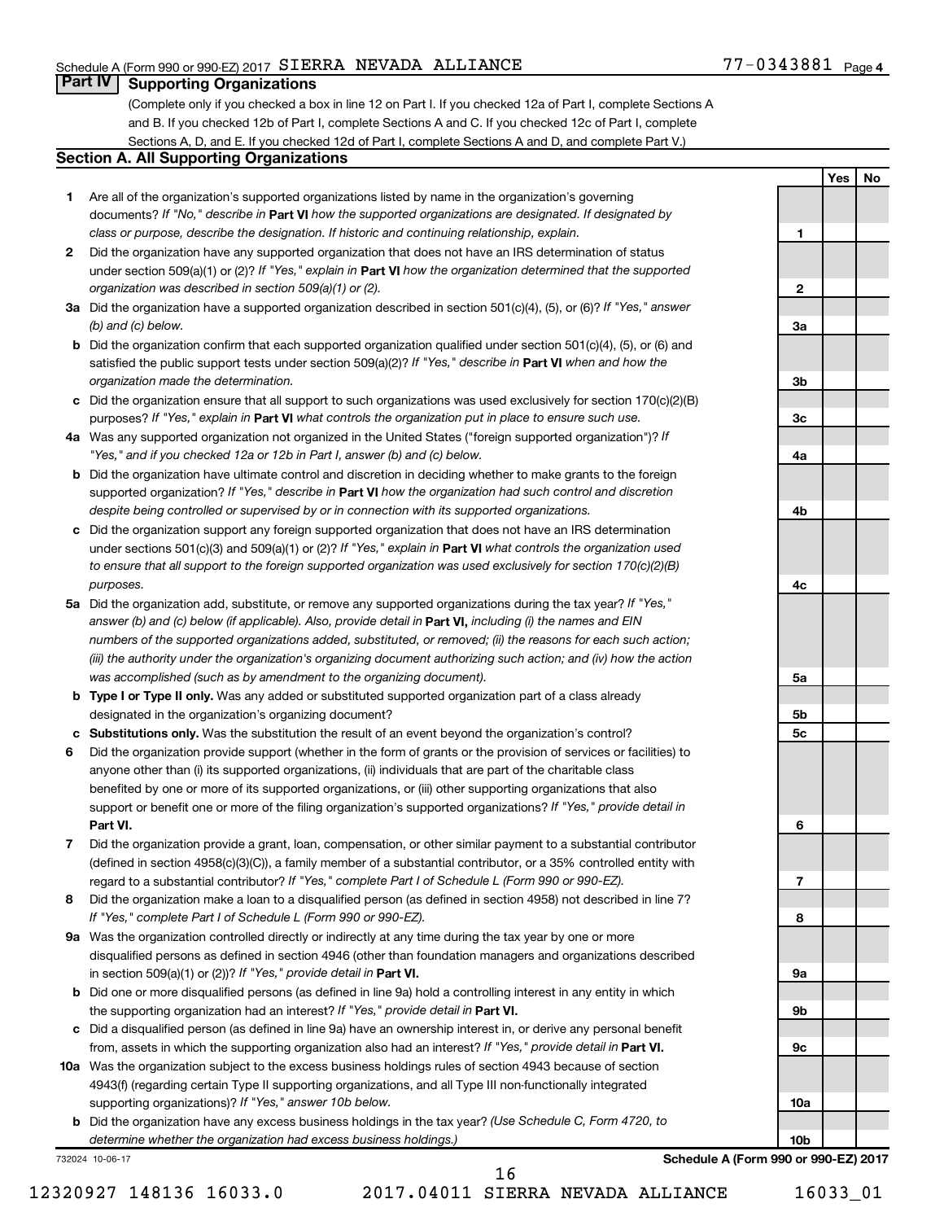Schedule A (Form 990 or 990-EZ) 2017 SIERRA NEVADA ALLIANCE 77-0343881 Page 4

## Part IV Supporting Organizations

(Complete only if you checked a box in line 12 on Part I. If you checked 12a of Part I, complete Sections A and B. If you checked 12b of Part I, complete Sections A and C. If you checked 12c of Part I, complete Sections A, D, and E. If you checked 12d of Part I, complete Sections A and D, and complete Part V.)

### Section A. All Supporting Organizations

| | | | Yes | No |
|---|---|---|---|---|
| **1** | Are all of the organization's supported organizations listed by name in the organization's governing documents? *If "No," describe in* **Part VI** *how the supported organizations are designated. If designated by class or purpose, describe the designation. If historic and continuing relationship, explain.* | **1** | | |
| **2** | Did the organization have any supported organization that does not have an IRS determination of status under section 509(a)(1) or (2)? *If "Yes," explain in* **Part VI** *how the organization determined that the supported organization was described in section 509(a)(1) or (2).* | **2** | | |
| **3a** | Did the organization have a supported organization described in section 501(c)(4), (5), or (6)? *If "Yes," answer (b) and (c) below.* | **3a** | | |
| **b** | Did the organization confirm that each supported organization qualified under section 501(c)(4), (5), or (6) and satisfied the public support tests under section 509(a)(2)? *If "Yes," describe in* **Part VI** *when and how the organization made the determination.* | **3b** | | |
| **c** | Did the organization ensure that all support to such organizations was used exclusively for section 170(c)(2)(B) purposes? *If "Yes," explain in* **Part VI** *what controls the organization put in place to ensure such use.* | **3c** | | |
| **4a** | Was any supported organization not organized in the United States ("foreign supported organization")? *If "Yes," and if you checked 12a or 12b in Part I, answer (b) and (c) below.* | **4a** | | |
| **b** | Did the organization have ultimate control and discretion in deciding whether to make grants to the foreign supported organization? *If "Yes," describe in* **Part VI** *how the organization had such control and discretion despite being controlled or supervised by or in connection with its supported organizations.* | **4b** | | |
| **c** | Did the organization support any foreign supported organization that does not have an IRS determination under sections 501(c)(3) and 509(a)(1) or (2)? *If "Yes," explain in* **Part VI** *what controls the organization used to ensure that all support to the foreign supported organization was used exclusively for section 170(c)(2)(B) purposes.* | **4c** | | |
| **5a** | Did the organization add, substitute, or remove any supported organizations during the tax year? *If "Yes," answer (b) and (c) below (if applicable). Also, provide detail in* **Part VI,** *including (i) the names and EIN numbers of the supported organizations added, substituted, or removed; (ii) the reasons for each such action; (iii) the authority under the organization's organizing document authorizing such action; and (iv) how the action was accomplished (such as by amendment to the organizing document).* | **5a** | | |
| **b** | **Type I or Type II only.** Was any added or substituted supported organization part of a class already designated in the organization's organizing document? | **5b** | | |
| **c** | **Substitutions only.** Was the substitution the result of an event beyond the organization's control? | **5c** | | |
| **6** | Did the organization provide support (whether in the form of grants or the provision of services or facilities) to anyone other than (i) its supported organizations, (ii) individuals that are part of the charitable class benefited by one or more of its supported organizations, or (iii) other supporting organizations that also support or benefit one or more of the filing organization's supported organizations? *If "Yes," provide detail in* **Part VI.** | **6** | | |
| **7** | Did the organization provide a grant, loan, compensation, or other similar payment to a substantial contributor (defined in section 4958(c)(3)(C)), a family member of a substantial contributor, or a 35% controlled entity with regard to a substantial contributor? *If "Yes," complete Part I of Schedule L (Form 990 or 990-EZ).* | **7** | | |
| **8** | Did the organization make a loan to a disqualified person (as defined in section 4958) not described in line 7? *If "Yes," complete Part I of Schedule L (Form 990 or 990-EZ).* | **8** | | |
| **9a** | Was the organization controlled directly or indirectly at any time during the tax year by one or more disqualified persons as defined in section 4946 (other than foundation managers and organizations described in section 509(a)(1) or (2))? *If "Yes," provide detail in* **Part VI.** | **9a** | | |
| **b** | Did one or more disqualified persons (as defined in line 9a) hold a controlling interest in any entity in which the supporting organization had an interest? *If "Yes," provide detail in* **Part VI.** | **9b** | | |
| **c** | Did a disqualified person (as defined in line 9a) have an ownership interest in, or derive any personal benefit from, assets in which the supporting organization also had an interest? *If "Yes," provide detail in* **Part VI.** | **9c** | | |
| **10a** | Was the organization subject to the excess business holdings rules of section 4943 because of section 4943(f) (regarding certain Type II supporting organizations, and all Type III non-functionally integrated supporting organizations)? *If "Yes," answer 10b below.* | **10a** | | |
| **b** | Did the organization have any excess business holdings in the tax year? *(Use Schedule C, Form 4720, to determine whether the organization had excess business holdings.)* | **10b** | | |

732024 10-06-17 **Schedule A (Form 990 or 990-EZ) 2017**

12320927 148136 16033.0 2017.04011 SIERRA NEVADA ALLIANCE 16033_01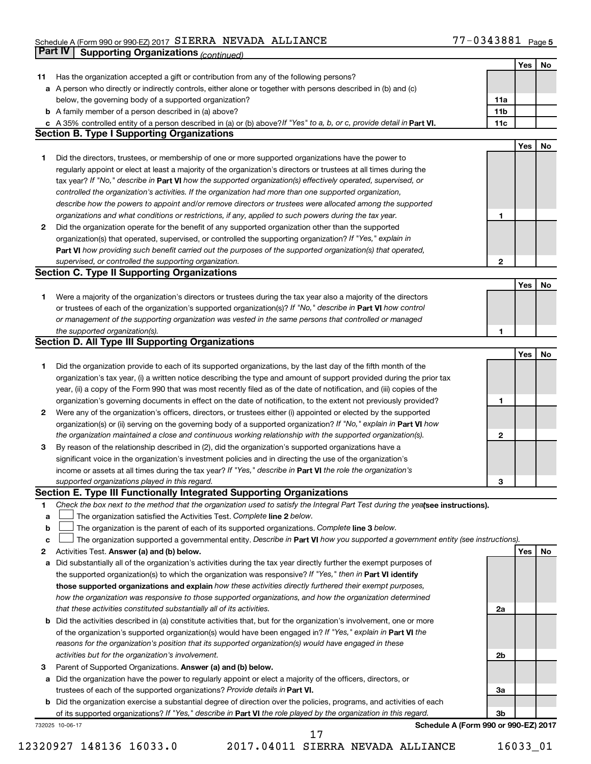Schedule A (Form 990 or 990-EZ) 2017 SIERRA NEVADA ALLIANCE 77-0343881 Page 5

**Part IV Supporting Organizations** *(continued)*

| | | | Yes | No |
|---|---|---|---|---|
| 11 | Has the organization accepted a gift or contribution from any of the following persons? | | | |
| a | A person who directly or indirectly controls, either alone or together with persons described in (b) and (c) below, the governing body of a supported organization? | 11a | | |
| b | A family member of a person described in (a) above? | 11b | | |
| c | A 35% controlled entity of a person described in (a) or (b) above? *If "Yes" to a, b, or c, provide detail in* **Part VI.** | 11c | | |

### Section B. Type I Supporting Organizations

| | | | Yes | No |
|---|---|---|---|---|
| 1 | Did the directors, trustees, or membership of one or more supported organizations have the power to regularly appoint or elect at least a majority of the organization's directors or trustees at all times during the tax year? *If "No," describe in* **Part VI** *how the supported organization(s) effectively operated, supervised, or controlled the organization's activities. If the organization had more than one supported organization, describe how the powers to appoint and/or remove directors or trustees were allocated among the supported organizations and what conditions or restrictions, if any, applied to such powers during the tax year.* | 1 | | |
| 2 | Did the organization operate for the benefit of any supported organization other than the supported organization(s) that operated, supervised, or controlled the supporting organization? *If "Yes," explain in* **Part VI** *how providing such benefit carried out the purposes of the supported organization(s) that operated, supervised, or controlled the supporting organization.* | 2 | | |

### Section C. Type II Supporting Organizations

| | | | Yes | No |
|---|---|---|---|---|
| 1 | Were a majority of the organization's directors or trustees during the tax year also a majority of the directors or trustees of each of the organization's supported organization(s)? *If "No," describe in* **Part VI** *how control or management of the supporting organization was vested in the same persons that controlled or managed the supported organization(s).* | 1 | | |

### Section D. All Type III Supporting Organizations

| | | | Yes | No |
|---|---|---|---|---|
| 1 | Did the organization provide to each of its supported organizations, by the last day of the fifth month of the organization's tax year, (i) a written notice describing the type and amount of support provided during the prior tax year, (ii) a copy of the Form 990 that was most recently filed as of the date of notification, and (iii) copies of the organization's governing documents in effect on the date of notification, to the extent not previously provided? | 1 | | |
| 2 | Were any of the organization's officers, directors, or trustees either (i) appointed or elected by the supported organization(s) or (ii) serving on the governing body of a supported organization? *If "No," explain in* **Part VI** *how the organization maintained a close and continuous working relationship with the supported organization(s).* | 2 | | |
| 3 | By reason of the relationship described in (2), did the organization's supported organizations have a significant voice in the organization's investment policies and in directing the use of the organization's income or assets at all times during the tax year? *If "Yes," describe in* **Part VI** *the role the organization's supported organizations played in this regard.* | 3 | | |

### Section E. Type III Functionally Integrated Supporting Organizations

1 *Check the box next to the method that the organization used to satisfy the Integral Part Test during the year* **(see instructions).**

- a ☐ The organization satisfied the Activities Test. *Complete* **line 2** *below.*
- b ☐ The organization is the parent of each of its supported organizations. *Complete* **line 3** *below.*
- c ☐ The organization supported a governmental entity. *Describe in* **Part VI** *how you supported a government entity (see instructions).*

| | | | Yes | No |
|---|---|---|---|---|
| 2 | Activities Test. **Answer (a) and (b) below.** | | | |
| a | Did substantially all of the organization's activities during the tax year directly further the exempt purposes of the supported organization(s) to which the organization was responsive? *If "Yes," then in* **Part VI identify those supported organizations and explain** *how these activities directly furthered their exempt purposes, how the organization was responsive to those supported organizations, and how the organization determined that these activities constituted substantially all of its activities.* | 2a | | |
| b | Did the activities described in (a) constitute activities that, but for the organization's involvement, one or more of the organization's supported organization(s) would have been engaged in? *If "Yes," explain in* **Part VI** *the reasons for the organization's position that its supported organization(s) would have engaged in these activities but for the organization's involvement.* | 2b | | |
| 3 | Parent of Supported Organizations. **Answer (a) and (b) below.** | | | |
| a | Did the organization have the power to regularly appoint or elect a majority of the officers, directors, or trustees of each of the supported organizations? *Provide details in* **Part VI.** | 3a | | |
| b | Did the organization exercise a substantial degree of direction over the policies, programs, and activities of each of its supported organizations? *If "Yes," describe in* **Part VI** *the role played by the organization in this regard.* | 3b | | |

732025 10-06-17 **Schedule A (Form 990 or 990-EZ) 2017**

12320927 148136 16033.0 2017.04011 SIERRA NEVADA ALLIANCE 16033_01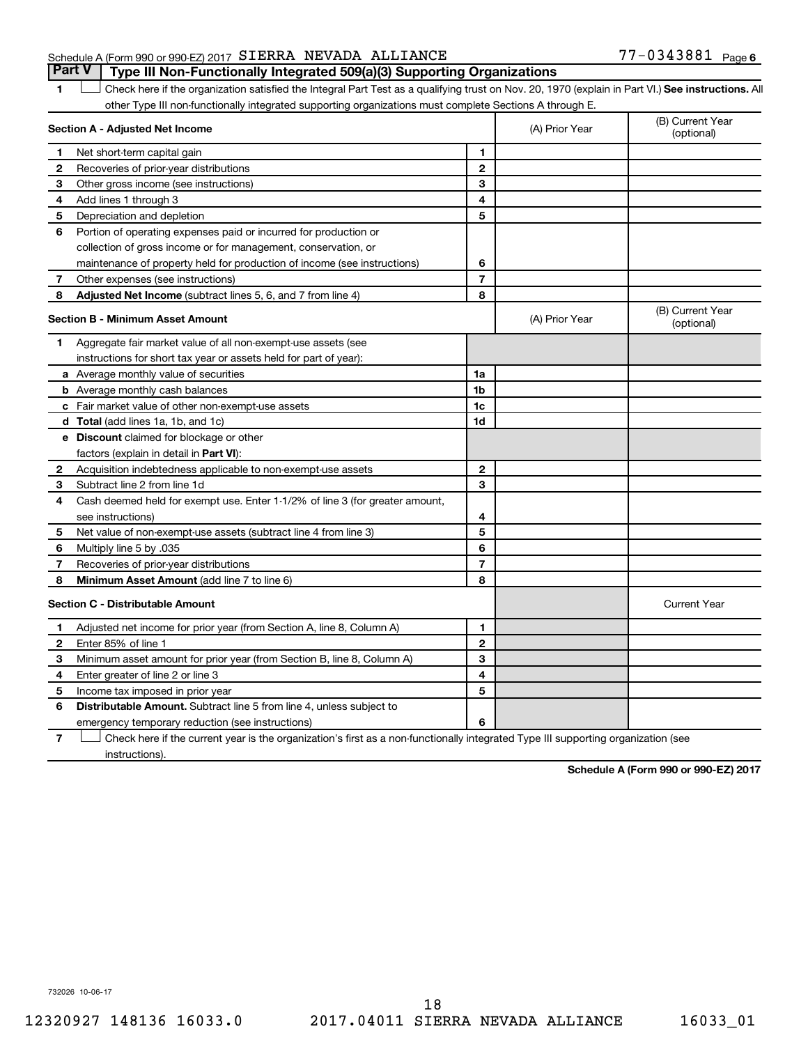Schedule A (Form 990 or 990-EZ) 2017 SIERRA NEVADA ALLIANCE 77-0343881 Page 6

## Part V Type III Non-Functionally Integrated 509(a)(3) Supporting Organizations

1 ☐ Check here if the organization satisfied the Integral Part Test as a qualifying trust on Nov. 20, 1970 (explain in Part VI.) **See instructions.** All other Type III non-functionally integrated supporting organizations must complete Sections A through E.

| **Section A - Adjusted Net Income** | | | (A) Prior Year | (B) Current Year (optional) |
|---|---|---|---|---|
| 1 | Net short-term capital gain | 1 | | |
| 2 | Recoveries of prior-year distributions | 2 | | |
| 3 | Other gross income (see instructions) | 3 | | |
| 4 | Add lines 1 through 3 | 4 | | |
| 5 | Depreciation and depletion | 5 | | |
| 6 | Portion of operating expenses paid or incurred for production or collection of gross income or for management, conservation, or maintenance of property held for production of income (see instructions) | 6 | | |
| 7 | Other expenses (see instructions) | 7 | | |
| 8 | **Adjusted Net Income** (subtract lines 5, 6, and 7 from line 4) | 8 | | |

| **Section B - Minimum Asset Amount** | | | (A) Prior Year | (B) Current Year (optional) |
|---|---|---|---|---|
| 1 | Aggregate fair market value of all non-exempt-use assets (see instructions for short tax year or assets held for part of year): | | | |
| a | Average monthly value of securities | 1a | | |
| b | Average monthly cash balances | 1b | | |
| c | Fair market value of other non-exempt-use assets | 1c | | |
| d | **Total** (add lines 1a, 1b, and 1c) | 1d | | |
| e | **Discount** claimed for blockage or other factors (explain in detail in **Part VI**): | | | |
| 2 | Acquisition indebtedness applicable to non-exempt-use assets | 2 | | |
| 3 | Subtract line 2 from line 1d | 3 | | |
| 4 | Cash deemed held for exempt use. Enter 1-1/2% of line 3 (for greater amount, see instructions) | 4 | | |
| 5 | Net value of non-exempt-use assets (subtract line 4 from line 3) | 5 | | |
| 6 | Multiply line 5 by .035 | 6 | | |
| 7 | Recoveries of prior-year distributions | 7 | | |
| 8 | **Minimum Asset Amount** (add line 7 to line 6) | 8 | | |

| **Section C - Distributable Amount** | | | | Current Year |
|---|---|---|---|---|
| 1 | Adjusted net income for prior year (from Section A, line 8, Column A) | 1 | | |
| 2 | Enter 85% of line 1 | 2 | | |
| 3 | Minimum asset amount for prior year (from Section B, line 8, Column A) | 3 | | |
| 4 | Enter greater of line 2 or line 3 | 4 | | |
| 5 | Income tax imposed in prior year | 5 | | |
| 6 | **Distributable Amount.** Subtract line 5 from line 4, unless subject to emergency temporary reduction (see instructions) | 6 | | |

7 ☐ Check here if the current year is the organization's first as a non-functionally integrated Type III supporting organization (see instructions).

**Schedule A (Form 990 or 990-EZ) 2017**

732026 10-06-17

12320927 148136 16033.0 2017.04011 SIERRA NEVADA ALLIANCE 16033_01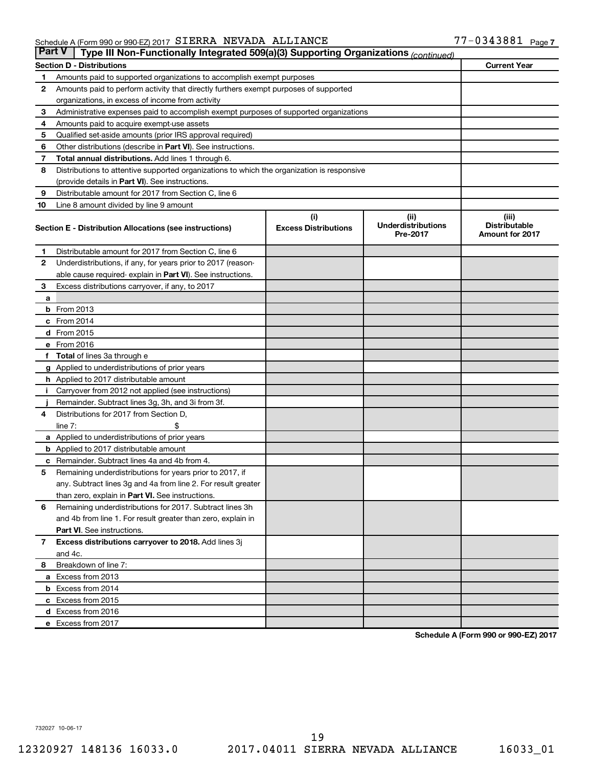Schedule A (Form 990 or 990-EZ) 2017 SIERRA NEVADA ALLIANCE 77-0343881 Page 7

**Part V | Type III Non-Functionally Integrated 509(a)(3) Supporting Organizations** *(continued)*

| **Section D - Distributions** | | **Current Year** |
|---|---|---|
| 1 | Amounts paid to supported organizations to accomplish exempt purposes | |
| 2 | Amounts paid to perform activity that directly furthers exempt purposes of supported organizations, in excess of income from activity | |
| 3 | Administrative expenses paid to accomplish exempt purposes of supported organizations | |
| 4 | Amounts paid to acquire exempt-use assets | |
| 5 | Qualified set-aside amounts (prior IRS approval required) | |
| 6 | Other distributions (describe in **Part VI**). See instructions. | |
| 7 | **Total annual distributions.** Add lines 1 through 6. | |
| 8 | Distributions to attentive supported organizations to which the organization is responsive (provide details in **Part VI**). See instructions. | |
| 9 | Distributable amount for 2017 from Section C, line 6 | |
| 10 | Line 8 amount divided by line 9 amount | |

| **Section E - Distribution Allocations (see instructions)** | | (i) Excess Distributions | (ii) Underdistributions Pre-2017 | (iii) Distributable Amount for 2017 |
|---|---|---|---|---|
| 1 | Distributable amount for 2017 from Section C, line 6 | | | |
| 2 | Underdistributions, if any, for years prior to 2017 (reasonable cause required- explain in **Part VI**). See instructions. | | | |
| 3 | Excess distributions carryover, if any, to 2017 | | | |
| a | | | | |
| b | From 2013 | | | |
| c | From 2014 | | | |
| d | From 2015 | | | |
| e | From 2016 | | | |
| f | **Total** of lines 3a through e | | | |
| g | Applied to underdistributions of prior years | | | |
| h | Applied to 2017 distributable amount | | | |
| i | Carryover from 2012 not applied (see instructions) | | | |
| j | Remainder. Subtract lines 3g, 3h, and 3i from 3f. | | | |
| 4 | Distributions for 2017 from Section D, line 7: $ | | | |
| a | Applied to underdistributions of prior years | | | |
| b | Applied to 2017 distributable amount | | | |
| c | Remainder. Subtract lines 4a and 4b from 4. | | | |
| 5 | Remaining underdistributions for years prior to 2017, if any. Subtract lines 3g and 4a from line 2. For result greater than zero, explain in **Part VI.** See instructions. | | | |
| 6 | Remaining underdistributions for 2017. Subtract lines 3h and 4b from line 1. For result greater than zero, explain in **Part VI**. See instructions. | | | |
| 7 | **Excess distributions carryover to 2018.** Add lines 3j and 4c. | | | |
| 8 | Breakdown of line 7: | | | |
| a | Excess from 2013 | | | |
| b | Excess from 2014 | | | |
| c | Excess from 2015 | | | |
| d | Excess from 2016 | | | |
| e | Excess from 2017 | | | |

**Schedule A (Form 990 or 990-EZ) 2017**

732027 10-06-17

12320927 148136 16033.0 2017.04011 SIERRA NEVADA ALLIANCE 16033_01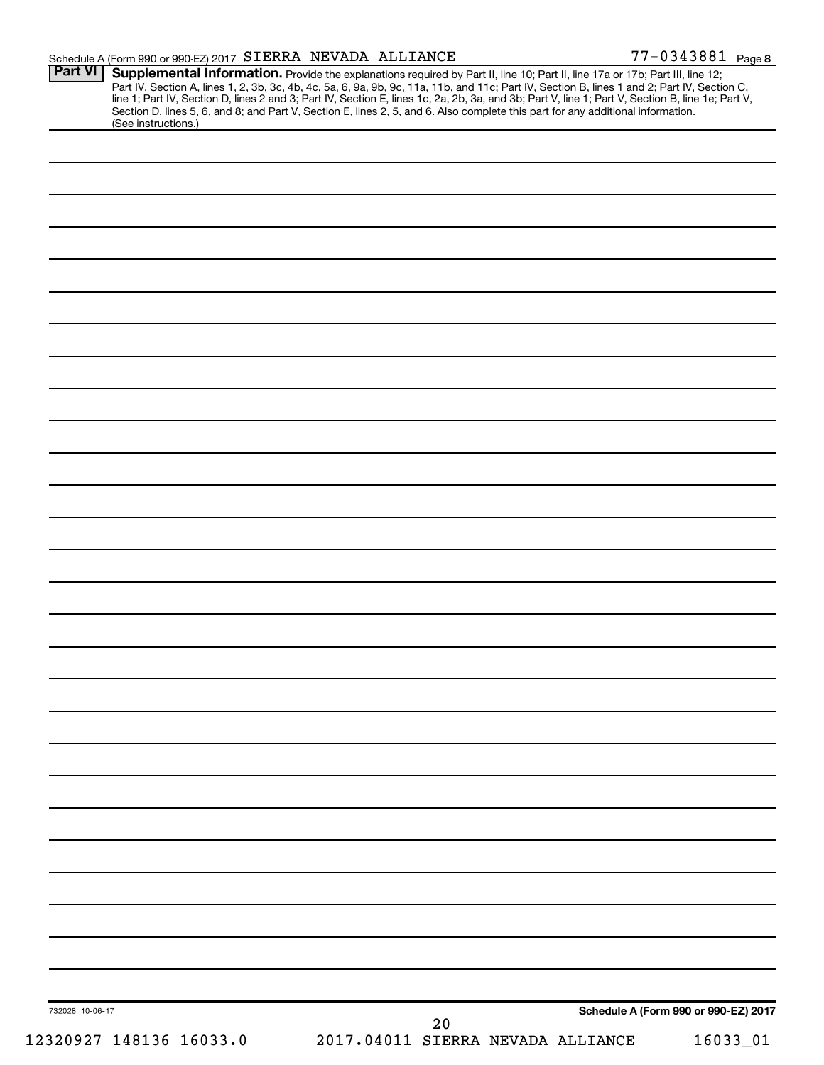Schedule A (Form 990 or 990-EZ) 2017 SIERRA NEVADA ALLIANCE 77-0343881 Page 8

## Part VI Supplemental Information.

Provide the explanations required by Part II, line 10; Part II, line 17a or 17b; Part III, line 12; Part IV, Section A, lines 1, 2, 3b, 3c, 4b, 4c, 5a, 6, 9a, 9b, 9c, 11a, 11b, and 11c; Part IV, Section B, lines 1 and 2; Part IV, Section C, line 1; Part IV, Section D, lines 2 and 3; Part IV, Section E, lines 1c, 2a, 2b, 3a, and 3b; Part V, line 1; Part V, Section B, line 1e; Part V, Section D, lines 5, 6, and 8; and Part V, Section E, lines 2, 5, and 6. Also complete this part for any additional information. (See instructions.)

732028 10-06-17

**Schedule A (Form 990 or 990-EZ) 2017**

12320927 148136 16033.0 2017.04011 SIERRA NEVADA ALLIANCE 16033_01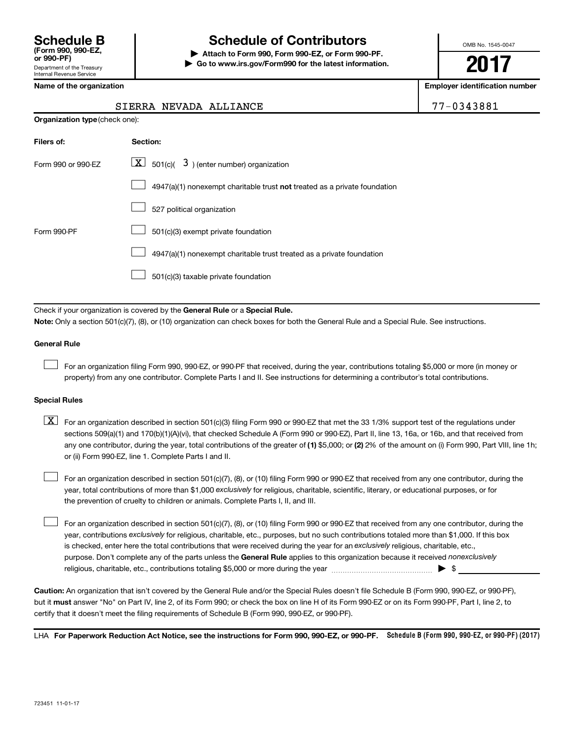**Schedule B**
**(Form 990, 990-EZ, or 990-PF)**
Department of the Treasury
Internal Revenue Service

# Schedule of Contributors

▶ **Attach to Form 990, Form 990-EZ, or Form 990-PF.**
▶ **Go to www.irs.gov/Form990 for the latest information.**

OMB No. 1545-0047

**2017**

**Name of the organization**

SIERRA NEVADA ALLIANCE

**Employer identification number**

77-0343881

**Organization type** (check one):

| Filers of: | Section: |
|---|---|
| Form 990 or 990-EZ | [X] 501(c)( 3 ) (enter number) organization |
| | [ ] 4947(a)(1) nonexempt charitable trust **not** treated as a private foundation |
| | [ ] 527 political organization |
| Form 990-PF | [ ] 501(c)(3) exempt private foundation |
| | [ ] 4947(a)(1) nonexempt charitable trust treated as a private foundation |
| | [ ] 501(c)(3) taxable private foundation |

Check if your organization is covered by the **General Rule** or a **Special Rule.**

**Note:** Only a section 501(c)(7), (8), or (10) organization can check boxes for both the General Rule and a Special Rule. See instructions.

**General Rule**

[ ] For an organization filing Form 990, 990-EZ, or 990-PF that received, during the year, contributions totaling $5,000 or more (in money or property) from any one contributor. Complete Parts I and II. See instructions for determining a contributor's total contributions.

**Special Rules**

[X] For an organization described in section 501(c)(3) filing Form 990 or 990-EZ that met the 33 1/3% support test of the regulations under sections 509(a)(1) and 170(b)(1)(A)(vi), that checked Schedule A (Form 990 or 990-EZ), Part II, line 13, 16a, or 16b, and that received from any one contributor, during the year, total contributions of the greater of **(1)** $5,000; or **(2)** 2% of the amount on (i) Form 990, Part VIII, line 1h; or (ii) Form 990-EZ, line 1. Complete Parts I and II.

[ ] For an organization described in section 501(c)(7), (8), or (10) filing Form 990 or 990-EZ that received from any one contributor, during the year, total contributions of more than $1,000 *exclusively* for religious, charitable, scientific, literary, or educational purposes, or for the prevention of cruelty to children or animals. Complete Parts I, II, and III.

[ ] For an organization described in section 501(c)(7), (8), or (10) filing Form 990 or 990-EZ that received from any one contributor, during the year, contributions *exclusively* for religious, charitable, etc., purposes, but no such contributions totaled more than $1,000. If this box is checked, enter here the total contributions that were received during the year for an *exclusively* religious, charitable, etc., purpose. Don't complete any of the parts unless the **General Rule** applies to this organization because it received *nonexclusively* religious, charitable, etc., contributions totaling $5,000 or more during the year ▶ $ ____________

**Caution:** An organization that isn't covered by the General Rule and/or the Special Rules doesn't file Schedule B (Form 990, 990-EZ, or 990-PF), but it **must** answer "No" on Part IV, line 2, of its Form 990; or check the box on line H of its Form 990-EZ or on its Form 990-PF, Part I, line 2, to certify that it doesn't meet the filing requirements of Schedule B (Form 990, 990-EZ, or 990-PF).

LHA **For Paperwork Reduction Act Notice, see the instructions for Form 990, 990-EZ, or 990-PF.** **Schedule B (Form 990, 990-EZ, or 990-PF) (2017)**

723451 11-01-17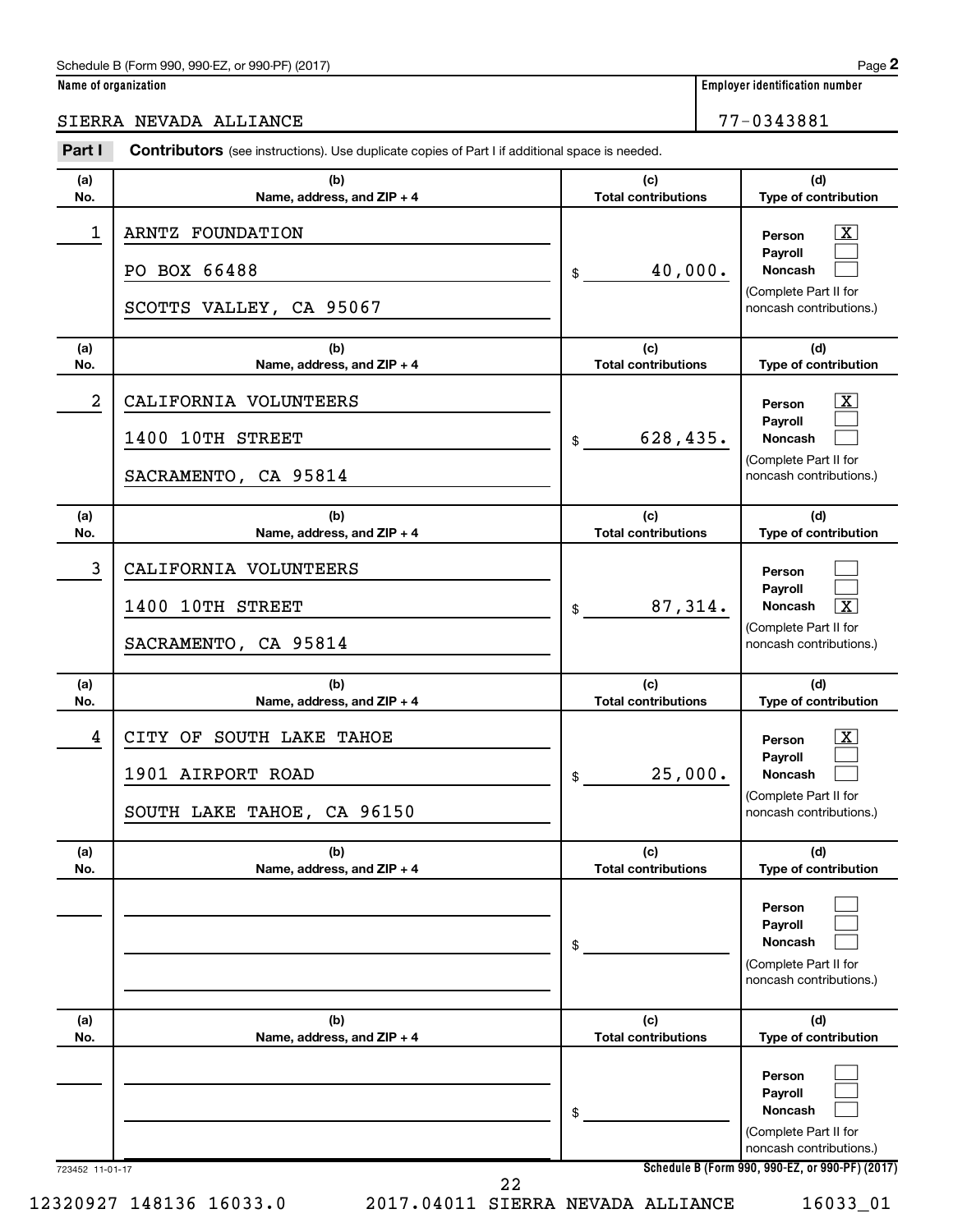Schedule B (Form 990, 990-EZ, or 990-PF) (2017) Page **2**

**Name of organization** | **Employer identification number**

SIERRA NEVADA ALLIANCE | 77-0343881

**Part I** **Contributors** (see instructions). Use duplicate copies of Part I if additional space is needed.

| (a) No. | (b) Name, address, and ZIP + 4 | (c) Total contributions | (d) Type of contribution |
|---|---|---|---|
| 1 | ARNTZ FOUNDATION<br>PO BOX 66488<br>SCOTTS VALLEY, CA 95067 | $ 40,000. | Person [X]<br>Payroll [ ]<br>Noncash [ ]<br>(Complete Part II for noncash contributions.) |
| 2 | CALIFORNIA VOLUNTEERS<br>1400 10TH STREET<br>SACRAMENTO, CA 95814 | $ 628,435. | Person [X]<br>Payroll [ ]<br>Noncash [ ]<br>(Complete Part II for noncash contributions.) |
| 3 | CALIFORNIA VOLUNTEERS<br>1400 10TH STREET<br>SACRAMENTO, CA 95814 | $ 87,314. | Person [ ]<br>Payroll [ ]<br>Noncash [X]<br>(Complete Part II for noncash contributions.) |
| 4 | CITY OF SOUTH LAKE TAHOE<br>1901 AIRPORT ROAD<br>SOUTH LAKE TAHOE, CA 96150 | $ 25,000. | Person [X]<br>Payroll [ ]<br>Noncash [ ]<br>(Complete Part II for noncash contributions.) |
| | | $ | Person [ ]<br>Payroll [ ]<br>Noncash [ ]<br>(Complete Part II for noncash contributions.) |
| | | $ | Person [ ]<br>Payroll [ ]<br>Noncash [ ]<br>(Complete Part II for noncash contributions.) |

723452 11-01-17 **Schedule B (Form 990, 990-EZ, or 990-PF) (2017)**

12320927 148136 16033.0 2017.04011 SIERRA NEVADA ALLIANCE 16033_01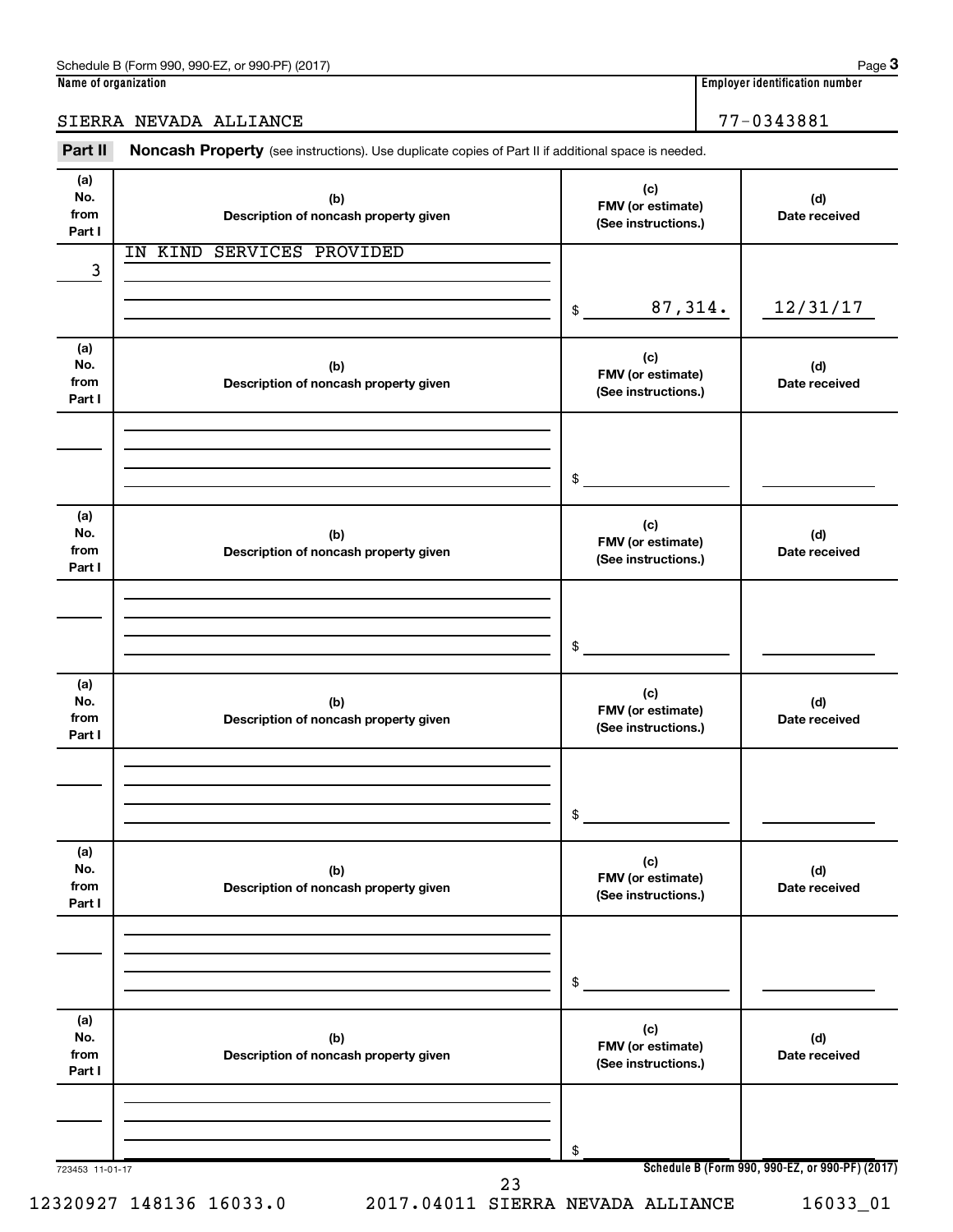Schedule B (Form 990, 990-EZ, or 990-PF) (2017) Page **3**

**Name of organization** | **Employer identification number**

SIERRA NEVADA ALLIANCE | 77-0343881

**Part II** **Noncash Property** (see instructions). Use duplicate copies of Part II if additional space is needed.

| (a) No. from Part I | (b) Description of noncash property given | (c) FMV (or estimate) (See instructions.) | (d) Date received |
|---|---|---|---|
| 3 | IN KIND SERVICES PROVIDED | $ 87,314. | 12/31/17 |
| | | $ | |
| | | $ | |
| | | $ | |
| | | $ | |
| | | $ | |

723453 11-01-17 **Schedule B (Form 990, 990-EZ, or 990-PF) (2017)**

12320927 148136 16033.0 2017.04011 SIERRA NEVADA ALLIANCE 16033_01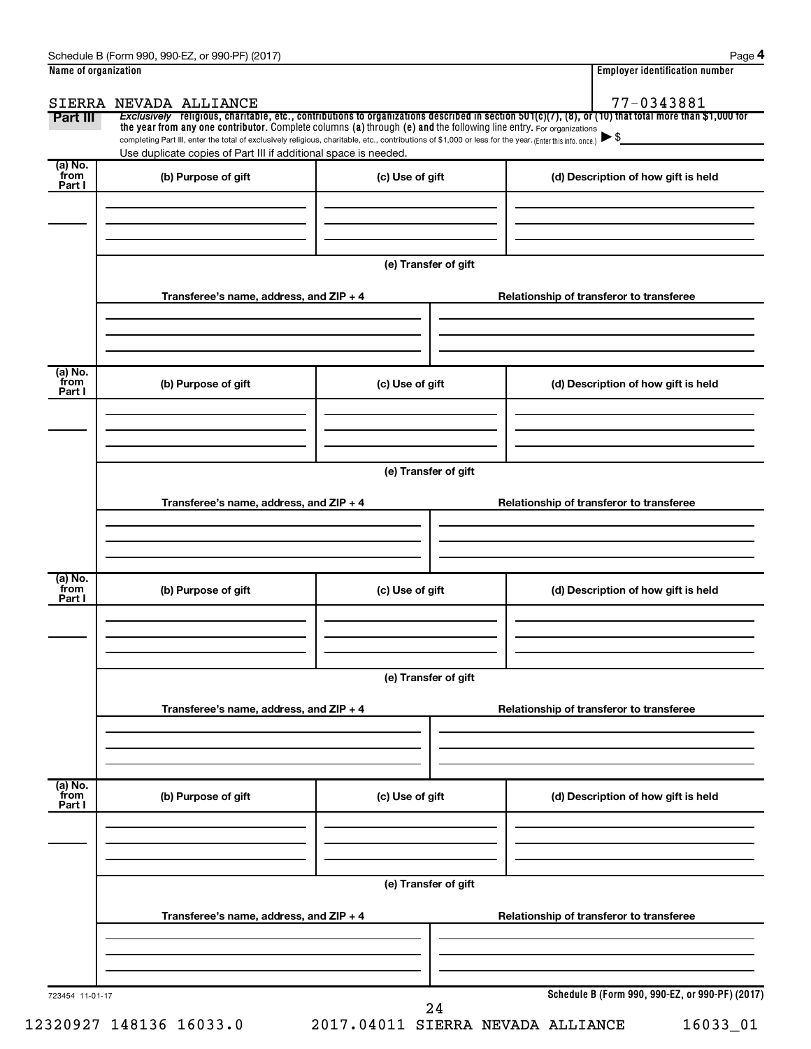Schedule B (Form 990, 990-EZ, or 990-PF) (2017) Page **4**

**Name of organization**: SIERRA NEVADA ALLIANCE

**Employer identification number**: 77-0343881

**Part III** *Exclusively* religious, charitable, etc., contributions to organizations described in section 501(c)(7), (8), or (10) that total more than $1,000 for the year from any one contributor. Complete columns (a) through (e) and the following line entry. For organizations completing Part III, enter the total of exclusively religious, charitable, etc., contributions of $1,000 or less for the year. (Enter this info. once.) ▶ $

Use duplicate copies of Part III if additional space is needed.

| (a) No. from Part I | (b) Purpose of gift | (c) Use of gift | (d) Description of how gift is held |
|---|---|---|---|
| | | | |

(e) Transfer of gift

| Transferee's name, address, and ZIP + 4 | Relationship of transferor to transferee |
|---|---|
| | |

| (a) No. from Part I | (b) Purpose of gift | (c) Use of gift | (d) Description of how gift is held |
|---|---|---|---|
| | | | |

(e) Transfer of gift

| Transferee's name, address, and ZIP + 4 | Relationship of transferor to transferee |
|---|---|
| | |

| (a) No. from Part I | (b) Purpose of gift | (c) Use of gift | (d) Description of how gift is held |
|---|---|---|---|
| | | | |

(e) Transfer of gift

| Transferee's name, address, and ZIP + 4 | Relationship of transferor to transferee |
|---|---|
| | |

| (a) No. from Part I | (b) Purpose of gift | (c) Use of gift | (d) Description of how gift is held |
|---|---|---|---|
| | | | |

(e) Transfer of gift

| Transferee's name, address, and ZIP + 4 | Relationship of transferor to transferee |
|---|---|
| | |

723454 11-01-17 **Schedule B (Form 990, 990-EZ, or 990-PF) (2017)**

12320927 148136 16033.0 2017.04011 SIERRA NEVADA ALLIANCE 16033_01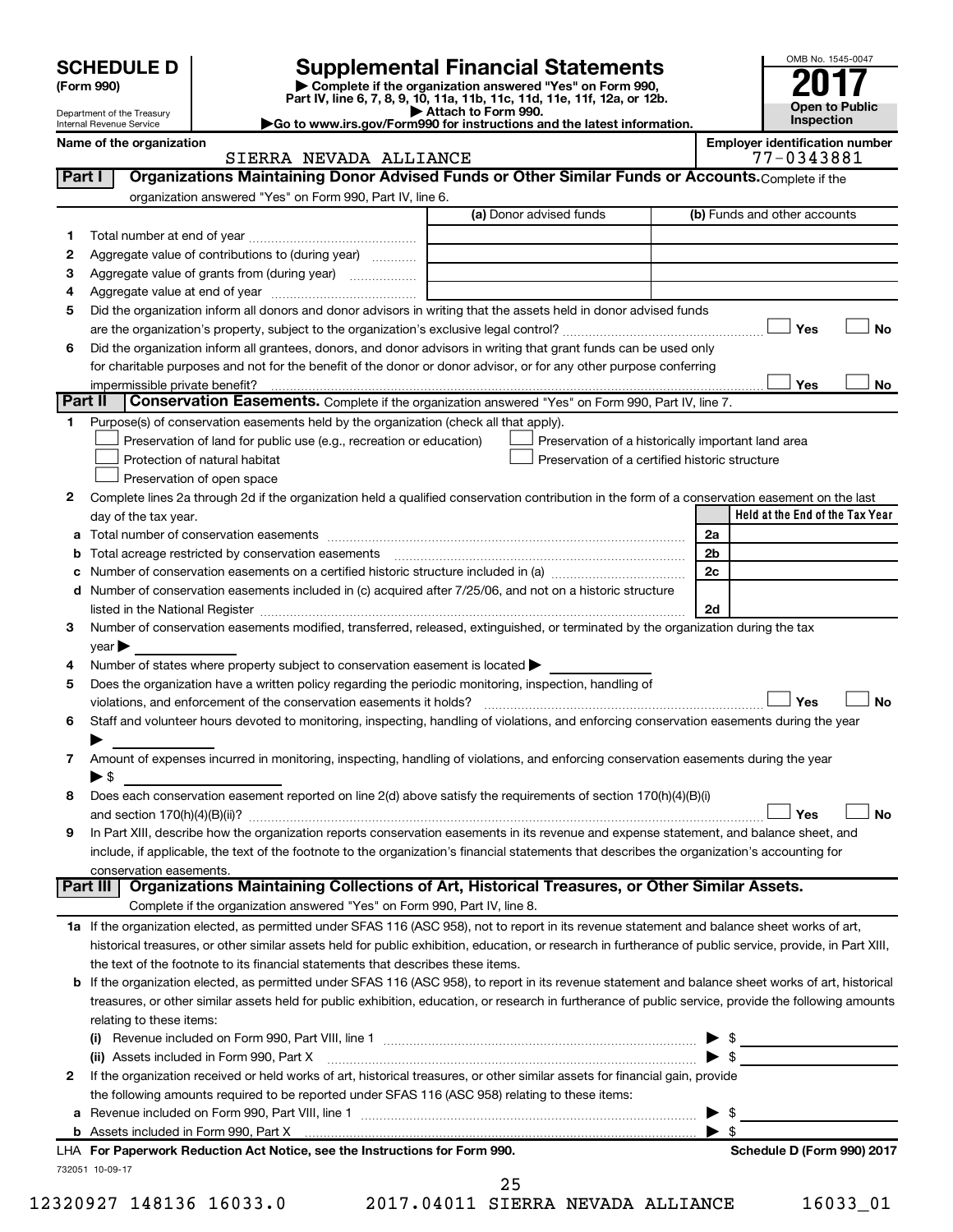**SCHEDULE D**
**(Form 990)**

Department of the Treasury
Internal Revenue Service

# Supplemental Financial Statements

▶ **Complete if the organization answered "Yes" on Form 990, Part IV, line 6, 7, 8, 9, 10, 11a, 11b, 11c, 11d, 11e, 11f, 12a, or 12b.**
▶ **Attach to Form 990.**
▶**Go to www.irs.gov/Form990 for instructions and the latest information.**

OMB No. 1545-0047
**2017**
**Open to Public Inspection**

**Name of the organization:** SIERRA NEVADA ALLIANCE
**Employer identification number:** 77-0343881

## Part I — Organizations Maintaining Donor Advised Funds or Other Similar Funds or Accounts.

Complete if the organization answered "Yes" on Form 990, Part IV, line 6.

| | | (a) Donor advised funds | (b) Funds and other accounts |
|---|---|---|---|
| 1 | Total number at end of year | | |
| 2 | Aggregate value of contributions to (during year) | | |
| 3 | Aggregate value of grants from (during year) | | |
| 4 | Aggregate value at end of year | | |

5 Did the organization inform all donors and donor advisors in writing that the assets held in donor advised funds are the organization's property, subject to the organization's exclusive legal control? ☐ Yes ☐ No

6 Did the organization inform all grantees, donors, and donor advisors in writing that grant funds can be used only for charitable purposes and not for the benefit of the donor or donor advisor, or for any other purpose conferring impermissible private benefit? ☐ Yes ☐ No

## Part II — Conservation Easements.

Complete if the organization answered "Yes" on Form 990, Part IV, line 7.

1 Purpose(s) of conservation easements held by the organization (check all that apply).

- ☐ Preservation of land for public use (e.g., recreation or education)
- ☐ Protection of natural habitat
- ☐ Preservation of open space
- ☐ Preservation of a historically important land area
- ☐ Preservation of a certified historic structure

2 Complete lines 2a through 2d if the organization held a qualified conservation contribution in the form of a conservation easement on the last day of the tax year.

| | | | Held at the End of the Tax Year |
|---|---|---|---|
| a | Total number of conservation easements | 2a | |
| b | Total acreage restricted by conservation easements | 2b | |
| c | Number of conservation easements on a certified historic structure included in (a) | 2c | |
| d | Number of conservation easements included in (c) acquired after 7/25/06, and not on a historic structure listed in the National Register | 2d | |

3 Number of conservation easements modified, transferred, released, extinguished, or terminated by the organization during the tax year ▶

4 Number of states where property subject to conservation easement is located ▶

5 Does the organization have a written policy regarding the periodic monitoring, inspection, handling of violations, and enforcement of the conservation easements it holds? ☐ Yes ☐ No

6 Staff and volunteer hours devoted to monitoring, inspecting, handling of violations, and enforcing conservation easements during the year ▶

7 Amount of expenses incurred in monitoring, inspecting, handling of violations, and enforcing conservation easements during the year ▶ $

8 Does each conservation easement reported on line 2(d) above satisfy the requirements of section 170(h)(4)(B)(i) and section 170(h)(4)(B)(ii)? ☐ Yes ☐ No

9 In Part XIII, describe how the organization reports conservation easements in its revenue and expense statement, and balance sheet, and include, if applicable, the text of the footnote to the organization's financial statements that describes the organization's accounting for conservation easements.

## Part III — Organizations Maintaining Collections of Art, Historical Treasures, or Other Similar Assets.

Complete if the organization answered "Yes" on Form 990, Part IV, line 8.

1a If the organization elected, as permitted under SFAS 116 (ASC 958), not to report in its revenue statement and balance sheet works of art, historical treasures, or other similar assets held for public exhibition, education, or research in furtherance of public service, provide, in Part XIII, the text of the footnote to its financial statements that describes these items.

b If the organization elected, as permitted under SFAS 116 (ASC 958), to report in its revenue statement and balance sheet works of art, historical treasures, or other similar assets held for public exhibition, education, or research in furtherance of public service, provide the following amounts relating to these items:

(i) Revenue included on Form 990, Part VIII, line 1 ▶ $

(ii) Assets included in Form 990, Part X ▶ $

2 If the organization received or held works of art, historical treasures, or other similar assets for financial gain, provide the following amounts required to be reported under SFAS 116 (ASC 958) relating to these items:

a Revenue included on Form 990, Part VIII, line 1 ▶ $

b Assets included in Form 990, Part X ▶ $

LHA **For Paperwork Reduction Act Notice, see the Instructions for Form 990.** **Schedule D (Form 990) 2017**

732051 10-09-17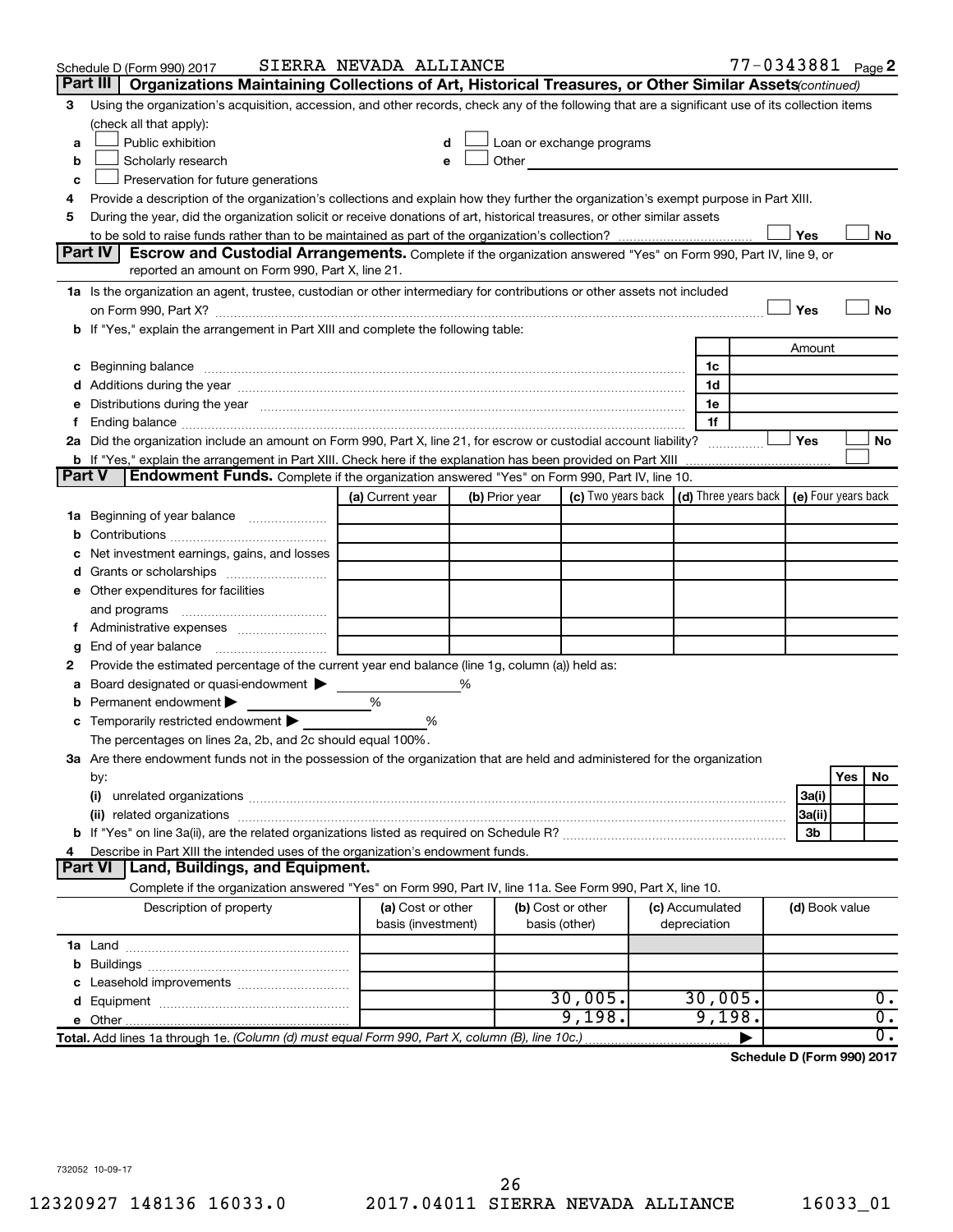Schedule D (Form 990) 2017 SIERRA NEVADA ALLIANCE 77-0343881 Page 2

## Part III Organizations Maintaining Collections of Art, Historical Treasures, or Other Similar Assets *(continued)*

3 Using the organization's acquisition, accession, and other records, check any of the following that are a significant use of its collection items (check all that apply):

a ☐ Public exhibition
b ☐ Scholarly research
c ☐ Preservation for future generations
d ☐ Loan or exchange programs
e ☐ Other

4 Provide a description of the organization's collections and explain how they further the organization's exempt purpose in Part XIII.

5 During the year, did the organization solicit or receive donations of art, historical treasures, or other similar assets to be sold to raise funds rather than to be maintained as part of the organization's collection? ☐ Yes ☐ No

## Part IV Escrow and Custodial Arrangements.

Complete if the organization answered "Yes" on Form 990, Part IV, line 9, or reported an amount on Form 990, Part X, line 21.

1a Is the organization an agent, trustee, custodian or other intermediary for contributions or other assets not included on Form 990, Part X? ☐ Yes ☐ No

b If "Yes," explain the arrangement in Part XIII and complete the following table:

| | | Amount |
|---|---|---|
| c Beginning balance | 1c | |
| d Additions during the year | 1d | |
| e Distributions during the year | 1e | |
| f Ending balance | 1f | |

2a Did the organization include an amount on Form 990, Part X, line 21, for escrow or custodial account liability? ☐ Yes ☐ No

b If "Yes," explain the arrangement in Part XIII. Check here if the explanation has been provided on Part XIII ☐

## Part V Endowment Funds.

Complete if the organization answered "Yes" on Form 990, Part IV, line 10.

| | (a) Current year | (b) Prior year | (c) Two years back | (d) Three years back | (e) Four years back |
|---|---|---|---|---|---|
| 1a Beginning of year balance | | | | | |
| b Contributions | | | | | |
| c Net investment earnings, gains, and losses | | | | | |
| d Grants or scholarships | | | | | |
| e Other expenditures for facilities and programs | | | | | |
| f Administrative expenses | | | | | |
| g End of year balance | | | | | |

2 Provide the estimated percentage of the current year end balance (line 1g, column (a)) held as:

a Board designated or quasi-endowment ▶ %
b Permanent endowment ▶ %
c Temporarily restricted endowment ▶ %

The percentages on lines 2a, 2b, and 2c should equal 100%.

3a Are there endowment funds not in the possession of the organization that are held and administered for the organization by:

| | | Yes | No |
|---|---|---|---|
| (i) unrelated organizations | 3a(i) | | |
| (ii) related organizations | 3a(ii) | | |
| b If "Yes" on line 3a(ii), are the related organizations listed as required on Schedule R? | 3b | | |

4 Describe in Part XIII the intended uses of the organization's endowment funds.

## Part VI Land, Buildings, and Equipment.

Complete if the organization answered "Yes" on Form 990, Part IV, line 11a. See Form 990, Part X, line 10.

| Description of property | (a) Cost or other basis (investment) | (b) Cost or other basis (other) | (c) Accumulated depreciation | (d) Book value |
|---|---|---|---|---|
| 1a Land | | | | |
| b Buildings | | | | |
| c Leasehold improvements | | | | |
| d Equipment | | 30,005. | 30,005. | 0. |
| e Other | | 9,198. | 9,198. | 0. |
| **Total.** Add lines 1a through 1e. *(Column (d) must equal Form 990, Part X, column (B), line 10c.)* ▶ | | | | 0. |

**Schedule D (Form 990) 2017**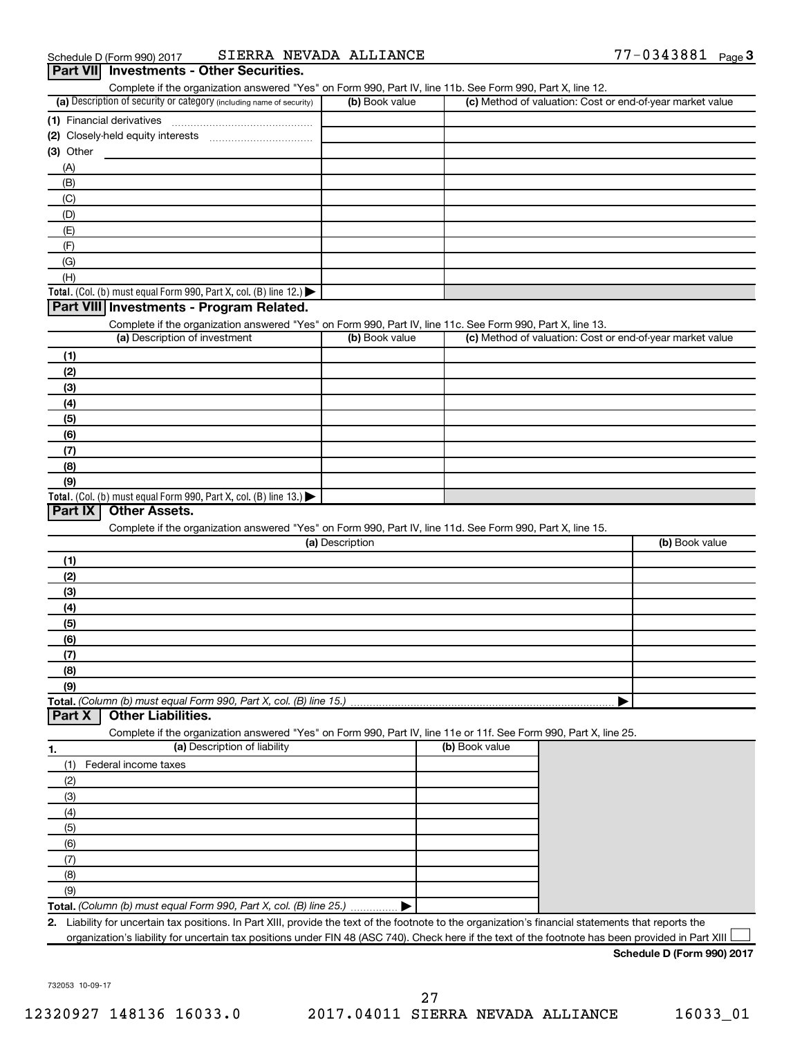Schedule D (Form 990) 2017 SIERRA NEVADA ALLIANCE 77-0343881 Page **3**

## Part VII Investments - Other Securities.

Complete if the organization answered "Yes" on Form 990, Part IV, line 11b. See Form 990, Part X, line 12.

| (a) Description of security or category (including name of security) | (b) Book value | (c) Method of valuation: Cost or end-of-year market value |
|---|---|---|
| (1) Financial derivatives | | |
| (2) Closely-held equity interests | | |
| (3) Other | | |
| (A) | | |
| (B) | | |
| (C) | | |
| (D) | | |
| (E) | | |
| (F) | | |
| (G) | | |
| (H) | | |
| **Total.** (Col. (b) must equal Form 990, Part X, col. (B) line 12.) | | |

## Part VIII Investments - Program Related.

Complete if the organization answered "Yes" on Form 990, Part IV, line 11c. See Form 990, Part X, line 13.

| (a) Description of investment | (b) Book value | (c) Method of valuation: Cost or end-of-year market value |
|---|---|---|
| (1) | | |
| (2) | | |
| (3) | | |
| (4) | | |
| (5) | | |
| (6) | | |
| (7) | | |
| (8) | | |
| (9) | | |
| **Total.** (Col. (b) must equal Form 990, Part X, col. (B) line 13.) | | |

## Part IX Other Assets.

Complete if the organization answered "Yes" on Form 990, Part IV, line 11d. See Form 990, Part X, line 15.

| (a) Description | (b) Book value |
|---|---|
| (1) | |
| (2) | |
| (3) | |
| (4) | |
| (5) | |
| (6) | |
| (7) | |
| (8) | |
| (9) | |
| **Total.** *(Column (b) must equal Form 990, Part X, col. (B) line 15.)* | |

## Part X Other Liabilities.

Complete if the organization answered "Yes" on Form 990, Part IV, line 11e or 11f. See Form 990, Part X, line 25.

| 1. (a) Description of liability | (b) Book value |
|---|---|
| (1) Federal income taxes | |
| (2) | |
| (3) | |
| (4) | |
| (5) | |
| (6) | |
| (7) | |
| (8) | |
| (9) | |
| **Total.** *(Column (b) must equal Form 990, Part X, col. (B) line 25.)* | |

**2.** Liability for uncertain tax positions. In Part XIII, provide the text of the footnote to the organization's financial statements that reports the organization's liability for uncertain tax positions under FIN 48 (ASC 740). Check here if the text of the footnote has been provided in Part XIII ☐

**Schedule D (Form 990) 2017**

732053 10-09-17

12320927 148136 16033.0 2017.04011 SIERRA NEVADA ALLIANCE 16033_01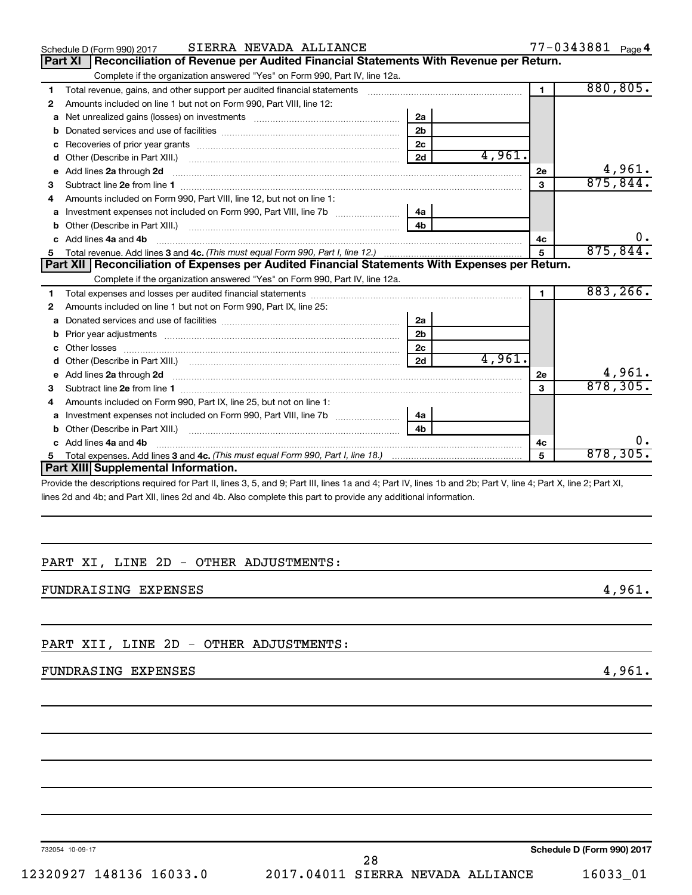Schedule D (Form 990) 2017 SIERRA NEVADA ALLIANCE 77-0343881 Page 4

## Part XI Reconciliation of Revenue per Audited Financial Statements With Revenue per Return.

Complete if the organization answered "Yes" on Form 990, Part IV, line 12a.

| | | | | | |
|---|---|---|---|---|---|
| 1 | Total revenue, gains, and other support per audited financial statements | | | 1 | 880,805. |
| 2 | Amounts included on line 1 but not on Form 990, Part VIII, line 12: | | | | |
| a | Net unrealized gains (losses) on investments | 2a | | | |
| b | Donated services and use of facilities | 2b | | | |
| c | Recoveries of prior year grants | 2c | | | |
| d | Other (Describe in Part XIII.) | 2d | 4,961. | | |
| e | Add lines 2a through 2d | | | 2e | 4,961. |
| 3 | Subtract line 2e from line 1 | | | 3 | 875,844. |
| 4 | Amounts included on Form 990, Part VIII, line 12, but not on line 1: | | | | |
| a | Investment expenses not included on Form 990, Part VIII, line 7b | 4a | | | |
| b | Other (Describe in Part XIII.) | 4b | | | |
| c | Add lines 4a and 4b | | | 4c | 0. |
| 5 | Total revenue. Add lines 3 and 4c. *(This must equal Form 990, Part I, line 12.)* | | | 5 | 875,844. |

## Part XII Reconciliation of Expenses per Audited Financial Statements With Expenses per Return.

Complete if the organization answered "Yes" on Form 990, Part IV, line 12a.

| | | | | | |
|---|---|---|---|---|---|
| 1 | Total expenses and losses per audited financial statements | | | 1 | 883,266. |
| 2 | Amounts included on line 1 but not on Form 990, Part IX, line 25: | | | | |
| a | Donated services and use of facilities | 2a | | | |
| b | Prior year adjustments | 2b | | | |
| c | Other losses | 2c | | | |
| d | Other (Describe in Part XIII.) | 2d | 4,961. | | |
| e | Add lines 2a through 2d | | | 2e | 4,961. |
| 3 | Subtract line 2e from line 1 | | | 3 | 878,305. |
| 4 | Amounts included on Form 990, Part IX, line 25, but not on line 1: | | | | |
| a | Investment expenses not included on Form 990, Part VIII, line 7b | 4a | | | |
| b | Other (Describe in Part XIII.) | 4b | | | |
| c | Add lines 4a and 4b | | | 4c | 0. |
| 5 | Total expenses. Add lines 3 and 4c. *(This must equal Form 990, Part I, line 18.)* | | | 5 | 878,305. |

## Part XIII Supplemental Information.

Provide the descriptions required for Part II, lines 3, 5, and 9; Part III, lines 1a and 4; Part IV, lines 1b and 2b; Part V, line 4; Part X, line 2; Part XI, lines 2d and 4b; and Part XII, lines 2d and 4b. Also complete this part to provide any additional information.

PART XI, LINE 2D - OTHER ADJUSTMENTS:

FUNDRAISING EXPENSES 4,961.

PART XII, LINE 2D - OTHER ADJUSTMENTS:

FUNDRASING EXPENSES 4,961.

732054 10-09-17 Schedule D (Form 990) 2017

12320927 148136 16033.0 2017.04011 SIERRA NEVADA ALLIANCE 16033_01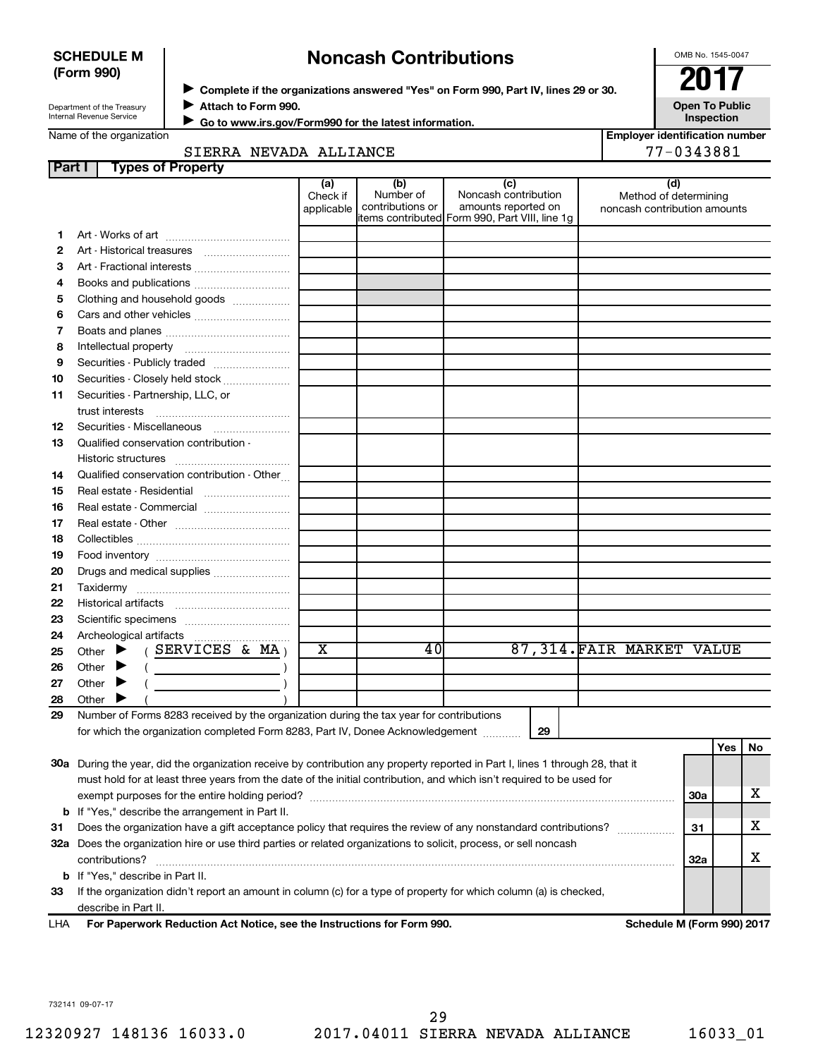**SCHEDULE M (Form 990)**

Department of the Treasury
Internal Revenue Service

# Noncash Contributions

▶ Complete if the organizations answered "Yes" on Form 990, Part IV, lines 29 or 30.
▶ Attach to Form 990.
▶ Go to www.irs.gov/Form990 for the latest information.

OMB No. 1545-0047

**2017**

**Open To Public Inspection**

Name of the organization: SIERRA NEVADA ALLIANCE

Employer identification number: 77-0343881

## Part I Types of Property

| | | (a) Check if applicable | (b) Number of contributions or items contributed | (c) Noncash contribution amounts reported on Form 990, Part VIII, line 1g | (d) Method of determining noncash contribution amounts |
|---|---|---|---|---|---|
| 1 | Art - Works of art | | | | |
| 2 | Art - Historical treasures | | | | |
| 3 | Art - Fractional interests | | | | |
| 4 | Books and publications | | | | |
| 5 | Clothing and household goods | | | | |
| 6 | Cars and other vehicles | | | | |
| 7 | Boats and planes | | | | |
| 8 | Intellectual property | | | | |
| 9 | Securities - Publicly traded | | | | |
| 10 | Securities - Closely held stock | | | | |
| 11 | Securities - Partnership, LLC, or trust interests | | | | |
| 12 | Securities - Miscellaneous | | | | |
| 13 | Qualified conservation contribution - Historic structures | | | | |
| 14 | Qualified conservation contribution - Other | | | | |
| 15 | Real estate - Residential | | | | |
| 16 | Real estate - Commercial | | | | |
| 17 | Real estate - Other | | | | |
| 18 | Collectibles | | | | |
| 19 | Food inventory | | | | |
| 20 | Drugs and medical supplies | | | | |
| 21 | Taxidermy | | | | |
| 22 | Historical artifacts | | | | |
| 23 | Scientific specimens | | | | |
| 24 | Archeological artifacts | | | | |
| 25 | Other ▶ ( SERVICES & MA ) | X | 40 | 87,314. | FAIR MARKET VALUE |
| 26 | Other ▶ ( ) | | | | |
| 27 | Other ▶ ( ) | | | | |
| 28 | Other ▶ ( ) | | | | |

**29** Number of Forms 8283 received by the organization during the tax year for contributions for which the organization completed Form 8283, Part IV, Donee Acknowledgement ..... **29**

| | | | Yes | No |
|---|---|---|---|---|
| 30a | During the year, did the organization receive by contribution any property reported in Part I, lines 1 through 28, that it must hold for at least three years from the date of the initial contribution, and which isn't required to be used for exempt purposes for the entire holding period? | 30a | | X |
| b | If "Yes," describe the arrangement in Part II. | | | |
| 31 | Does the organization have a gift acceptance policy that requires the review of any nonstandard contributions? | 31 | | X |
| 32a | Does the organization hire or use third parties or related organizations to solicit, process, or sell noncash contributions? | 32a | | X |
| b | If "Yes," describe in Part II. | | | |
| 33 | If the organization didn't report an amount in column (c) for a type of property for which column (a) is checked, describe in Part II. | | | |

LHA **For Paperwork Reduction Act Notice, see the Instructions for Form 990.** **Schedule M (Form 990) 2017**

732141 09-07-17

12320927 148136 16033.0 2017.04011 SIERRA NEVADA ALLIANCE 16033_01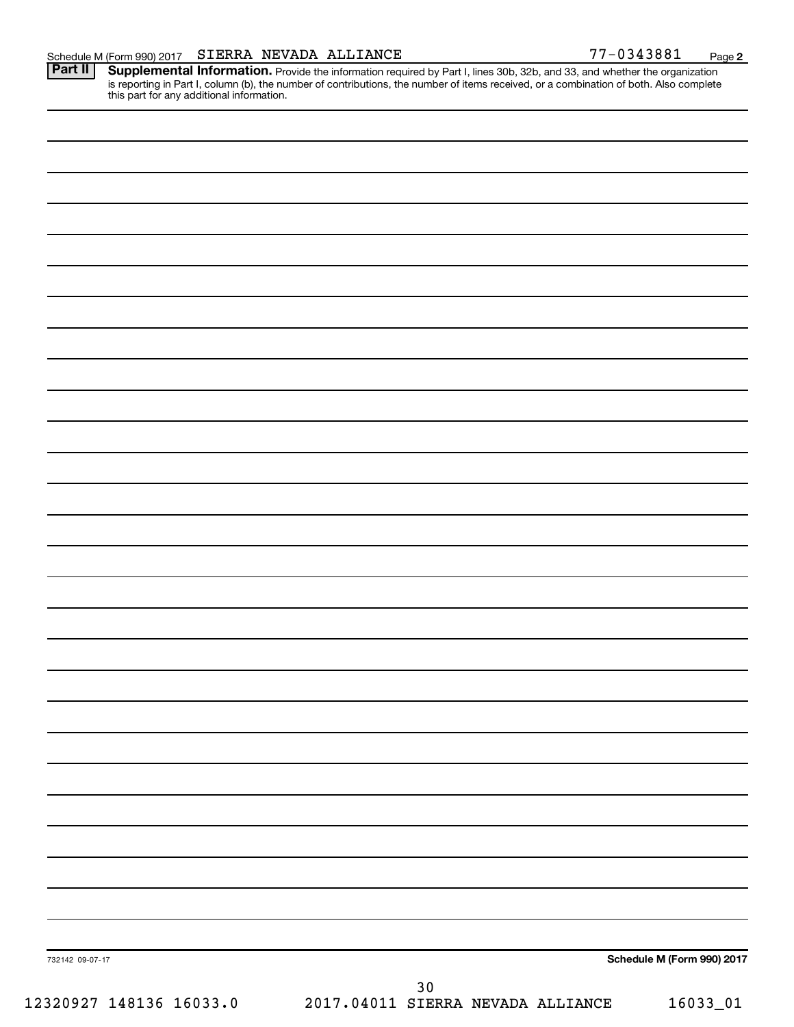Schedule M (Form 990) 2017 SIERRA NEVADA ALLIANCE 77-0343881 Page 2

**Part II** **Supplemental Information.** Provide the information required by Part I, lines 30b, 32b, and 33, and whether the organization is reporting in Part I, column (b), the number of contributions, the number of items received, or a combination of both. Also complete this part for any additional information.

732142 09-07-17

**Schedule M (Form 990) 2017**

12320927 148136 16033.0 2017.04011 SIERRA NEVADA ALLIANCE 16033_01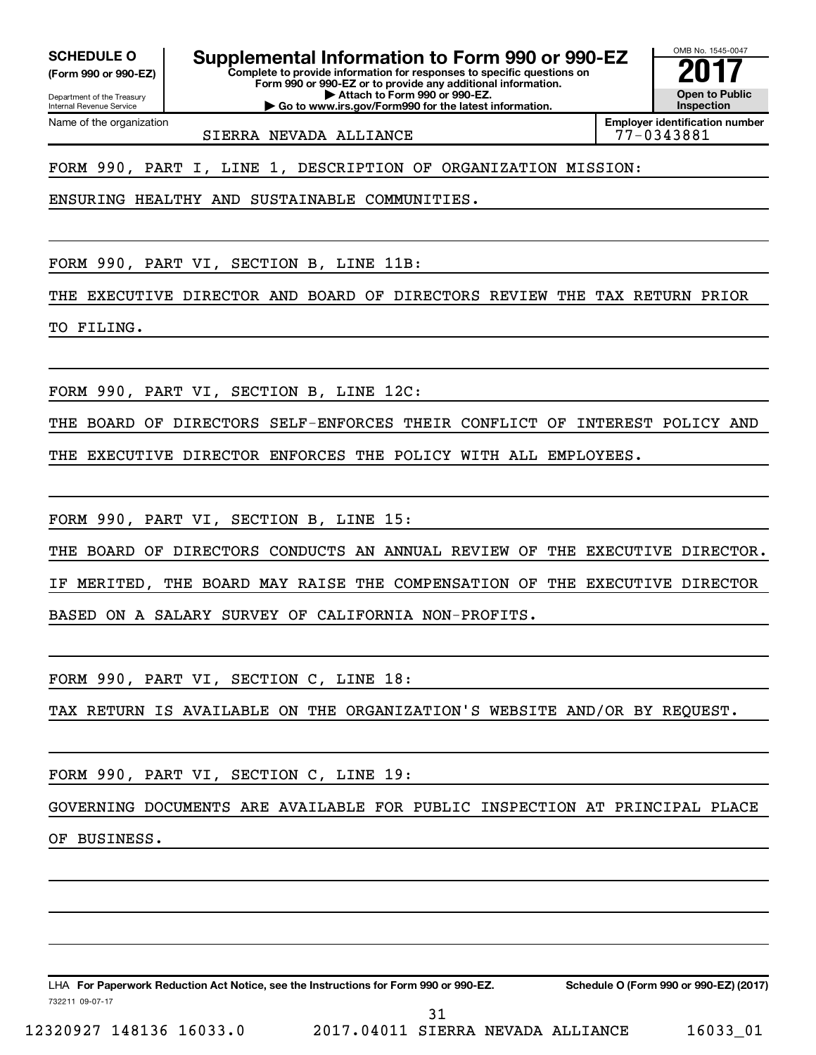**SCHEDULE O**
**(Form 990 or 990-EZ)**

Department of the Treasury
Internal Revenue Service

# Supplemental Information to Form 990 or 990-EZ

**Complete to provide information for responses to specific questions on Form 990 or 990-EZ or to provide any additional information.**
**▶ Attach to Form 990 or 990-EZ.**
**▶ Go to www.irs.gov/Form990 for the latest information.**

OMB No. 1545-0047

**2017**

**Open to Public Inspection**

| Name of the organization | Employer identification number |
|---|---|
| SIERRA NEVADA ALLIANCE | 77-0343881 |

FORM 990, PART I, LINE 1, DESCRIPTION OF ORGANIZATION MISSION:

ENSURING HEALTHY AND SUSTAINABLE COMMUNITIES.

FORM 990, PART VI, SECTION B, LINE 11B:

THE EXECUTIVE DIRECTOR AND BOARD OF DIRECTORS REVIEW THE TAX RETURN PRIOR TO FILING.

FORM 990, PART VI, SECTION B, LINE 12C:

THE BOARD OF DIRECTORS SELF-ENFORCES THEIR CONFLICT OF INTEREST POLICY AND THE EXECUTIVE DIRECTOR ENFORCES THE POLICY WITH ALL EMPLOYEES.

FORM 990, PART VI, SECTION B, LINE 15:

THE BOARD OF DIRECTORS CONDUCTS AN ANNUAL REVIEW OF THE EXECUTIVE DIRECTOR. IF MERITED, THE BOARD MAY RAISE THE COMPENSATION OF THE EXECUTIVE DIRECTOR BASED ON A SALARY SURVEY OF CALIFORNIA NON-PROFITS.

FORM 990, PART VI, SECTION C, LINE 18:

TAX RETURN IS AVAILABLE ON THE ORGANIZATION'S WEBSITE AND/OR BY REQUEST.

FORM 990, PART VI, SECTION C, LINE 19:

GOVERNING DOCUMENTS ARE AVAILABLE FOR PUBLIC INSPECTION AT PRINCIPAL PLACE OF BUSINESS.

LHA **For Paperwork Reduction Act Notice, see the Instructions for Form 990 or 990-EZ.** **Schedule O (Form 990 or 990-EZ) (2017)**

732211 09-07-17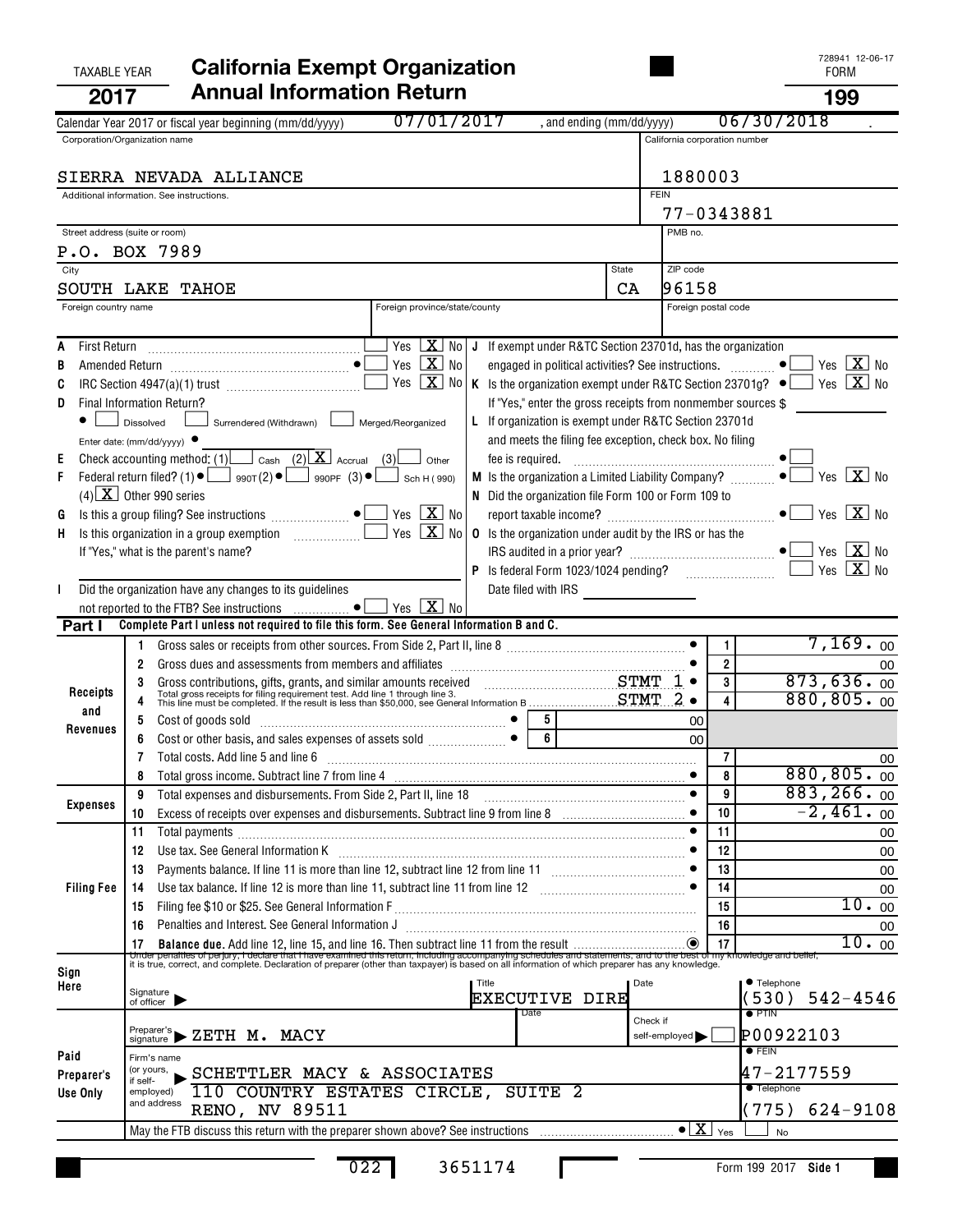728941 12-06-17

TAXABLE YEAR **2017**

# California Exempt Organization Annual Information Return

FORM **199**

Calendar Year 2017 or fiscal year beginning (mm/dd/yyyy) 07/01/2017 , and ending (mm/dd/yyyy) 06/30/2018 .

| Corporation/Organization name | California corporation number |
|---|---|
| SIERRA NEVADA ALLIANCE | 1880003 |
| Additional information. See instructions. | FEIN 77-0343881 |
| Street address (suite or room) P.O. BOX 7989 | PMB no. |
| City SOUTH LAKE TAHOE / State CA | ZIP code 96158 |
| Foreign country name / Foreign province/state/county | Foreign postal code |

A First Return .......... Yes [X] No

B Amended Return .......... ● Yes [X] No

C IRC Section 4947(a)(1) trust .......... Yes [X] No

D Final Information Return?
● [ ] Dissolved [ ] Surrendered (Withdrawn) [ ] Merged/Reorganized
Enter date: (mm/dd/yyyy) ●

E Check accounting method: (1) [ ] Cash (2) [X] Accrual (3) [ ] Other

F Federal return filed? (1) ● [ ] 990T (2) ● [ ] 990PF (3) ● [ ] Sch H (990)
(4) [X] Other 990 series

G Is this a group filing? See instructions .......... ● Yes [X] No

H Is this organization in a group exemption .......... Yes [X] No
If "Yes," what is the parent's name?

I Did the organization have any changes to its guidelines not reported to the FTB? See instructions .......... ● Yes [X] No

J If exempt under R&TC Section 23701d, has the organization engaged in political activities? See instructions. .......... ● Yes [X] No

K Is the organization exempt under R&TC Section 23701g? ● Yes [X] No
If "Yes," enter the gross receipts from nonmember sources $

L If organization is exempt under R&TC Section 23701d and meets the filing fee exception, check box. No filing fee is required. .......... ● [ ]

M Is the organization a Limited Liability Company? .......... ● Yes [X] No

N Did the organization file Form 100 or Form 109 to report taxable income? .......... ● Yes [X] No

O Is the organization under audit by the IRS or has the IRS audited in a prior year? .......... ● Yes [X] No

P Is federal Form 1023/1024 pending? .......... Yes [X] No
Date filed with IRS

**Part I** Complete Part I unless not required to file this form. See General Information B and C.

| Section | Line | Description | | Amount |
|---|---|---|---|---|
| Receipts and Revenues | 1 | Gross sales or receipts from other sources. From Side 2, Part II, line 8 | 1 | 7,169. 00 |
| | 2 | Gross dues and assessments from members and affiliates | 2 | 00 |
| | 3 | Gross contributions, gifts, grants, and similar amounts received STMT 1 | 3 | 873,636. 00 |
| | 4 | Total gross receipts for filing requirement test. Add line 1 through line 3. This line must be completed. If the result is less than $50,000, see General Information B STMT 2 | 4 | 880,805. 00 |
| | 5 | Cost of goods sold .......... 5 .......... 00 | | |
| | 6 | Cost or other basis, and sales expenses of assets sold .......... 6 .......... 00 | | |
| | 7 | Total costs. Add line 5 and line 6 | 7 | 00 |
| | 8 | Total gross income. Subtract line 7 from line 4 | 8 | 880,805. 00 |
| Expenses | 9 | Total expenses and disbursements. From Side 2, Part II, line 18 | 9 | 883,266. 00 |
| | 10 | Excess of receipts over expenses and disbursements. Subtract line 9 from line 8 | 10 | -2,461. 00 |
| Filing Fee | 11 | Total payments | 11 | 00 |
| | 12 | Use tax. See General Information K | 12 | 00 |
| | 13 | Payments balance. If line 11 is more than line 12, subtract line 12 from line 11 | 13 | 00 |
| | 14 | Use tax balance. If line 12 is more than line 11, subtract line 11 from line 12 | 14 | 00 |
| | 15 | Filing fee $10 or $25. See General Information F | 15 | 10. 00 |
| | 16 | Penalties and Interest. See General Information J | 16 | 00 |
| | 17 | **Balance due.** Add line 12, line 15, and line 16. Then subtract line 11 from the result | 17 | 10. 00 |

**Sign Here**

Under penalties of perjury, I declare that I have examined this return, including accompanying schedules and statements, and to the best of my knowledge and belief, it is true, correct, and complete. Declaration of preparer (other than taxpayer) is based on all information of which preparer has any knowledge.

Signature of officer ▶ | Title: EXECUTIVE DIRE | Date | Telephone: (530) 542-4546

**Paid Preparer's Use Only**

Preparer's signature ▶ ZETH M. MACY | Date | Check if self-employed ▶ [ ] | PTIN: P00922103

Firm's name (or yours, if self-employed) and address ▶ SCHETTLER MACY & ASSOCIATES, 110 COUNTRY ESTATES CIRCLE, SUITE 2, RENO, NV 89511 | FEIN: 47-2177559 | Telephone: (775) 624-9108

May the FTB discuss this return with the preparer shown above? See instructions .......... ● [X] Yes [ ] No

022 3651174

Form 199 2017 Side 1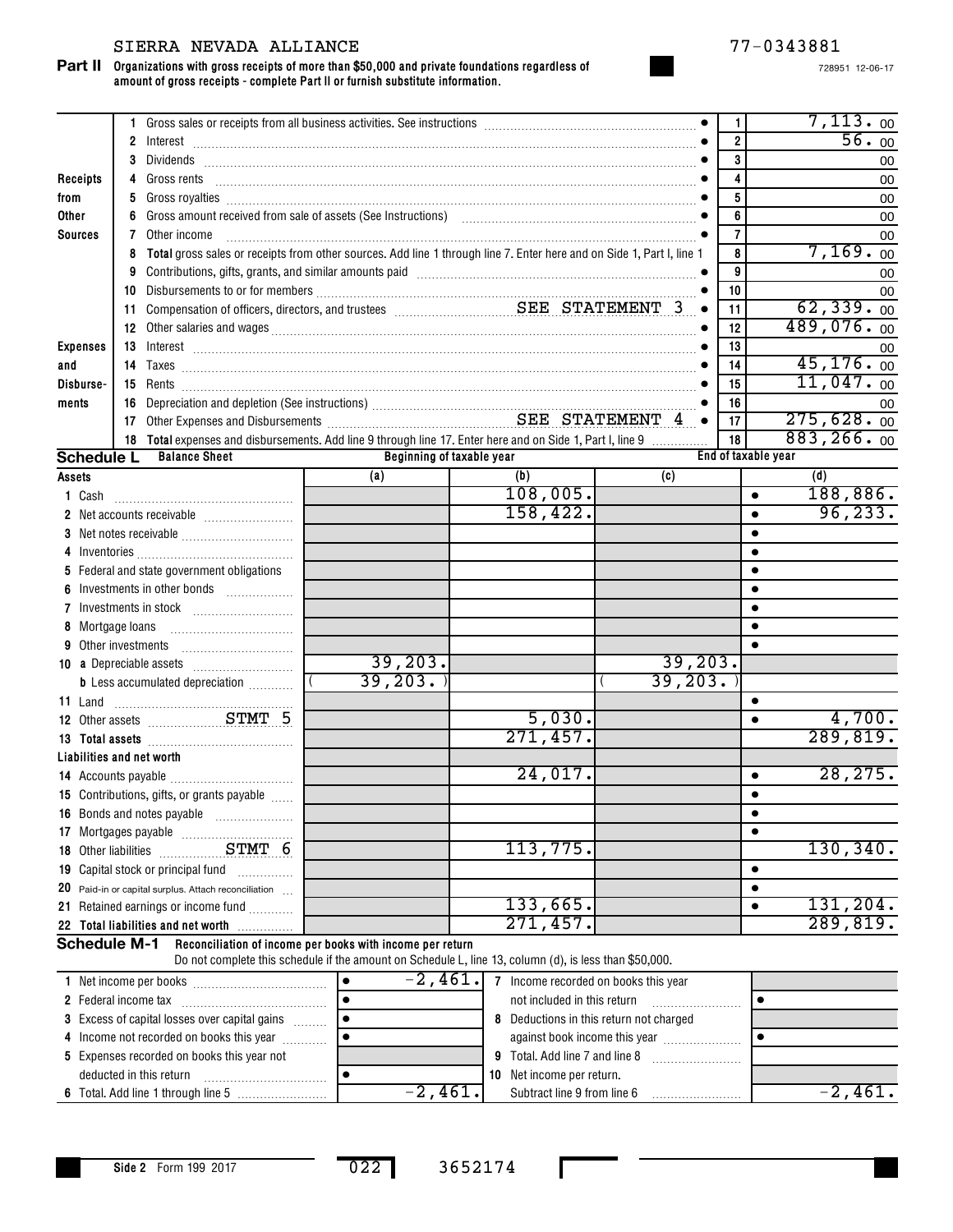SIERRA NEVADA ALLIANCE 77-0343881

728951 12-06-17

**Part II** **Organizations with gross receipts of more than $50,000 and private foundations regardless of amount of gross receipts - complete Part II or furnish substitute information.**

| Section | Line | Description | Line No. | Amount |
|---|---|---|---|---|
| Receipts from Other Sources | 1 | Gross sales or receipts from all business activities. See instructions | 1 | 7,113. 00 |
| | 2 | Interest | 2 | 56. 00 |
| | 3 | Dividends | 3 | 00 |
| | 4 | Gross rents | 4 | 00 |
| | 5 | Gross royalties | 5 | 00 |
| | 6 | Gross amount received from sale of assets (See Instructions) | 6 | 00 |
| | 7 | Other income | 7 | 00 |
| | 8 | **Total** gross sales or receipts from other sources. Add line 1 through line 7. Enter here and on Side 1, Part I, line 1 | 8 | 7,169. 00 |
| Expenses and Disbursements | 9 | Contributions, gifts, grants, and similar amounts paid | 9 | 00 |
| | 10 | Disbursements to or for members | 10 | 00 |
| | 11 | Compensation of officers, directors, and trustees SEE STATEMENT 3 | 11 | 62,339. 00 |
| | 12 | Other salaries and wages | 12 | 489,076. 00 |
| | 13 | Interest | 13 | 00 |
| | 14 | Taxes | 14 | 45,176. 00 |
| | 15 | Rents | 15 | 11,047. 00 |
| | 16 | Depreciation and depletion (See instructions) | 16 | 00 |
| | 17 | Other Expenses and Disbursements SEE STATEMENT 4 | 17 | 275,628. 00 |
| | 18 | **Total** expenses and disbursements. Add line 9 through line 17. Enter here and on Side 1, Part I, line 9 | 18 | 883,266. 00 |

**Schedule L** **Balance Sheet**

| Assets | Beginning of taxable year (a) | (b) | End of taxable year (c) | (d) |
|---|---|---|---|---|
| 1 Cash | | 108,005. | | 188,886. |
| 2 Net accounts receivable | | 158,422. | | 96,233. |
| 3 Net notes receivable | | | | |
| 4 Inventories | | | | |
| 5 Federal and state government obligations | | | | |
| 6 Investments in other bonds | | | | |
| 7 Investments in stock | | | | |
| 8 Mortgage loans | | | | |
| 9 Other investments | | | | |
| 10 a Depreciable assets | 39,203. | | 39,203. | |
| b Less accumulated depreciation | (39,203.) | | (39,203.) | |
| 11 Land | | | | |
| 12 Other assets STMT 5 | | 5,030. | | 4,700. |
| 13 **Total assets** | | 271,457. | | 289,819. |
| **Liabilities and net worth** | | | | |
| 14 Accounts payable | | 24,017. | | 28,275. |
| 15 Contributions, gifts, or grants payable | | | | |
| 16 Bonds and notes payable | | | | |
| 17 Mortgages payable | | | | |
| 18 Other liabilities STMT 6 | | 113,775. | | 130,340. |
| 19 Capital stock or principal fund | | | | |
| 20 Paid-in or capital surplus. Attach reconciliation | | | | |
| 21 Retained earnings or income fund | | 133,665. | | 131,204. |
| 22 **Total liabilities and net worth** | | 271,457. | | 289,819. |

**Schedule M-1** **Reconciliation of income per books with income per return**

Do not complete this schedule if the amount on Schedule L, line 13, column (d), is less than $50,000.

| | | | |
|---|---|---|---|
| 1 Net income per books | -2,461. | 7 Income recorded on books this year not included in this return | |
| 2 Federal income tax | | | |
| 3 Excess of capital losses over capital gains | | 8 Deductions in this return not charged against book income this year | |
| 4 Income not recorded on books this year | | | |
| 5 Expenses recorded on books this year not deducted in this return | | 9 Total. Add line 7 and line 8 | |
| | | 10 Net income per return. Subtract line 9 from line 6 | -2,461. |
| 6 Total. Add line 1 through line 5 | -2,461. | | |

**Side 2** Form 199 2017 022 3652174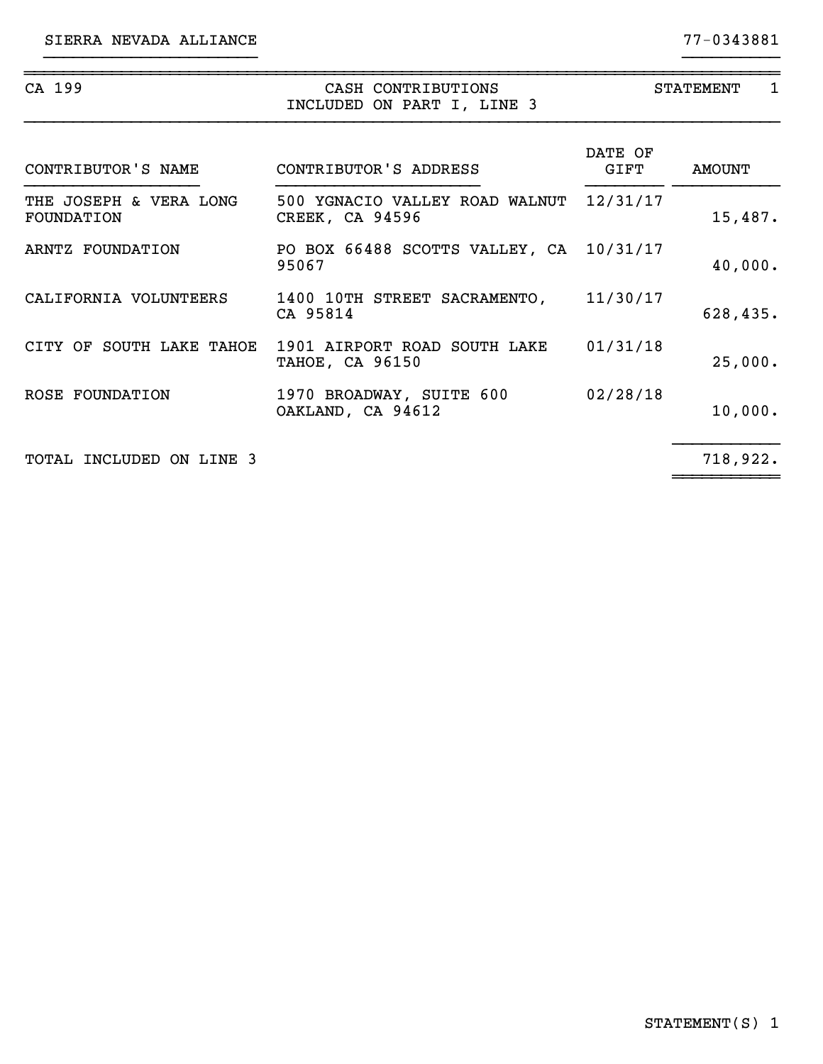SIERRA NEVADA ALLIANCE 77-0343881

CA 199 — CASH CONTRIBUTIONS INCLUDED ON PART I, LINE 3 — STATEMENT 1

| CONTRIBUTOR'S NAME | CONTRIBUTOR'S ADDRESS | DATE OF GIFT | AMOUNT |
|---|---|---|---|
| THE JOSEPH & VERA LONG FOUNDATION | 500 YGNACIO VALLEY ROAD WALNUT CREEK, CA 94596 | 12/31/17 | 15,487. |
| ARNTZ FOUNDATION | PO BOX 66488 SCOTTS VALLEY, CA 95067 | 10/31/17 | 40,000. |
| CALIFORNIA VOLUNTEERS | 1400 10TH STREET SACRAMENTO, CA 95814 | 11/30/17 | 628,435. |
| CITY OF SOUTH LAKE TAHOE | 1901 AIRPORT ROAD SOUTH LAKE TAHOE, CA 96150 | 01/31/18 | 25,000. |
| ROSE FOUNDATION | 1970 BROADWAY, SUITE 600 OAKLAND, CA 94612 | 02/28/18 | 10,000. |
| TOTAL INCLUDED ON LINE 3 | | | 718,922. |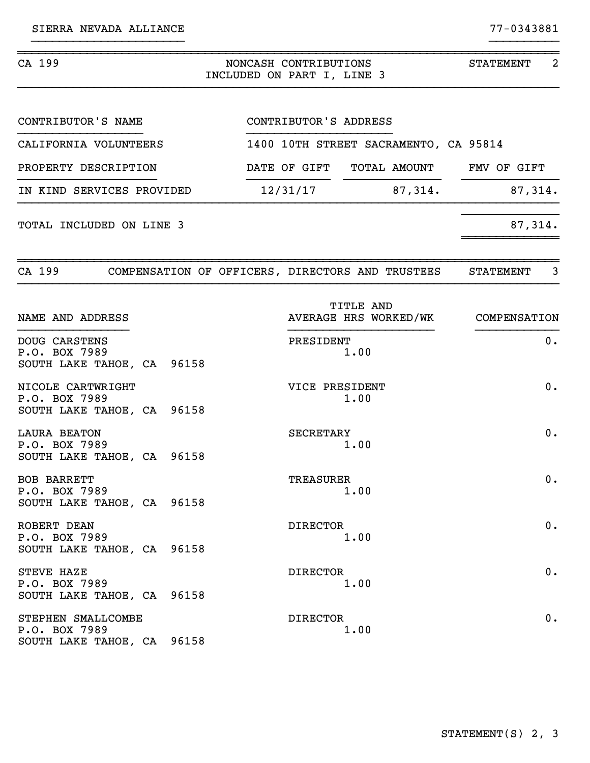SIERRA NEVADA ALLIANCE 77-0343881

## CA 199 — NONCASH CONTRIBUTIONS INCLUDED ON PART I, LINE 3 — STATEMENT 2

| CONTRIBUTOR'S NAME | CONTRIBUTOR'S ADDRESS | | |
|---|---|---|---|
| CALIFORNIA VOLUNTEERS | 1400 10TH STREET SACRAMENTO, CA 95814 | | |
| **PROPERTY DESCRIPTION** | **DATE OF GIFT** | **TOTAL AMOUNT** | **FMV OF GIFT** |
| IN KIND SERVICES PROVIDED | 12/31/17 | 87,314. | 87,314. |
| TOTAL INCLUDED ON LINE 3 | | | 87,314. |

## CA 199 — COMPENSATION OF OFFICERS, DIRECTORS AND TRUSTEES — STATEMENT 3

| NAME AND ADDRESS | TITLE AND AVERAGE HRS WORKED/WK | COMPENSATION |
|---|---|---|
| DOUG CARSTENS<br>P.O. BOX 7989<br>SOUTH LAKE TAHOE, CA 96158 | PRESIDENT<br>1.00 | 0. |
| NICOLE CARTWRIGHT<br>P.O. BOX 7989<br>SOUTH LAKE TAHOE, CA 96158 | VICE PRESIDENT<br>1.00 | 0. |
| LAURA BEATON<br>P.O. BOX 7989<br>SOUTH LAKE TAHOE, CA 96158 | SECRETARY<br>1.00 | 0. |
| BOB BARRETT<br>P.O. BOX 7989<br>SOUTH LAKE TAHOE, CA 96158 | TREASURER<br>1.00 | 0. |
| ROBERT DEAN<br>P.O. BOX 7989<br>SOUTH LAKE TAHOE, CA 96158 | DIRECTOR<br>1.00 | 0. |
| STEVE HAZE<br>P.O. BOX 7989<br>SOUTH LAKE TAHOE, CA 96158 | DIRECTOR<br>1.00 | 0. |
| STEPHEN SMALLCOMBE<br>P.O. BOX 7989<br>SOUTH LAKE TAHOE, CA 96158 | DIRECTOR<br>1.00 | 0. |

STATEMENT(S) 2, 3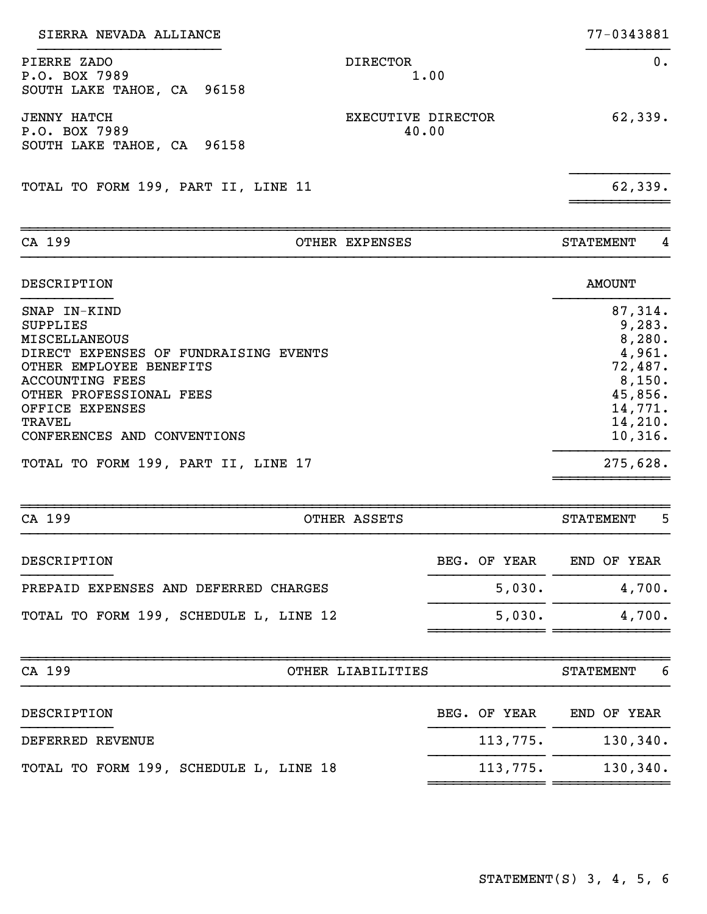SIERRA NEVADA ALLIANCE 77-0343881

| | | |
|---|---|---|
| PIERRE ZADO<br>P.O. BOX 7989<br>SOUTH LAKE TAHOE, CA 96158 | DIRECTOR<br>1.00 | 0. |
| JENNY HATCH<br>P.O. BOX 7989<br>SOUTH LAKE TAHOE, CA 96158 | EXECUTIVE DIRECTOR<br>40.00 | 62,339. |
| TOTAL TO FORM 199, PART II, LINE 11 | | 62,339. |

## CA 199 — OTHER EXPENSES — STATEMENT 4

| DESCRIPTION | AMOUNT |
|---|---|
| SNAP IN-KIND | 87,314. |
| SUPPLIES | 9,283. |
| MISCELLANEOUS | 8,280. |
| DIRECT EXPENSES OF FUNDRAISING EVENTS | 4,961. |
| OTHER EMPLOYEE BENEFITS | 72,487. |
| ACCOUNTING FEES | 8,150. |
| OTHER PROFESSIONAL FEES | 45,856. |
| OFFICE EXPENSES | 14,771. |
| TRAVEL | 14,210. |
| CONFERENCES AND CONVENTIONS | 10,316. |
| TOTAL TO FORM 199, PART II, LINE 17 | 275,628. |

## CA 199 — OTHER ASSETS — STATEMENT 5

| DESCRIPTION | BEG. OF YEAR | END OF YEAR |
|---|---|---|
| PREPAID EXPENSES AND DEFERRED CHARGES | 5,030. | 4,700. |
| TOTAL TO FORM 199, SCHEDULE L, LINE 12 | 5,030. | 4,700. |

## CA 199 — OTHER LIABILITIES — STATEMENT 6

| DESCRIPTION | BEG. OF YEAR | END OF YEAR |
|---|---|---|
| DEFERRED REVENUE | 113,775. | 130,340. |
| TOTAL TO FORM 199, SCHEDULE L, LINE 18 | 113,775. | 130,340. |

STATEMENT(S) 3, 4, 5, 6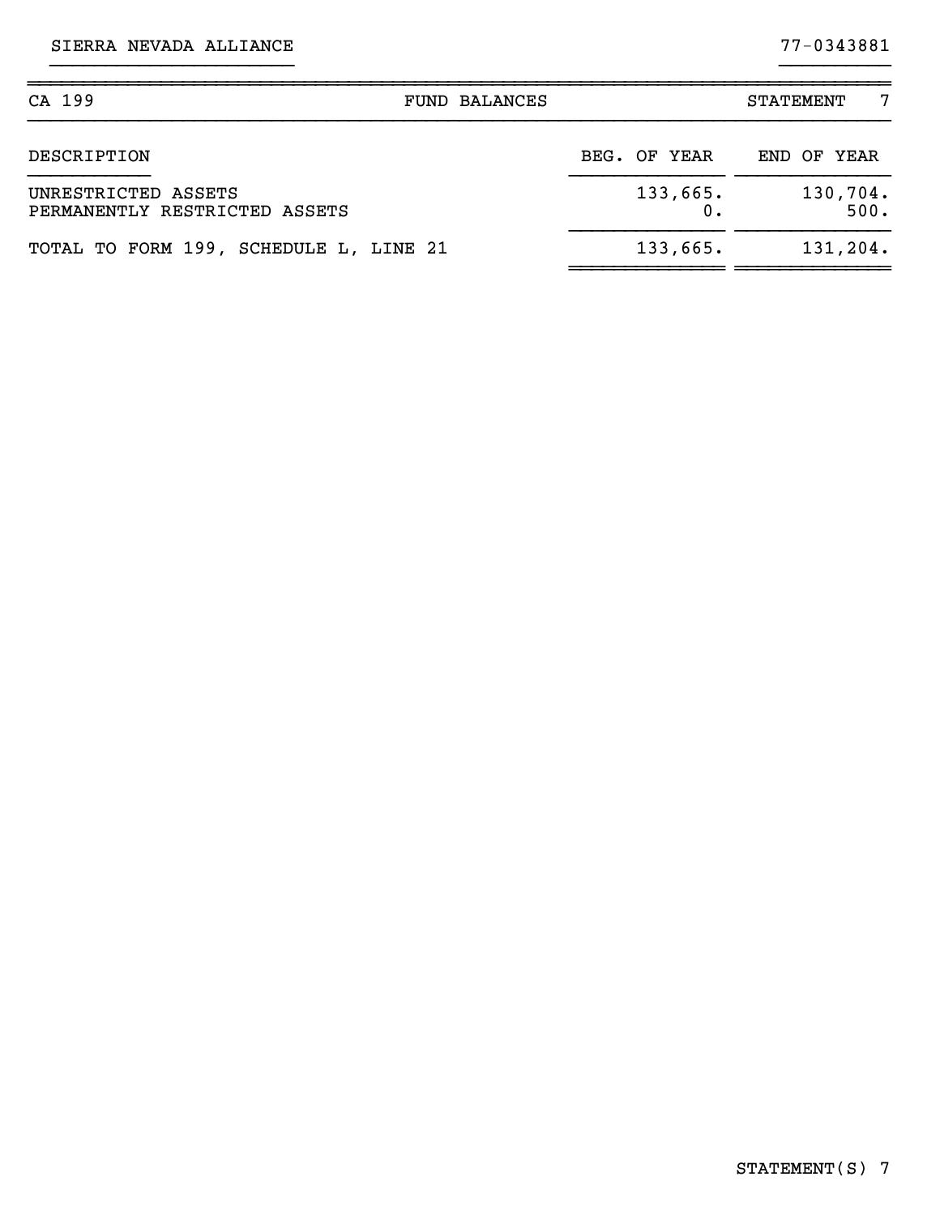SIERRA NEVADA ALLIANCE 77-0343881

| CA 199 | FUND BALANCES | STATEMENT 7 |
|---|---|---|

| DESCRIPTION | BEG. OF YEAR | END OF YEAR |
|---|---|---|
| UNRESTRICTED ASSETS | 133,665. | 130,704. |
| PERMANENTLY RESTRICTED ASSETS | 0. | 500. |
| TOTAL TO FORM 199, SCHEDULE L, LINE 21 | 133,665. | 131,204. |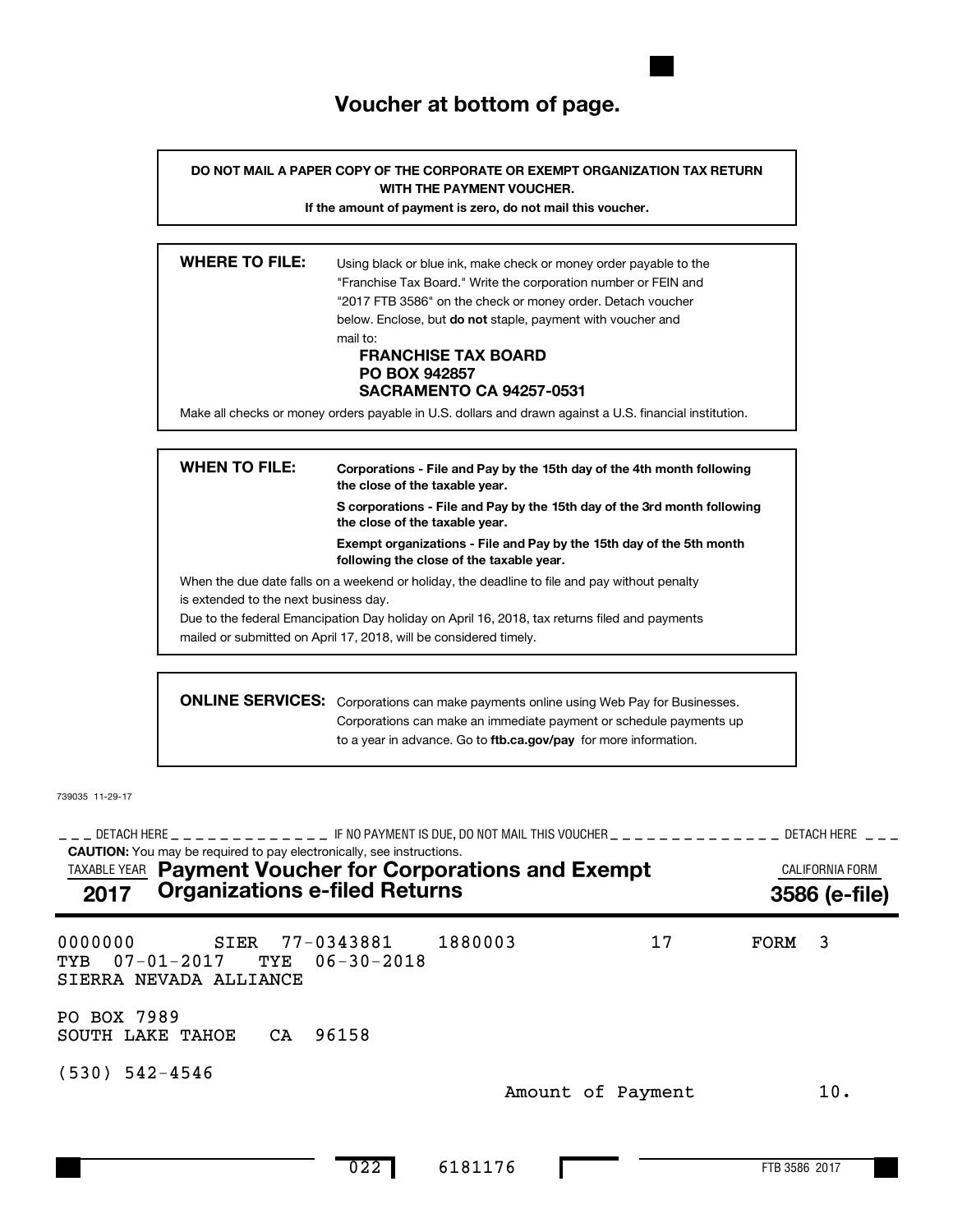# Voucher at bottom of page.

**DO NOT MAIL A PAPER COPY OF THE CORPORATE OR EXEMPT ORGANIZATION TAX RETURN WITH THE PAYMENT VOUCHER.**
**If the amount of payment is zero, do not mail this voucher.**

**WHERE TO FILE:** Using black or blue ink, make check or money order payable to the "Franchise Tax Board." Write the corporation number or FEIN and "2017 FTB 3586" on the check or money order. Detach voucher below. Enclose, but **do not** staple, payment with voucher and mail to:

**FRANCHISE TAX BOARD**
**PO BOX 942857**
**SACRAMENTO CA 94257-0531**

Make all checks or money orders payable in U.S. dollars and drawn against a U.S. financial institution.

**WHEN TO FILE:** **Corporations - File and Pay by the 15th day of the 4th month following the close of the taxable year.**

**S corporations - File and Pay by the 15th day of the 3rd month following the close of the taxable year.**

**Exempt organizations - File and Pay by the 15th day of the 5th month following the close of the taxable year.**

When the due date falls on a weekend or holiday, the deadline to file and pay without penalty is extended to the next business day.
Due to the federal Emancipation Day holiday on April 16, 2018, tax returns filed and payments mailed or submitted on April 17, 2018, will be considered timely.

**ONLINE SERVICES:** Corporations can make payments online using Web Pay for Businesses. Corporations can make an immediate payment or schedule payments up to a year in advance. Go to **ftb.ca.gov/pay** for more information.

739035 11-29-17

DETACH HERE — IF NO PAYMENT IS DUE, DO NOT MAIL THIS VOUCHER — DETACH HERE

**CAUTION:** You may be required to pay electronically, see instructions.

TAXABLE YEAR **2017** **Payment Voucher for Corporations and Exempt Organizations e-filed Returns** CALIFORNIA FORM **3586 (e-file)**

0000000 SIER 77-0343881 1880003 17 FORM 3
TYB 07-01-2017 TYE 06-30-2018
SIERRA NEVADA ALLIANCE

PO BOX 7989
SOUTH LAKE TAHOE CA 96158

(530) 542-4546

Amount of Payment 10.

022 6181176

FTB 3586 2017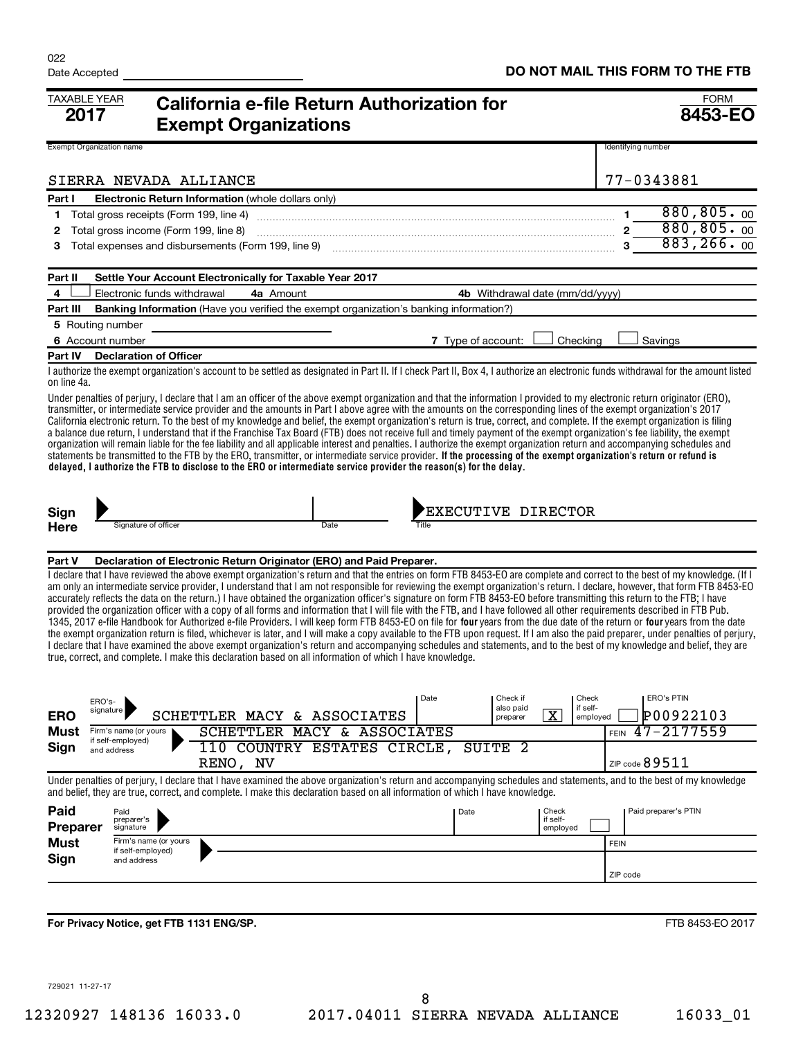022

Date Accepted ______________________

**DO NOT MAIL THIS FORM TO THE FTB**

TAXABLE YEAR **2017**

# California e-file Return Authorization for Exempt Organizations

FORM **8453-EO**

| Exempt Organization name | Identifying number |
|---|---|
| SIERRA NEVADA ALLIANCE | 77-0343881 |

**Part I Electronic Return Information** (whole dollars only)

| | | | |
|---|---|---|---|
| 1 | Total gross receipts (Form 199, line 4) | 1 | 880,805. 00 |
| 2 | Total gross income (Form 199, line 8) | 2 | 880,805. 00 |
| 3 | Total expenses and disbursements (Form 199, line 9) | 3 | 883,266. 00 |

**Part II Settle Your Account Electronically for Taxable Year 2017**

4 ☐ Electronic funds withdrawal  **4a** Amount  **4b** Withdrawal date (mm/dd/yyyy)

**Part III Banking Information** (Have you verified the exempt organization's banking information?)

**5** Routing number

**6** Account number  **7** Type of account: ☐ Checking ☐ Savings

**Part IV Declaration of Officer**

I authorize the exempt organization's account to be settled as designated in Part II. If I check Part II, Box 4, I authorize an electronic funds withdrawal for the amount listed on line 4a.

Under penalties of perjury, I declare that I am an officer of the above exempt organization and that the information I provided to my electronic return originator (ERO), transmitter, or intermediate service provider and the amounts in Part I above agree with the amounts on the corresponding lines of the exempt organization's 2017 California electronic return. To the best of my knowledge and belief, the exempt organization's return is true, correct, and complete. If the exempt organization is filing a balance due return, I understand that if the Franchise Tax Board (FTB) does not receive full and timely payment of the exempt organization's fee liability, the exempt organization will remain liable for the fee liability and all applicable interest and penalties. I authorize the exempt organization return and accompanying schedules and statements be transmitted to the FTB by the ERO, transmitter, or intermediate service provider. **If the processing of the exempt organization's return or refund is delayed, I authorize the FTB to disclose to the ERO or intermediate service provider the reason(s) for the delay.**

**Sign Here**  Signature of officer ______  Date ______  Title: EXECUTIVE DIRECTOR

**Part V Declaration of Electronic Return Originator (ERO) and Paid Preparer.**

I declare that I have reviewed the above exempt organization's return and that the entries on form FTB 8453-EO are complete and correct to the best of my knowledge. (If I am only an intermediate service provider, I understand that I am not responsible for reviewing the exempt organization's return. I declare, however, that form FTB 8453-EO accurately reflects the data on the return.) I have obtained the organization officer's signature on form FTB 8453-EO before transmitting this return to the FTB; I have provided the organization officer with a copy of all forms and information that I will file with the FTB, and I have followed all other requirements described in FTB Pub. 1345, 2017 e-file Handbook for Authorized e-file Providers. I will keep form FTB 8453-EO on file for **four** years from the due date of the return or **four** years from the date the exempt organization return is filed, whichever is later, and I will make a copy available to the FTB upon request. If I am also the paid preparer, under penalties of perjury, I declare that I have examined the above exempt organization's return and accompanying schedules and statements, and to the best of my knowledge and belief, they are true, correct, and complete. I make this declaration based on all information of which I have knowledge.

**ERO Must Sign**

| | |
|---|---|
| ERO's signature | SCHETTLER MACY & ASSOCIATES |
| Date | |
| Check if also paid preparer | X |
| Check if self-employed | ☐ |
| ERO's PTIN | P00922103 |
| Firm's name (or yours if self-employed) and address | SCHETTLER MACY & ASSOCIATES, 110 COUNTRY ESTATES CIRCLE, SUITE 2, RENO, NV |
| FEIN | 47-2177559 |
| ZIP code | 89511 |

Under penalties of perjury, I declare that I have examined the above exempt organization's return and accompanying schedules and statements, and to the best of my knowledge and belief, they are true, correct, and complete. I make this declaration based on all information of which I have knowledge.

**Paid Preparer Must Sign**

| | |
|---|---|
| Paid preparer's signature | |
| Date | |
| Check if self-employed | ☐ |
| Paid preparer's PTIN | |
| Firm's name (or yours if self-employed) and address | |
| FEIN | |
| ZIP code | |

**For Privacy Notice, get FTB 1131 ENG/SP.**  FTB 8453-EO 2017

729021 11-27-17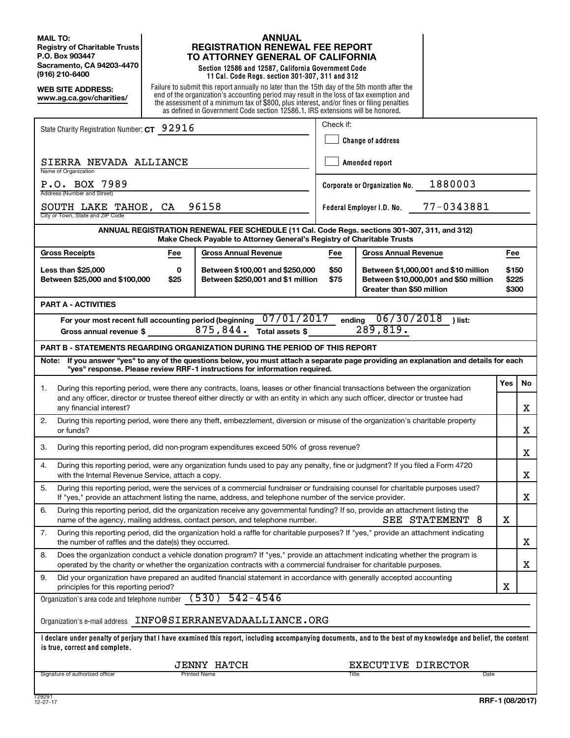**MAIL TO:**
**Registry of Charitable Trusts**
**P.O. Box 903447**
**Sacramento, CA 94203-4470**
**(916) 210-6400**

**WEB SITE ADDRESS:**
**www.ag.ca.gov/charities/**

# ANNUAL REGISTRATION RENEWAL FEE REPORT TO ATTORNEY GENERAL OF CALIFORNIA

**Section 12586 and 12587, California Government Code**
**11 Cal. Code Regs. section 301-307, 311 and 312**

Failure to submit this report annually no later than the 15th day of the 5th month after the end of the organization's accounting period may result in the loss of tax exemption and the assessment of a minimum tax of $800, plus interest, and/or fines or filing penalties as defined in Government Code section 12586.1. IRS extensions will be honored.

State Charity Registration Number: **CT** 92916

SIERRA NEVADA ALLIANCE
Name of Organization

P.O. BOX 7989
Address (Number and Street)

SOUTH LAKE TAHOE, CA 96158
City or Town, State and ZIP Code

Check if:

☐ **Change of address**

☐ **Amended report**

**Corporate or Organization No.** 1880003

**Federal Employer I.D. No.** 77-0343881

**ANNUAL REGISTRATION RENEWAL FEE SCHEDULE (11 Cal. Code Regs. sections 301-307, 311, and 312)**
**Make Check Payable to Attorney General's Registry of Charitable Trusts**

| Gross Receipts | Fee | Gross Annual Revenue | Fee | Gross Annual Revenue | Fee |
|---|---|---|---|---|---|
| Less than $25,000 | 0 | Between $100,001 and $250,000 | $50 | Between $1,000,001 and $10 million | $150 |
| Between $25,000 and $100,000 | $25 | Between $250,001 and $1 million | $75 | Between $10,000,001 and $50 million | $225 |
| | | | | Greater than $50 million | $300 |

## PART A - ACTIVITIES

For your most recent full accounting period (beginning 07/01/2017 ending 06/30/2018 ) list:

Gross annual revenue $ 875,844. Total assets $ 289,819.

## PART B - STATEMENTS REGARDING ORGANIZATION DURING THE PERIOD OF THIS REPORT

**Note: If you answer "yes" to any of the questions below, you must attach a separate page providing an explanation and details for each "yes" response. Please review RRF-1 instructions for information required.**

| | | Yes | No |
|---|---|---|---|
| 1. | During this reporting period, were there any contracts, loans, leases or other financial transactions between the organization and any officer, director or trustee thereof either directly or with an entity in which any such officer, director or trustee had any financial interest? | | X |
| 2. | During this reporting period, were there any theft, embezzlement, diversion or misuse of the organization's charitable property or funds? | | X |
| 3. | During this reporting period, did non-program expenditures exceed 50% of gross revenue? | | X |
| 4. | During this reporting period, were any organization funds used to pay any penalty, fine or judgment? If you filed a Form 4720 with the Internal Revenue Service, attach a copy. | | X |
| 5. | During this reporting period, were the services of a commercial fundraiser or fundraising counsel for charitable purposes used? If "yes," provide an attachment listing the name, address, and telephone number of the service provider. | | X |
| 6. | During this reporting period, did the organization receive any governmental funding? If so, provide an attachment listing the name of the agency, mailing address, contact person, and telephone number. SEE STATEMENT 8 | X | |
| 7. | During this reporting period, did the organization hold a raffle for charitable purposes? If "yes," provide an attachment indicating the number of raffles and the date(s) they occurred. | | X |
| 8. | Does the organization conduct a vehicle donation program? If "yes," provide an attachment indicating whether the program is operated by the charity or whether the organization contracts with a commercial fundraiser for charitable purposes. | | X |
| 9. | Did your organization have prepared an audited financial statement in accordance with generally accepted accounting principles for this reporting period? | X | |

Organization's area code and telephone number (530) 542-4546

Organization's e-mail address INFO@SIERRANEVADAALLIANCE.ORG

**I declare under penalty of perjury that I have examined this report, including accompanying documents, and to the best of my knowledge and belief, the content is true, correct and complete.**

| Signature of authorized officer | Printed Name | Title | Date |
|---|---|---|---|
| | JENNY HATCH | EXECUTIVE DIRECTOR | |

729291
12-27-17

**RRF-1 (08/2017)**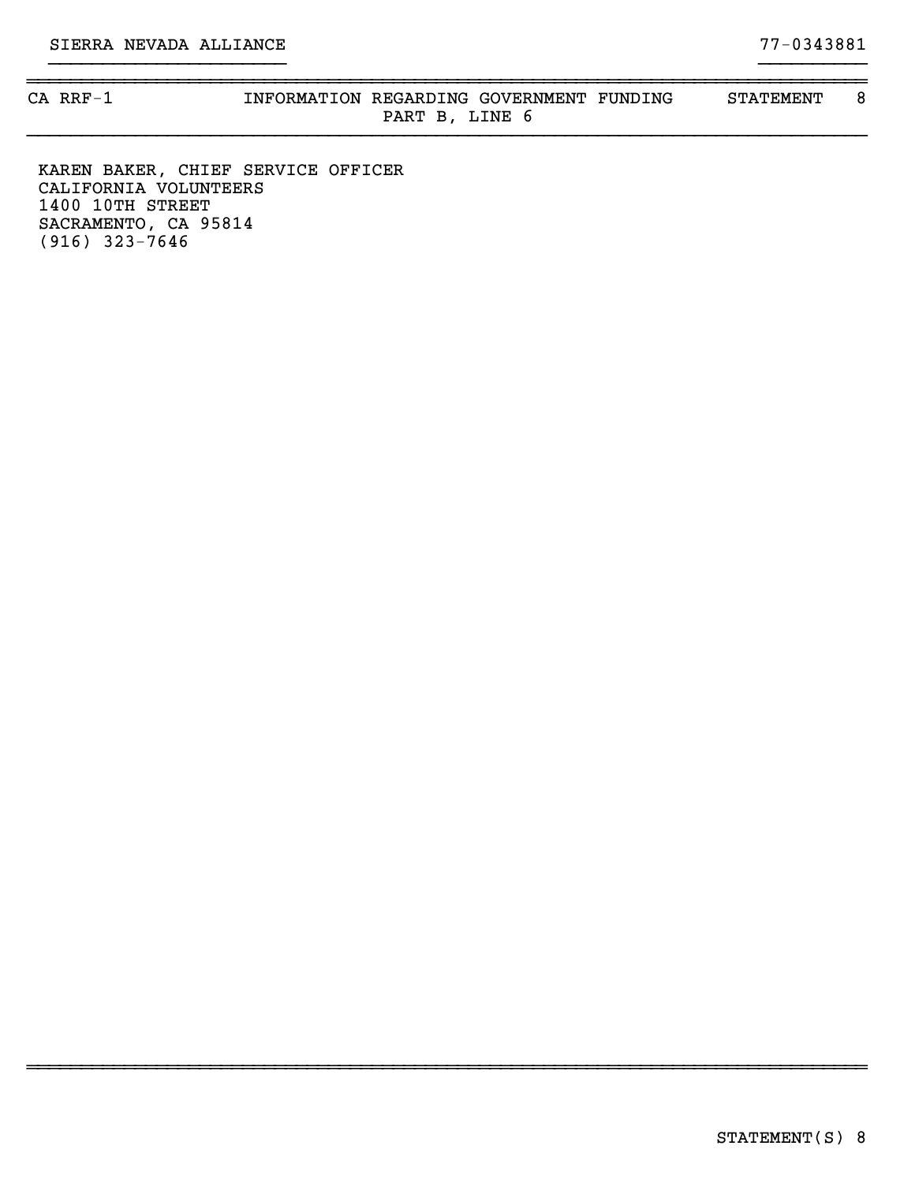SIERRA NEVADA ALLIANCE 77-0343881

| CA RRF-1 | INFORMATION REGARDING GOVERNMENT FUNDING<br>PART B, LINE 6 | STATEMENT 8 |
| --- | --- | --- |

KAREN BAKER, CHIEF SERVICE OFFICER
CALIFORNIA VOLUNTEERS
1400 10TH STREET
SACRAMENTO, CA 95814
(916) 323-7646

STATEMENT(S) 8